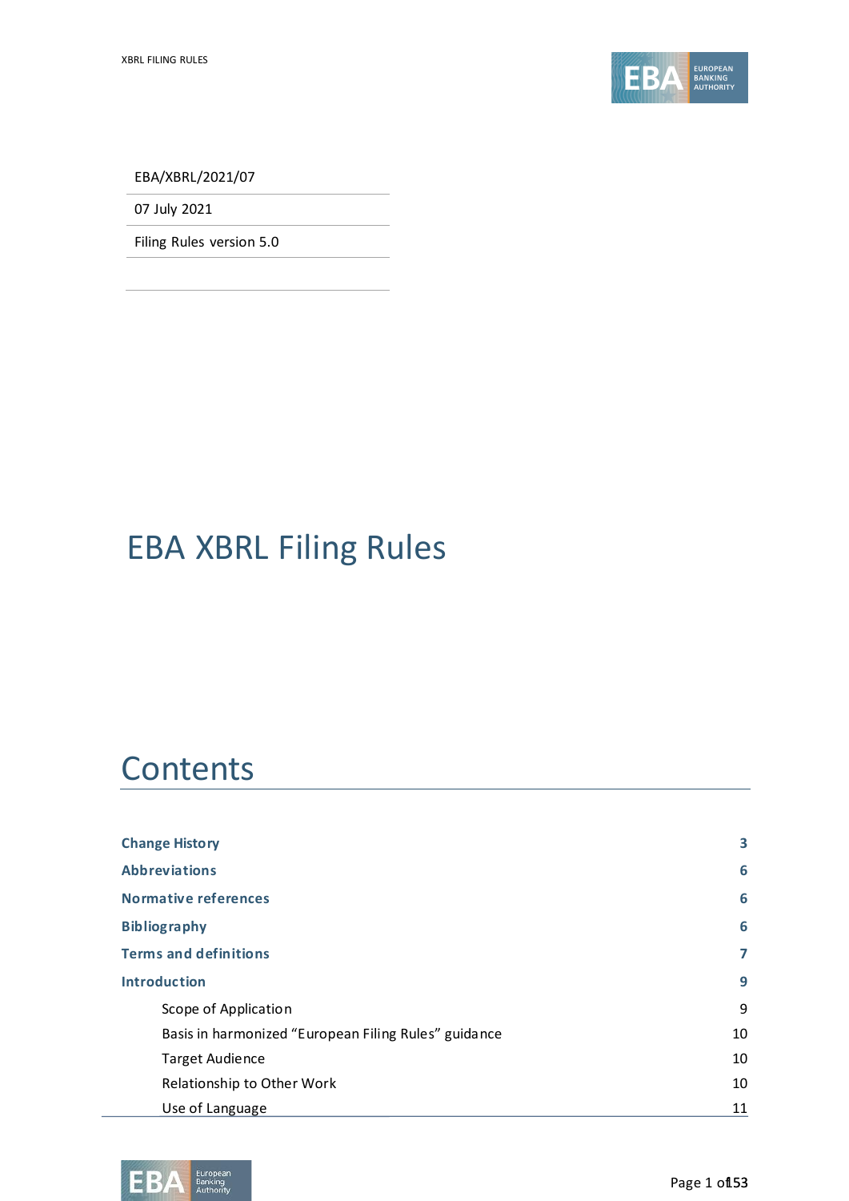EBA/XBRL/2021/07

07 July 2021

Filing Rules version 5.0

# EBA XBRL Filing Rules

## Contents

| | |
|---|---|
| **Change History** | **3** |
| **Abbreviations** | **6** |
| **Normative references** | **6** |
| **Bibliography** | **6** |
| **Terms and definitions** | **7** |
| **Introduction** | **9** |
| Scope of Application | 9 |
| Basis in harmonized “European Filing Rules” guidance | 10 |
| Target Audience | 10 |
| Relationship to Other Work | 10 |
| Use of Language | 11 |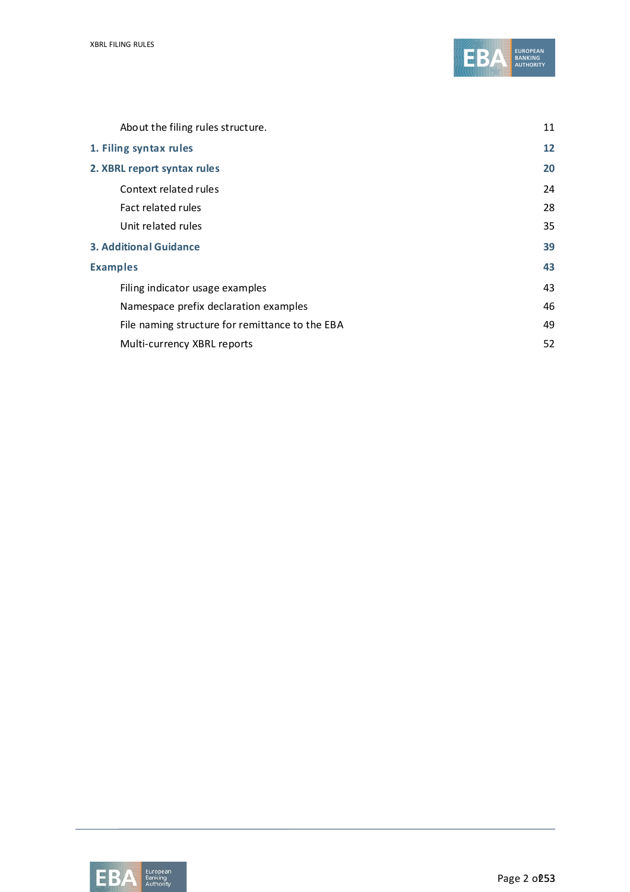| | |
|---|---|
| About the filing rules structure. | 11 |
| **1. Filing syntax rules** | **12** |
| **2. XBRL report syntax rules** | **20** |
| Context related rules | 24 |
| Fact related rules | 28 |
| Unit related rules | 35 |
| **3. Additional Guidance** | **39** |
| **Examples** | **43** |
| Filing indicator usage examples | 43 |
| Namespace prefix declaration examples | 46 |
| File naming structure for remittance to the EBA | 49 |
| Multi-currency XBRL reports | 52 |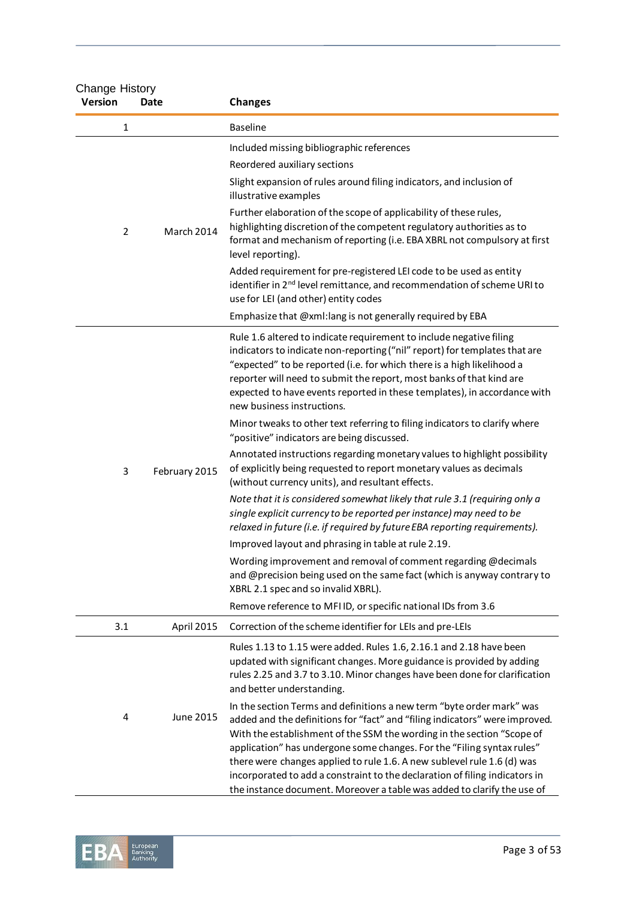Change History

| Version | Date | Changes |
|---|---|---|
| 1 | | Baseline |
| 2 | March 2014 | Included missing bibliographic references<br>Reordered auxiliary sections<br>Slight expansion of rules around filing indicators, and inclusion of illustrative examples<br>Further elaboration of the scope of applicability of these rules, highlighting discretion of the competent regulatory authorities as to format and mechanism of reporting (i.e. EBA XBRL not compulsory at first level reporting).<br>Added requirement for pre-registered LEI code to be used as entity identifier in 2nd level remittance, and recommendation of scheme URI to use for LEI (and other) entity codes<br>Emphasize that @xml:lang is not generally required by EBA |
| 3 | February 2015 | Rule 1.6 altered to indicate requirement to include negative filing indicators to indicate non-reporting ("nil" report) for templates that are "expected" to be reported (i.e. for which there is a high likelihood a reporter will need to submit the report, most banks of that kind are expected to have events reported in these templates), in accordance with new business instructions.<br>Minor tweaks to other text referring to filing indicators to clarify where "positive" indicators are being discussed.<br>Annotated instructions regarding monetary values to highlight possibility of explicitly being requested to report monetary values as decimals (without currency units), and resultant effects.<br>*Note that it is considered somewhat likely that rule 3.1 (requiring only a single explicit currency to be reported per instance) may need to be relaxed in future (i.e. if required by future EBA reporting requirements).*<br>Improved layout and phrasing in table at rule 2.19.<br>Wording improvement and removal of comment regarding @decimals and @precision being used on the same fact (which is anyway contrary to XBRL 2.1 spec and so invalid XBRL).<br>Remove reference to MFI ID, or specific national IDs from 3.6 |
| 3.1 | April 2015 | Correction of the scheme identifier for LEIs and pre-LEIs |
| 4 | June 2015 | Rules 1.13 to 1.15 were added. Rules 1.6, 2.16.1 and 2.18 have been updated with significant changes. More guidance is provided by adding rules 2.25 and 3.7 to 3.10. Minor changes have been done for clarification and better understanding.<br>In the section Terms and definitions a new term "byte order mark" was added and the definitions for "fact" and "filing indicators" were improved. With the establishment of the SSM the wording in the section "Scope of application" has undergone some changes. For the "Filing syntax rules" there were changes applied to rule 1.6. A new sublevel rule 1.6 (d) was incorporated to add a constraint to the declaration of filing indicators in the instance document. Moreover a table was added to clarify the use of |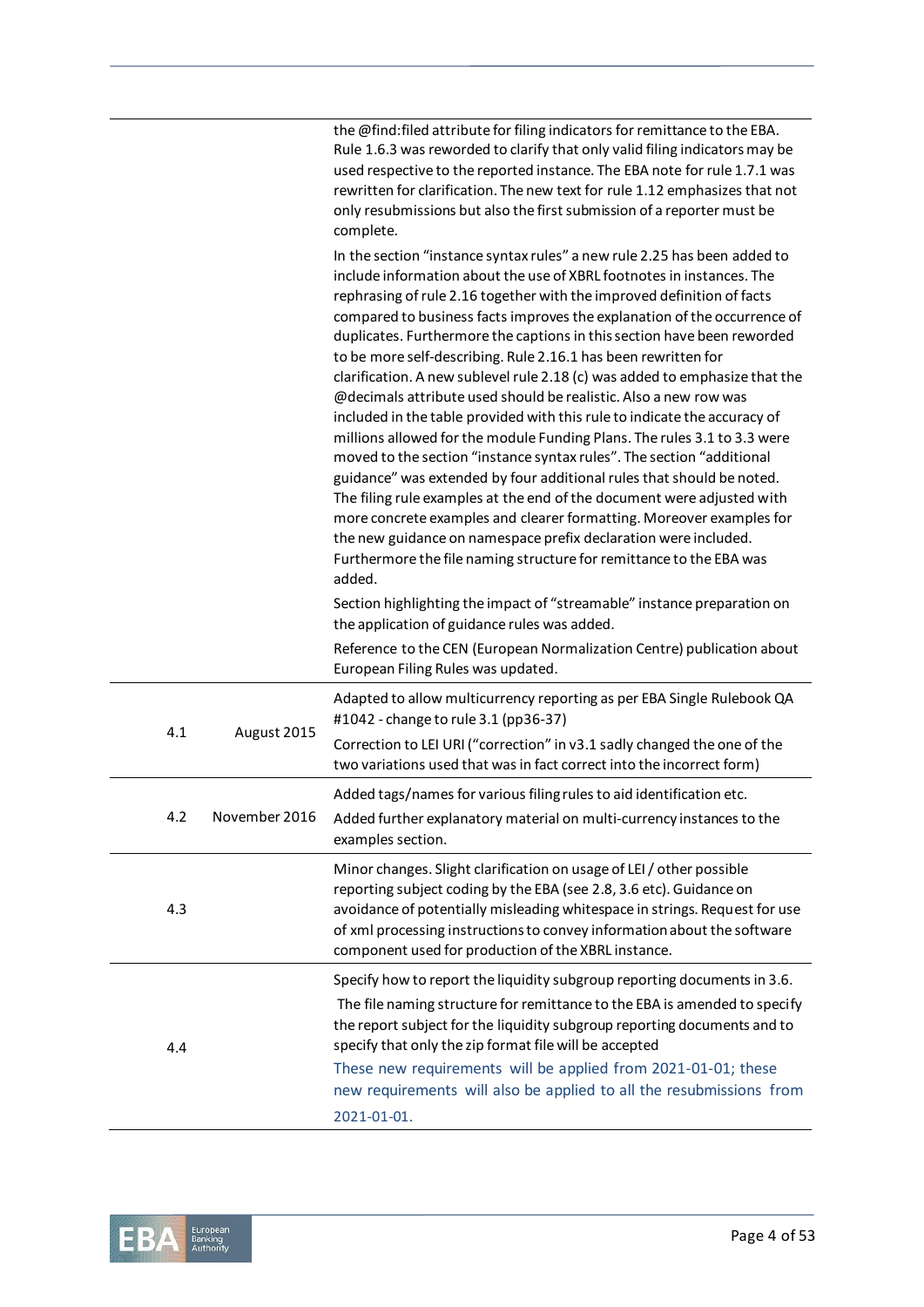| | | |
|---|---|---|
| | | the @find:filed attribute for filing indicators for remittance to the EBA. Rule 1.6.3 was reworded to clarify that only valid filing indicators may be used respective to the reported instance. The EBA note for rule 1.7.1 was rewritten for clarification. The new text for rule 1.12 emphasizes that not only resubmissions but also the first submission of a reporter must be complete.<br><br>In the section "instance syntax rules" a new rule 2.25 has been added to include information about the use of XBRL footnotes in instances. The rephrasing of rule 2.16 together with the improved definition of facts compared to business facts improves the explanation of the occurrence of duplicates. Furthermore the captions in this section have been reworded to be more self-describing. Rule 2.16.1 has been rewritten for clarification. A new sublevel rule 2.18 (c) was added to emphasize that the @decimals attribute used should be realistic. Also a new row was included in the table provided with this rule to indicate the accuracy of millions allowed for the module Funding Plans. The rules 3.1 to 3.3 were moved to the section "instance syntax rules". The section "additional guidance" was extended by four additional rules that should be noted. The filing rule examples at the end of the document were adjusted with more concrete examples and clearer formatting. Moreover examples for the new guidance on namespace prefix declaration were included. Furthermore the file naming structure for remittance to the EBA was added.<br><br>Section highlighting the impact of "streamable" instance preparation on the application of guidance rules was added.<br><br>Reference to the CEN (European Normalization Centre) publication about European Filing Rules was updated. |
| 4.1 | August 2015 | Adapted to allow multicurrency reporting as per EBA Single Rulebook QA #1042 - change to rule 3.1 (pp36-37)<br><br>Correction to LEI URI ("correction" in v3.1 sadly changed the one of the two variations used that was in fact correct into the incorrect form) |
| 4.2 | November 2016 | Added tags/names for various filing rules to aid identification etc.<br><br>Added further explanatory material on multi-currency instances to the examples section. |
| 4.3 | | Minor changes. Slight clarification on usage of LEI / other possible reporting subject coding by the EBA (see 2.8, 3.6 etc). Guidance on avoidance of potentially misleading whitespace in strings. Request for use of xml processing instructions to convey information about the software component used for production of the XBRL instance. |
| 4.4 | | Specify how to report the liquidity subgroup reporting documents in 3.6.<br><br>The file naming structure for remittance to the EBA is amended to specify the report subject for the liquidity subgroup reporting documents and to specify that only the zip format file will be accepted<br><br>These new requirements will be applied from 2021-01-01; these new requirements will also be applied to all the resubmissions from 2021-01-01. |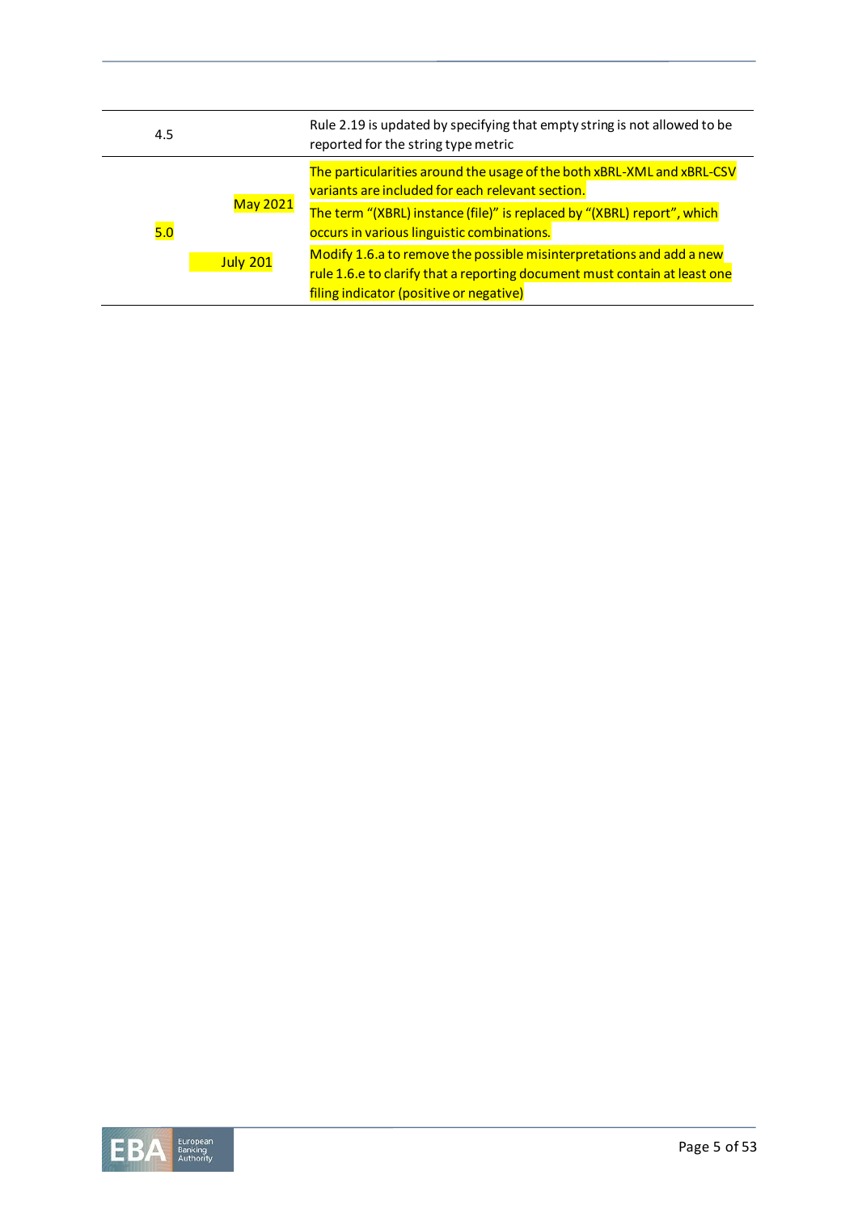| | | |
|---|---|---|
| 4.5 | | Rule 2.19 is updated by specifying that empty string is not allowed to be reported for the string type metric |
| 5.0 | May 2021<br><br>July 201 | The particularities around the usage of the both xBRL-XML and xBRL-CSV variants are included for each relevant section.<br><br>The term "(XBRL) instance (file)" is replaced by "(XBRL) report", which occurs in various linguistic combinations.<br><br>Modify 1.6.a to remove the possible misinterpretations and add a new rule 1.6.e to clarify that a reporting document must contain at least one filing indicator (positive or negative) |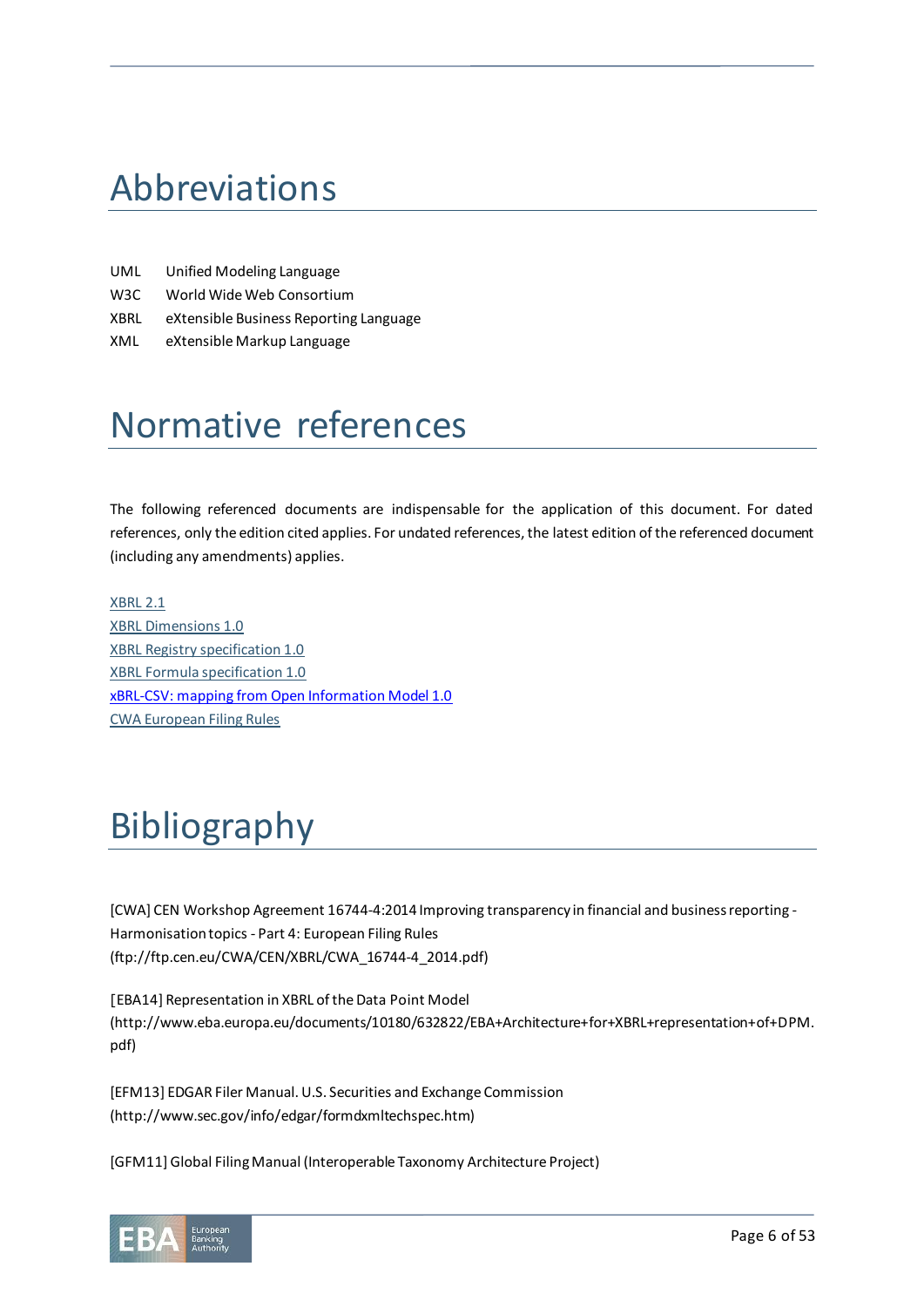# Abbreviations

| | |
|---|---|
| UML | Unified Modeling Language |
| W3C | World Wide Web Consortium |
| XBRL | eXtensible Business Reporting Language |
| XML | eXtensible Markup Language |

# Normative references

The following referenced documents are indispensable for the application of this document. For dated references, only the edition cited applies. For undated references, the latest edition of the referenced document (including any amendments) applies.

XBRL 2.1
XBRL Dimensions 1.0
XBRL Registry specification 1.0
XBRL Formula specification 1.0
xBRL-CSV: mapping from Open Information Model 1.0
CWA European Filing Rules

# Bibliography

[CWA] CEN Workshop Agreement 16744-4:2014 Improving transparency in financial and business reporting - Harmonisation topics - Part 4: European Filing Rules (ftp://ftp.cen.eu/CWA/CEN/XBRL/CWA_16744-4_2014.pdf)

[EBA14] Representation in XBRL of the Data Point Model (http://www.eba.europa.eu/documents/10180/632822/EBA+Architecture+for+XBRL+representation+of+DPM.pdf)

[EFM13] EDGAR Filer Manual. U.S. Securities and Exchange Commission (http://www.sec.gov/info/edgar/formdxmltechspec.htm)

[GFM11] Global Filing Manual (Interoperable Taxonomy Architecture Project)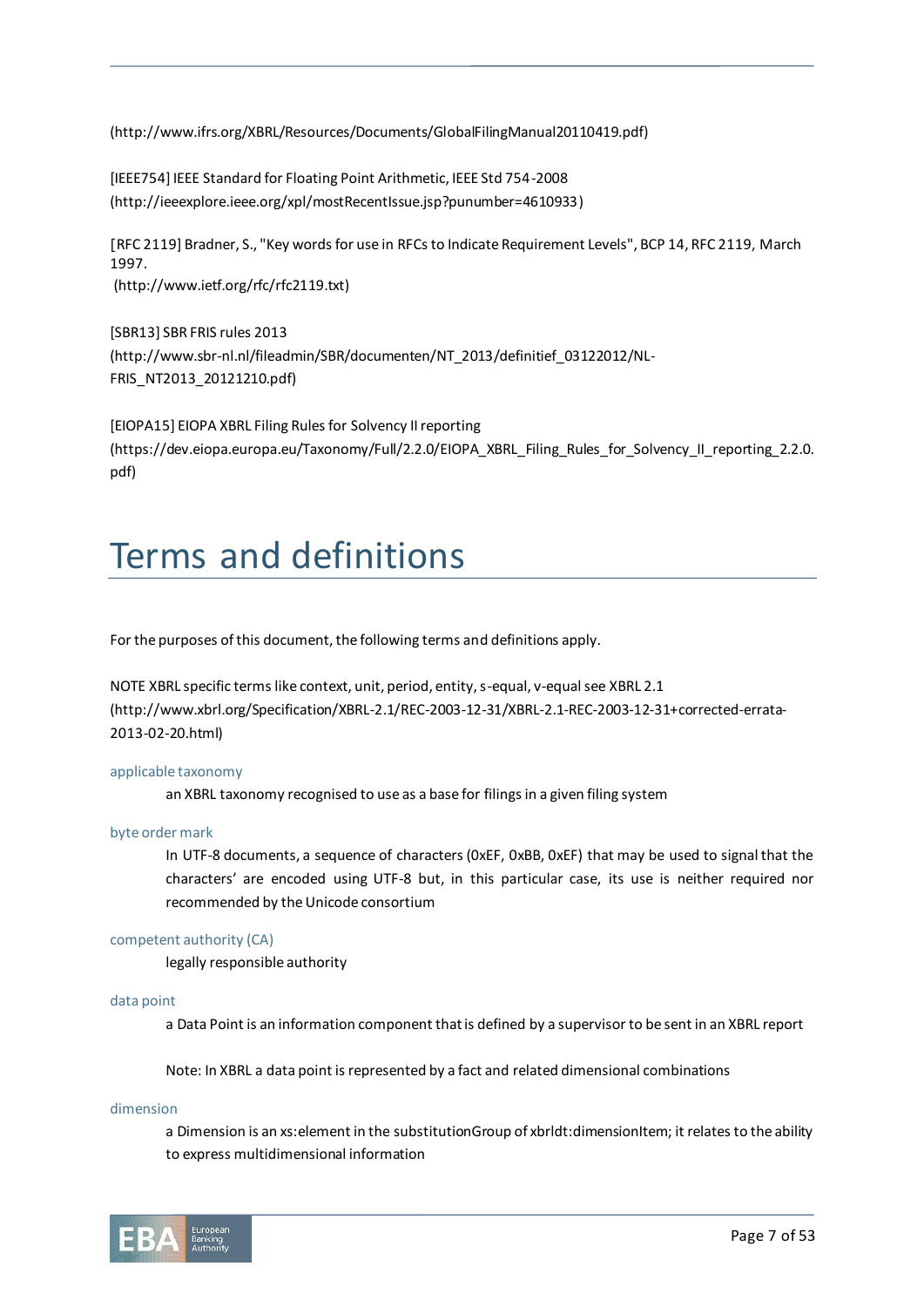(http://www.ifrs.org/XBRL/Resources/Documents/GlobalFilingManual20110419.pdf)

[IEEE754] IEEE Standard for Floating Point Arithmetic, IEEE Std 754-2008 (http://ieeexplore.ieee.org/xpl/mostRecentIssue.jsp?punumber=4610933)

[RFC 2119] Bradner, S., "Key words for use in RFCs to Indicate Requirement Levels", BCP 14, RFC 2119, March 1997.
(http://www.ietf.org/rfc/rfc2119.txt)

[SBR13] SBR FRIS rules 2013
(http://www.sbr-nl.nl/fileadmin/SBR/documenten/NT_2013/definitief_03122012/NL-FRIS_NT2013_20121210.pdf)

[EIOPA15] EIOPA XBRL Filing Rules for Solvency II reporting
(https://dev.eiopa.europa.eu/Taxonomy/Full/2.2.0/EIOPA_XBRL_Filing_Rules_for_Solvency_II_reporting_2.2.0.pdf)

# Terms and definitions

For the purposes of this document, the following terms and definitions apply.

NOTE XBRL specific terms like context, unit, period, entity, s-equal, v-equal see XBRL 2.1 (http://www.xbrl.org/Specification/XBRL-2.1/REC-2003-12-31/XBRL-2.1-REC-2003-12-31+corrected-errata-2013-02-20.html)

**applicable taxonomy**

an XBRL taxonomy recognised to use as a base for filings in a given filing system

**byte order mark**

In UTF-8 documents, a sequence of characters (0xEF, 0xBB, 0xEF) that may be used to signal that the characters' are encoded using UTF-8 but, in this particular case, its use is neither required nor recommended by the Unicode consortium

**competent authority (CA)**

legally responsible authority

**data point**

a Data Point is an information component that is defined by a supervisor to be sent in an XBRL report

Note: In XBRL a data point is represented by a fact and related dimensional combinations

**dimension**

a Dimension is an xs:element in the substitutionGroup of xbrldt:dimensionItem; it relates to the ability to express multidimensional information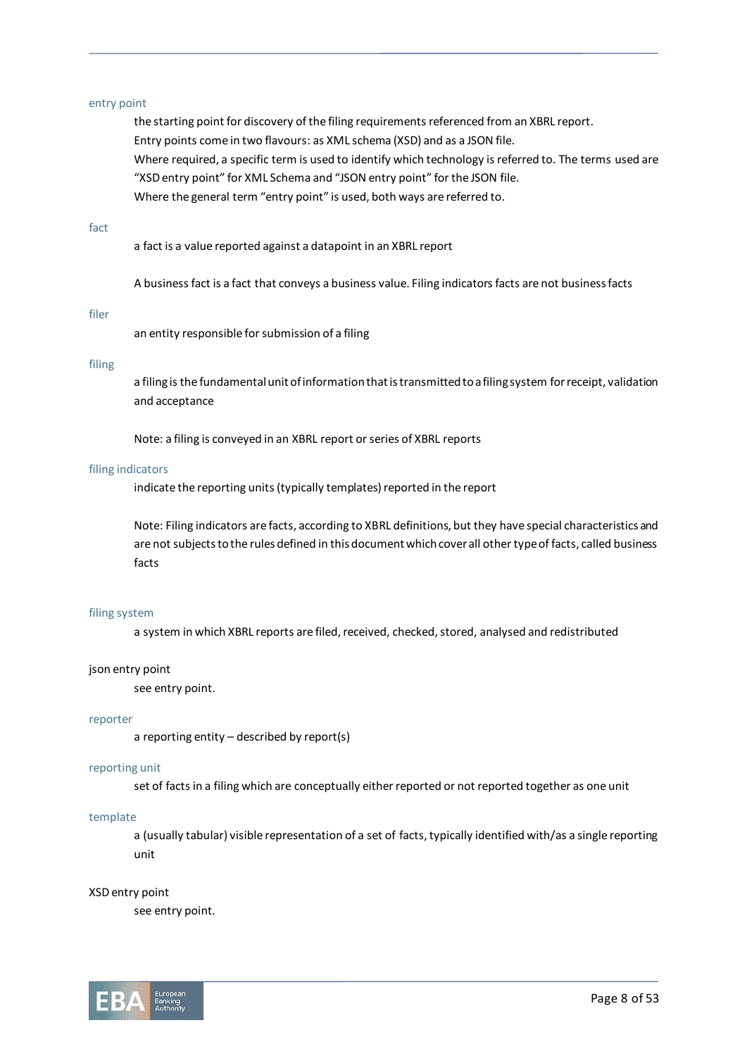entry point

the starting point for discovery of the filing requirements referenced from an XBRL report.
Entry points come in two flavours: as XML schema (XSD) and as a JSON file.
Where required, a specific term is used to identify which technology is referred to. The terms used are "XSD entry point" for XML Schema and "JSON entry point" for the JSON file.
Where the general term "entry point" is used, both ways are referred to.

fact

a fact is a value reported against a datapoint in an XBRL report

A business fact is a fact that conveys a business value. Filing indicators facts are not business facts

filer

an entity responsible for submission of a filing

filing

a filing is the fundamental unit of information that is transmitted to a filing system for receipt, validation and acceptance

Note: a filing is conveyed in an XBRL report or series of XBRL reports

filing indicators

indicate the reporting units (typically templates) reported in the report

Note: Filing indicators are facts, according to XBRL definitions, but they have special characteristics and are not subjects to the rules defined in this document which cover all other type of facts, called business facts

filing system

a system in which XBRL reports are filed, received, checked, stored, analysed and redistributed

json entry point

see entry point.

reporter

a reporting entity – described by report(s)

reporting unit

set of facts in a filing which are conceptually either reported or not reported together as one unit

template

a (usually tabular) visible representation of a set of facts, typically identified with/as a single reporting unit

XSD entry point

see entry point.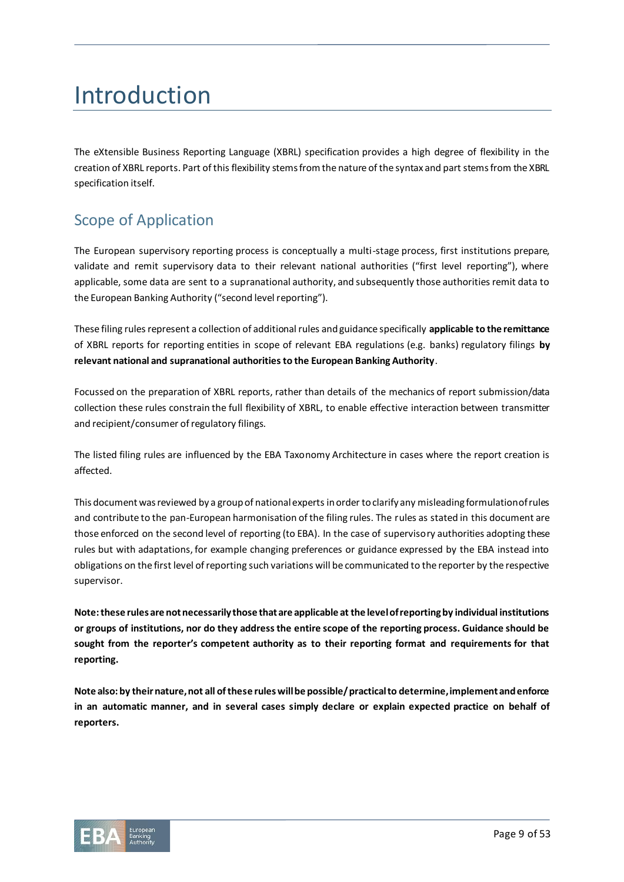# Introduction

The eXtensible Business Reporting Language (XBRL) specification provides a high degree of flexibility in the creation of XBRL reports. Part of this flexibility stems from the nature of the syntax and part stems from the XBRL specification itself.

## Scope of Application

The European supervisory reporting process is conceptually a multi-stage process, first institutions prepare, validate and remit supervisory data to their relevant national authorities ("first level reporting"), where applicable, some data are sent to a supranational authority, and subsequently those authorities remit data to the European Banking Authority ("second level reporting").

These filing rules represent a collection of additional rules and guidance specifically **applicable to the remittance** of XBRL reports for reporting entities in scope of relevant EBA regulations (e.g. banks) regulatory filings **by relevant national and supranational authorities to the European Banking Authority**.

Focussed on the preparation of XBRL reports, rather than details of the mechanics of report submission/data collection these rules constrain the full flexibility of XBRL, to enable effective interaction between transmitter and recipient/consumer of regulatory filings.

The listed filing rules are influenced by the EBA Taxonomy Architecture in cases where the report creation is affected.

This document was reviewed by a group of national experts in order to clarify any misleading formulation of rules and contribute to the pan-European harmonisation of the filing rules. The rules as stated in this document are those enforced on the second level of reporting (to EBA). In the case of supervisory authorities adopting these rules but with adaptations, for example changing preferences or guidance expressed by the EBA instead into obligations on the first level of reporting such variations will be communicated to the reporter by the respective supervisor.

**Note: these rules are not necessarily those that are applicable at the level of reporting by individual institutions or groups of institutions, nor do they address the entire scope of the reporting process. Guidance should be sought from the reporter's competent authority as to their reporting format and requirements for that reporting.**

**Note also: by their nature, not all of these rules will be possible/ practical to determine, implement and enforce in an automatic manner, and in several cases simply declare or explain expected practice on behalf of reporters.**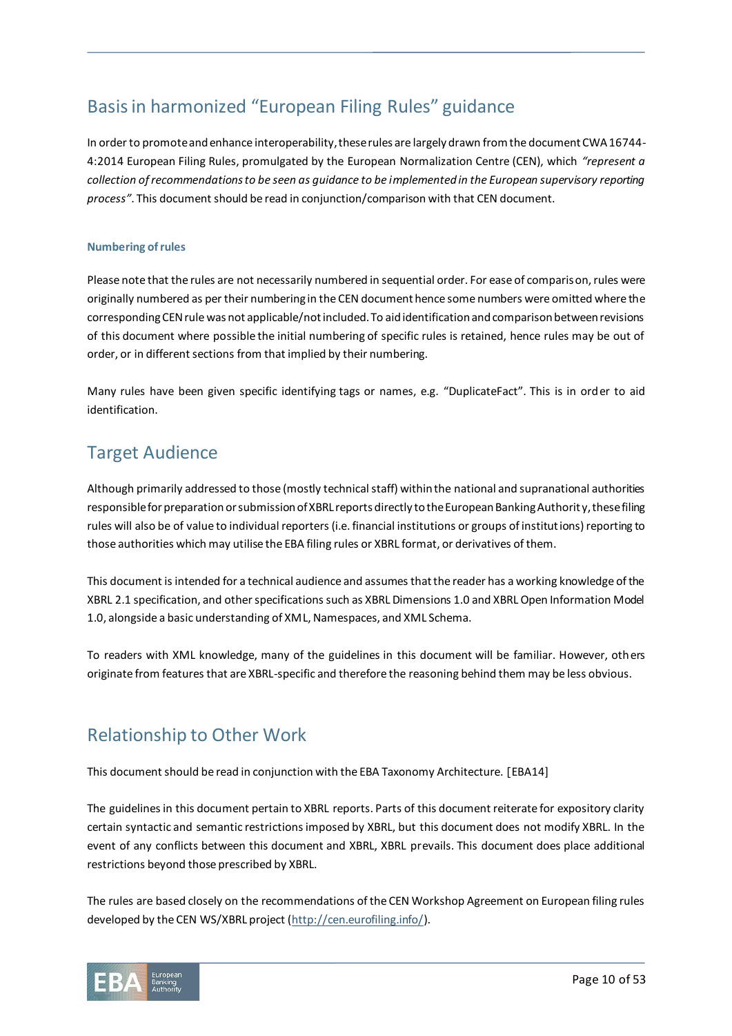## Basis in harmonized "European Filing Rules" guidance

In order to promote and enhance interoperability, these rules are largely drawn from the document CWA 16744-4:2014 European Filing Rules, promulgated by the European Normalization Centre (CEN), which *"represent a collection of recommendations to be seen as guidance to be implemented in the European supervisory reporting process"*. This document should be read in conjunction/comparison with that CEN document.

#### Numbering of rules

Please note that the rules are not necessarily numbered in sequential order. For ease of comparison, rules were originally numbered as per their numbering in the CEN document hence some numbers were omitted where the corresponding CEN rule was not applicable/not included. To aid identification and comparison between revisions of this document where possible the initial numbering of specific rules is retained, hence rules may be out of order, or in different sections from that implied by their numbering.

Many rules have been given specific identifying tags or names, e.g. "DuplicateFact". This is in order to aid identification.

## Target Audience

Although primarily addressed to those (mostly technical staff) within the national and supranational authorities responsible for preparation or submission of XBRL reports directly to the European Banking Authority, these filing rules will also be of value to individual reporters (i.e. financial institutions or groups of institutions) reporting to those authorities which may utilise the EBA filing rules or XBRL format, or derivatives of them.

This document is intended for a technical audience and assumes that the reader has a working knowledge of the XBRL 2.1 specification, and other specifications such as XBRL Dimensions 1.0 and XBRL Open Information Model 1.0, alongside a basic understanding of XML, Namespaces, and XML Schema.

To readers with XML knowledge, many of the guidelines in this document will be familiar. However, others originate from features that are XBRL-specific and therefore the reasoning behind them may be less obvious.

## Relationship to Other Work

This document should be read in conjunction with the EBA Taxonomy Architecture. [EBA14]

The guidelines in this document pertain to XBRL reports. Parts of this document reiterate for expository clarity certain syntactic and semantic restrictions imposed by XBRL, but this document does not modify XBRL. In the event of any conflicts between this document and XBRL, XBRL prevails. This document does place additional restrictions beyond those prescribed by XBRL.

The rules are based closely on the recommendations of the CEN Workshop Agreement on European filing rules developed by the CEN WS/XBRL project (http://cen.eurofiling.info/).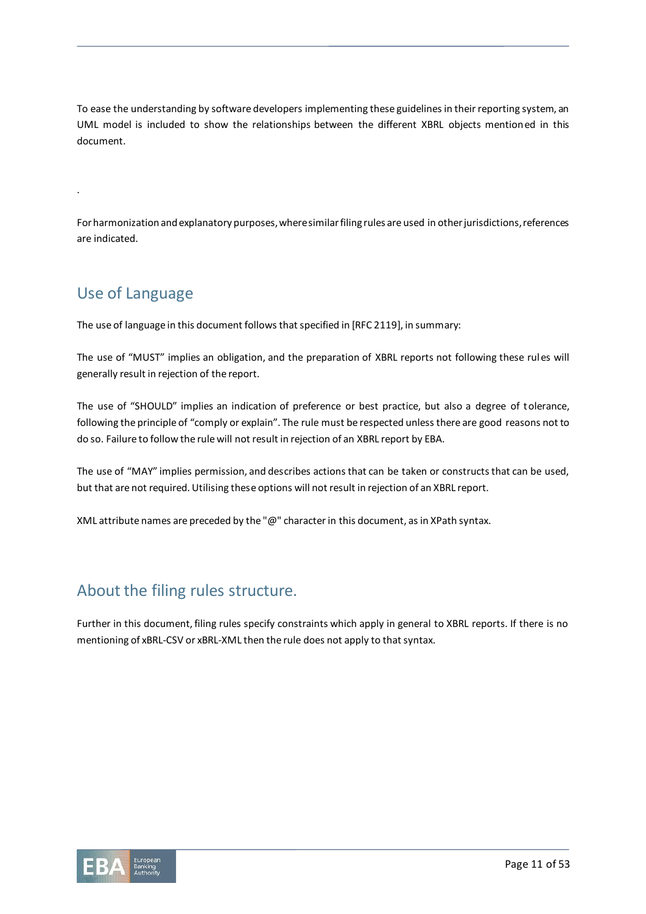To ease the understanding by software developers implementing these guidelines in their reporting system, an UML model is included to show the relationships between the different XBRL objects mentioned in this document.

.

For harmonization and explanatory purposes, where similar filing rules are used in other jurisdictions, references are indicated.

## Use of Language

The use of language in this document follows that specified in [RFC 2119], in summary:

The use of "MUST" implies an obligation, and the preparation of XBRL reports not following these rules will generally result in rejection of the report.

The use of "SHOULD" implies an indication of preference or best practice, but also a degree of tolerance, following the principle of "comply or explain". The rule must be respected unless there are good reasons not to do so. Failure to follow the rule will not result in rejection of an XBRL report by EBA.

The use of "MAY" implies permission, and describes actions that can be taken or constructs that can be used, but that are not required. Utilising these options will not result in rejection of an XBRL report.

XML attribute names are preceded by the "@" character in this document, as in XPath syntax.

## About the filing rules structure.

Further in this document, filing rules specify constraints which apply in general to XBRL reports. If there is no mentioning of xBRL-CSV or xBRL-XML then the rule does not apply to that syntax.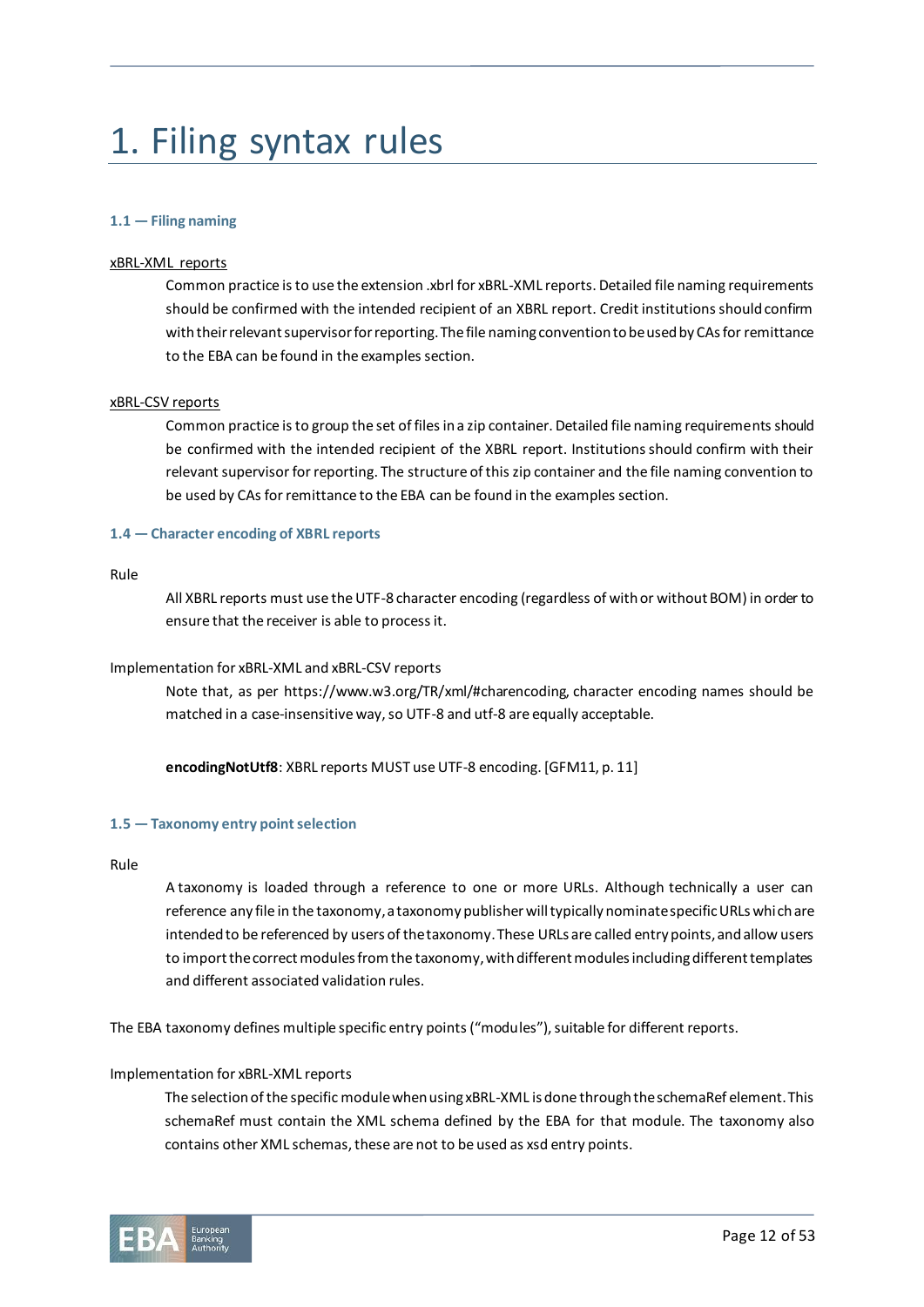# 1. Filing syntax rules

### 1.1 — Filing naming

xBRL-XML reports

Common practice is to use the extension .xbrl for xBRL-XML reports. Detailed file naming requirements should be confirmed with the intended recipient of an XBRL report. Credit institutions should confirm with their relevant supervisor for reporting. The file naming convention to be used by CAs for remittance to the EBA can be found in the examples section.

xBRL-CSV reports

Common practice is to group the set of files in a zip container. Detailed file naming requirements should be confirmed with the intended recipient of the XBRL report. Institutions should confirm with their relevant supervisor for reporting. The structure of this zip container and the file naming convention to be used by CAs for remittance to the EBA can be found in the examples section.

### 1.4 — Character encoding of XBRL reports

Rule

All XBRL reports must use the UTF-8 character encoding (regardless of with or without BOM) in order to ensure that the receiver is able to process it.

Implementation for xBRL-XML and xBRL-CSV reports

Note that, as per https://www.w3.org/TR/xml/#charencoding, character encoding names should be matched in a case-insensitive way, so UTF-8 and utf-8 are equally acceptable.

**encodingNotUtf8**: XBRL reports MUST use UTF-8 encoding. [GFM11, p. 11]

### 1.5 — Taxonomy entry point selection

Rule

A taxonomy is loaded through a reference to one or more URLs. Although technically a user can reference any file in the taxonomy, a taxonomy publisher will typically nominate specific URLs which are intended to be referenced by users of the taxonomy. These URLs are called entry points, and allow users to import the correct modules from the taxonomy, with different modules including different templates and different associated validation rules.

The EBA taxonomy defines multiple specific entry points ("modules"), suitable for different reports.

Implementation for xBRL-XML reports

The selection of the specific module when using xBRL-XML is done through the schemaRef element. This schemaRef must contain the XML schema defined by the EBA for that module. The taxonomy also contains other XML schemas, these are not to be used as xsd entry points.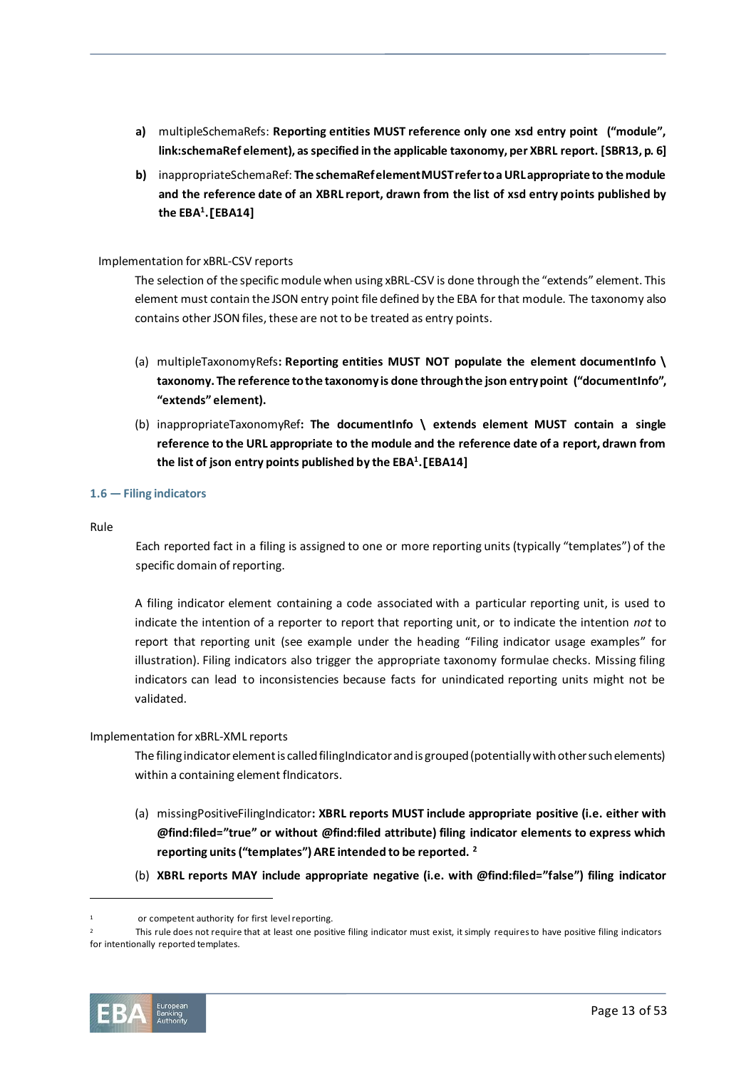a) multipleSchemaRefs: **Reporting entities MUST reference only one xsd entry point ("module", link:schemaRef element), as specified in the applicable taxonomy, per XBRL report. [SBR13, p. 6]**

b) inappropriateSchemaRef: **The schemaRef element MUST refer to a URL appropriate to the module and the reference date of an XBRL report, drawn from the list of xsd entry points published by the EBA[1]. [EBA14]**

Implementation for xBRL-CSV reports

The selection of the specific module when using xBRL-CSV is done through the "extends" element. This element must contain the JSON entry point file defined by the EBA for that module. The taxonomy also contains other JSON files, these are not to be treated as entry points.

(a) multipleTaxonomyRefs**: Reporting entities MUST NOT populate the element documentInfo \ taxonomy. The reference to the taxonomy is done through the json entry point ("documentInfo", "extends" element).**

(b) inappropriateTaxonomyRef**: The documentInfo \ extends element MUST contain a single reference to the URL appropriate to the module and the reference date of a report, drawn from the list of json entry points published by the EBA[1]. [EBA14]**

### 1.6 — Filing indicators

Rule

Each reported fact in a filing is assigned to one or more reporting units (typically "templates") of the specific domain of reporting.

A filing indicator element containing a code associated with a particular reporting unit, is used to indicate the intention of a reporter to report that reporting unit, or to indicate the intention *not* to report that reporting unit (see example under the heading "Filing indicator usage examples" for illustration). Filing indicators also trigger the appropriate taxonomy formulae checks. Missing filing indicators can lead to inconsistencies because facts for unindicated reporting units might not be validated.

Implementation for xBRL-XML reports

The filing indicator element is called filingIndicator and is grouped (potentially with other such elements) within a containing element fIndicators.

(a) missingPositiveFilingIndicator**: XBRL reports MUST include appropriate positive (i.e. either with @find:filed="true" or without @find:filed attribute) filing indicator elements to express which reporting units ("templates") ARE intended to be reported. [2]**

(b) **XBRL reports MAY include appropriate negative (i.e. with @find:filed="false") filing indicator**

---

[1] or competent authority for first level reporting.

[2] This rule does not require that at least one positive filing indicator must exist, it simply requires to have positive filing indicators for intentionally reported templates.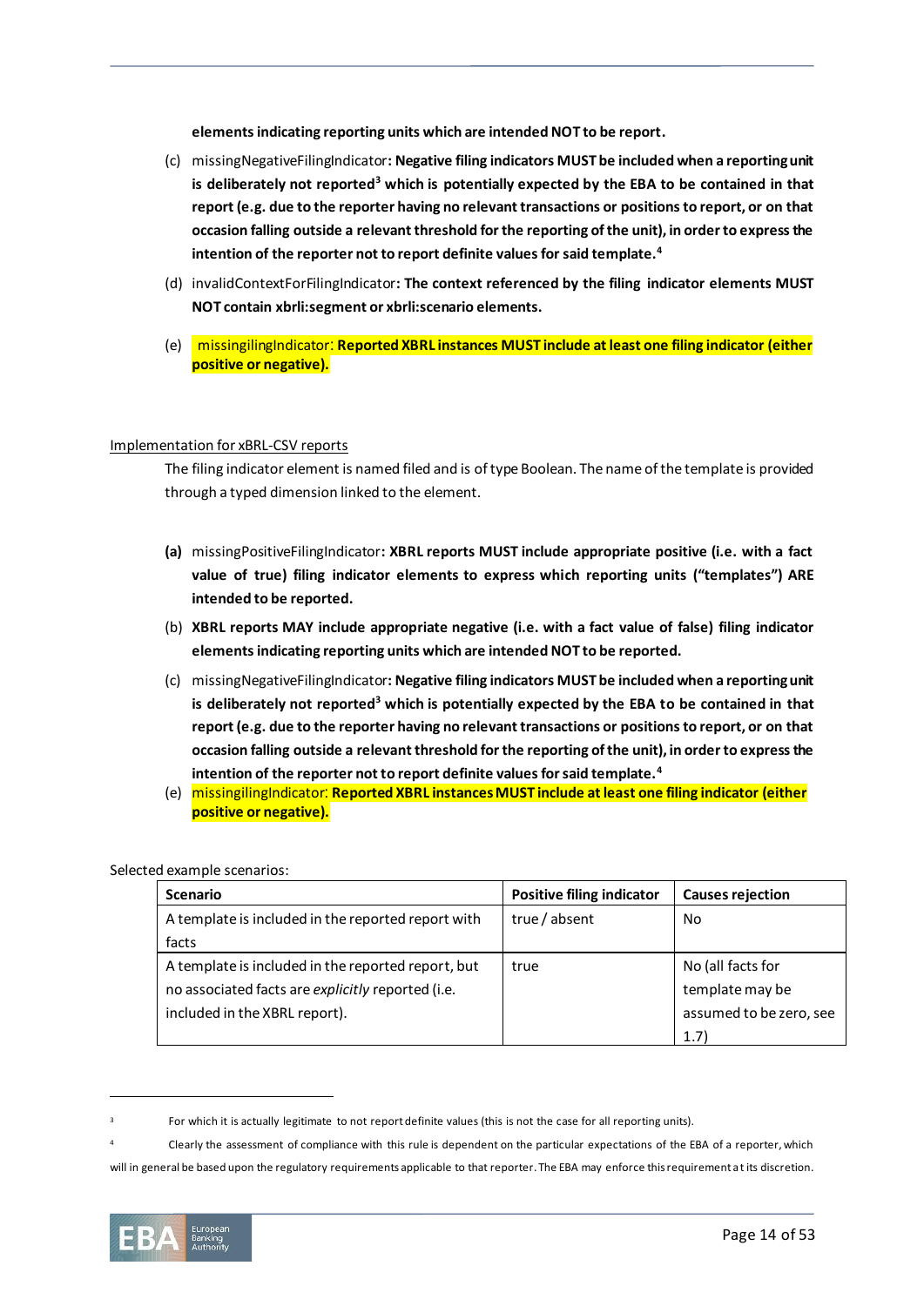**elements indicating reporting units which are intended NOT to be report.**

(c) missingNegativeFilingIndicator**: Negative filing indicators MUST be included when a reporting unit is deliberately not reported[3] which is potentially expected by the EBA to be contained in that report (e.g. due to the reporter having no relevant transactions or positions to report, or on that occasion falling outside a relevant threshold for the reporting of the unit), in order to express the intention of the reporter not to report definite values for said template.[4]**

(d) invalidContextForFilingIndicator**: The context referenced by the filing indicator elements MUST NOT contain xbrli:segment or xbrli:scenario elements.**

(e) missingilingIndicator: **Reported XBRL instances MUST include at least one filing indicator (either positive or negative).**

Implementation for xBRL-CSV reports

The filing indicator element is named filed and is of type Boolean. The name of the template is provided through a typed dimension linked to the element.

**(a)** missingPositiveFilingIndicator**: XBRL reports MUST include appropriate positive (i.e. with a fact value of true) filing indicator elements to express which reporting units ("templates") ARE intended to be reported.**

(b) **XBRL reports MAY include appropriate negative (i.e. with a fact value of false) filing indicator elements indicating reporting units which are intended NOT to be reported.**

(c) missingNegativeFilingIndicator**: Negative filing indicators MUST be included when a reporting unit is deliberately not reported[3] which is potentially expected by the EBA to be contained in that report (e.g. due to the reporter having no relevant transactions or positions to report, or on that occasion falling outside a relevant threshold for the reporting of the unit), in order to express the intention of the reporter not to report definite values for said template.[4]**

(e) missingilingIndicator: **Reported XBRL instances MUST include at least one filing indicator (either positive or negative).**

Selected example scenarios:

| Scenario | Positive filing indicator | Causes rejection |
|---|---|---|
| A template is included in the reported report with facts | true / absent | No |
| A template is included in the reported report, but no associated facts are *explicitly* reported (i.e. included in the XBRL report). | true | No (all facts for template may be assumed to be zero, see 1.7) |

[3] For which it is actually legitimate to not report definite values (this is not the case for all reporting units).

[4] Clearly the assessment of compliance with this rule is dependent on the particular expectations of the EBA of a reporter, which will in general be based upon the regulatory requirements applicable to that reporter. The EBA may enforce this requirement at its discretion.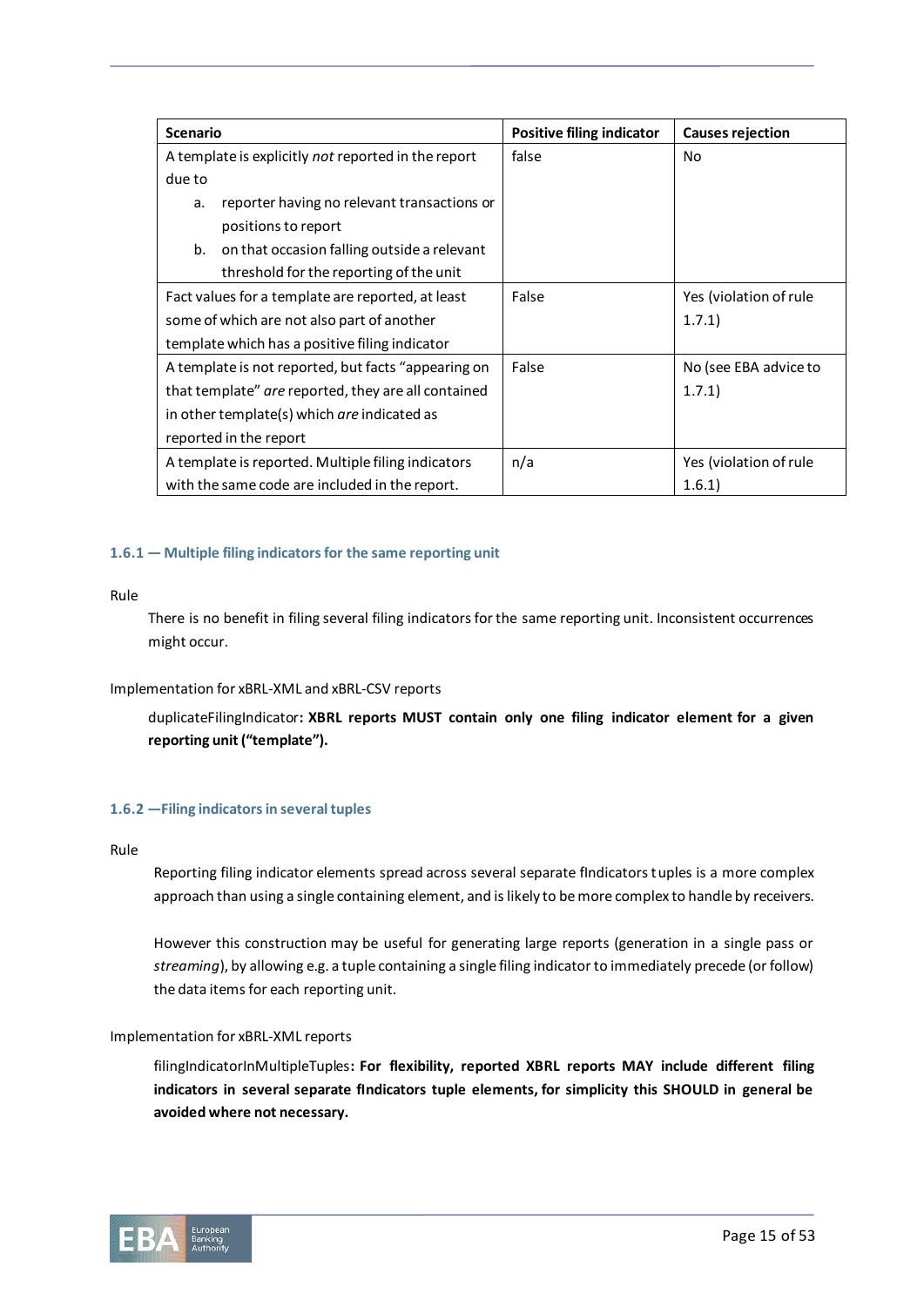| Scenario | Positive filing indicator | Causes rejection |
| --- | --- | --- |
| A template is explicitly *not* reported in the report due to<br>a. reporter having no relevant transactions or positions to report<br>b. on that occasion falling outside a relevant threshold for the reporting of the unit | false | No |
| Fact values for a template are reported, at least some of which are not also part of another template which has a positive filing indicator | False | Yes (violation of rule 1.7.1) |
| A template is not reported, but facts "appearing on that template" *are* reported, they are all contained in other template(s) which *are* indicated as reported in the report | False | No (see EBA advice to 1.7.1) |
| A template is reported. Multiple filing indicators with the same code are included in the report. | n/a | Yes (violation of rule 1.6.1) |

### 1.6.1 — Multiple filing indicators for the same reporting unit

Rule

There is no benefit in filing several filing indicators for the same reporting unit. Inconsistent occurrences might occur.

Implementation for xBRL-XML and xBRL-CSV reports

duplicateFilingIndicator**: XBRL reports MUST contain only one filing indicator element for a given reporting unit ("template").**

### 1.6.2 —Filing indicators in several tuples

Rule

Reporting filing indicator elements spread across several separate fIndicators tuples is a more complex approach than using a single containing element, and is likely to be more complex to handle by receivers.

However this construction may be useful for generating large reports (generation in a single pass or *streaming*), by allowing e.g. a tuple containing a single filing indicator to immediately precede (or follow) the data items for each reporting unit.

Implementation for xBRL-XML reports

filingIndicatorInMultipleTuples**: For flexibility, reported XBRL reports MAY include different filing indicators in several separate fIndicators tuple elements, for simplicity this SHOULD in general be avoided where not necessary.**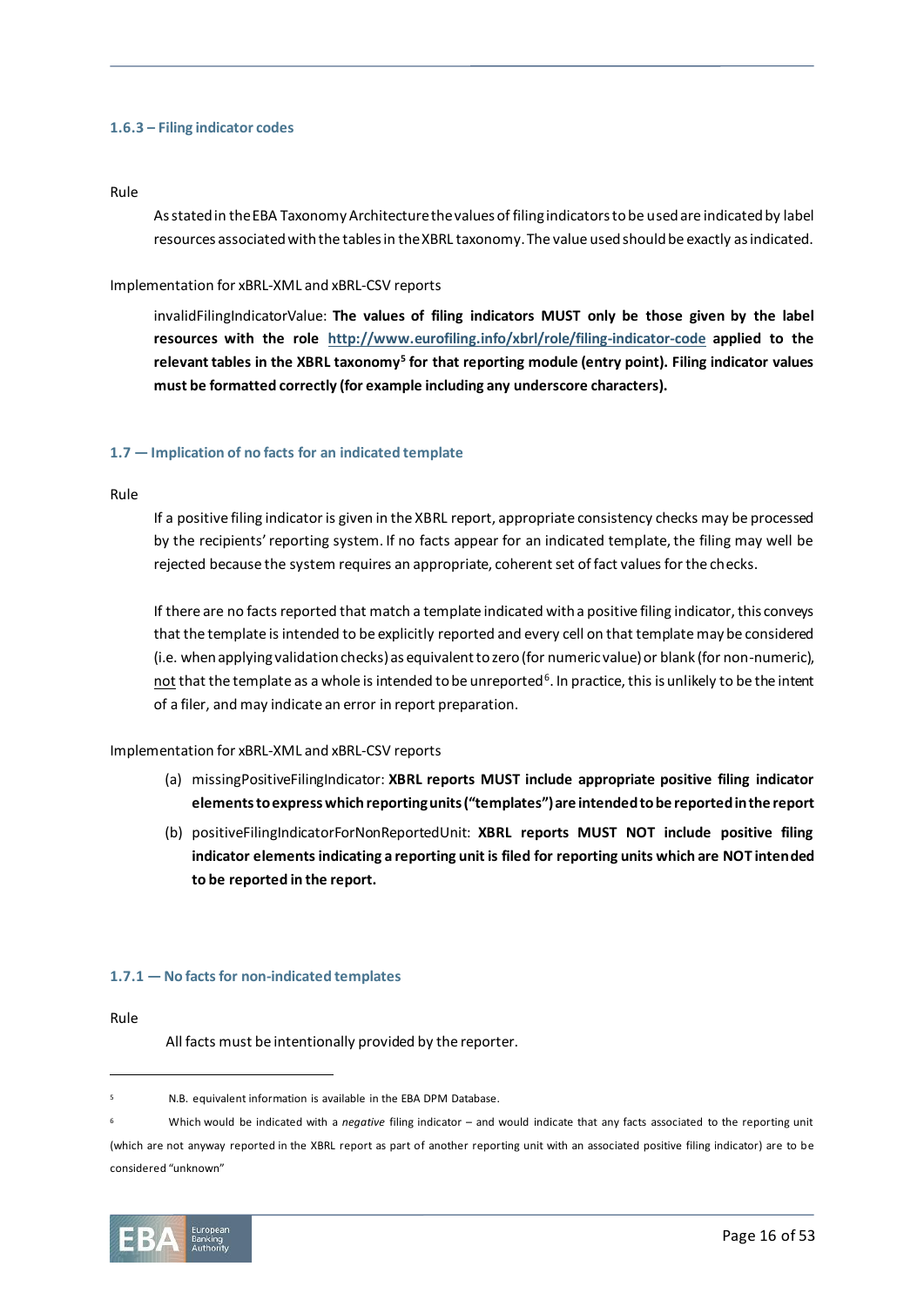#### 1.6.3 – Filing indicator codes

Rule

As stated in the EBA Taxonomy Architecture the values of filing indicators to be used are indicated by label resources associated with the tables in the XBRL taxonomy. The value used should be exactly as indicated.

Implementation for xBRL-XML and xBRL-CSV reports

invalidFilingIndicatorValue: **The values of filing indicators MUST only be those given by the label resources with the role [http://www.eurofiling.info/xbrl/role/filing-indicator-code](http://www.eurofiling.info/xbrl/role/filing-indicator-code) applied to the relevant tables in the XBRL taxonomy[5] for that reporting module (entry point). Filing indicator values must be formatted correctly (for example including any underscore characters).**

### 1.7 — Implication of no facts for an indicated template

Rule

If a positive filing indicator is given in the XBRL report, appropriate consistency checks may be processed by the recipients' reporting system. If no facts appear for an indicated template, the filing may well be rejected because the system requires an appropriate, coherent set of fact values for the checks.

If there are no facts reported that match a template indicated with a positive filing indicator, this conveys that the template is intended to be explicitly reported and every cell on that template may be considered (i.e. when applying validation checks) as equivalent to zero (for numeric value) or blank (for non-numeric), <u>not</u> that the template as a whole is intended to be unreported[6]. In practice, this is unlikely to be the intent of a filer, and may indicate an error in report preparation.

Implementation for xBRL-XML and xBRL-CSV reports

(a) missingPositiveFilingIndicator: **XBRL reports MUST include appropriate positive filing indicator elements to express which reporting units ("templates") are intended to be reported in the report**

(b) positiveFilingIndicatorForNonReportedUnit: **XBRL reports MUST NOT include positive filing indicator elements indicating a reporting unit is filed for reporting units which are NOT intended to be reported in the report.**

#### 1.7.1 — No facts for non-indicated templates

Rule

All facts must be intentionally provided by the reporter.

---

[5] N.B. equivalent information is available in the EBA DPM Database.

[6] Which would be indicated with a *negative* filing indicator – and would indicate that any facts associated to the reporting unit (which are not anyway reported in the XBRL report as part of another reporting unit with an associated positive filing indicator) are to be considered "unknown"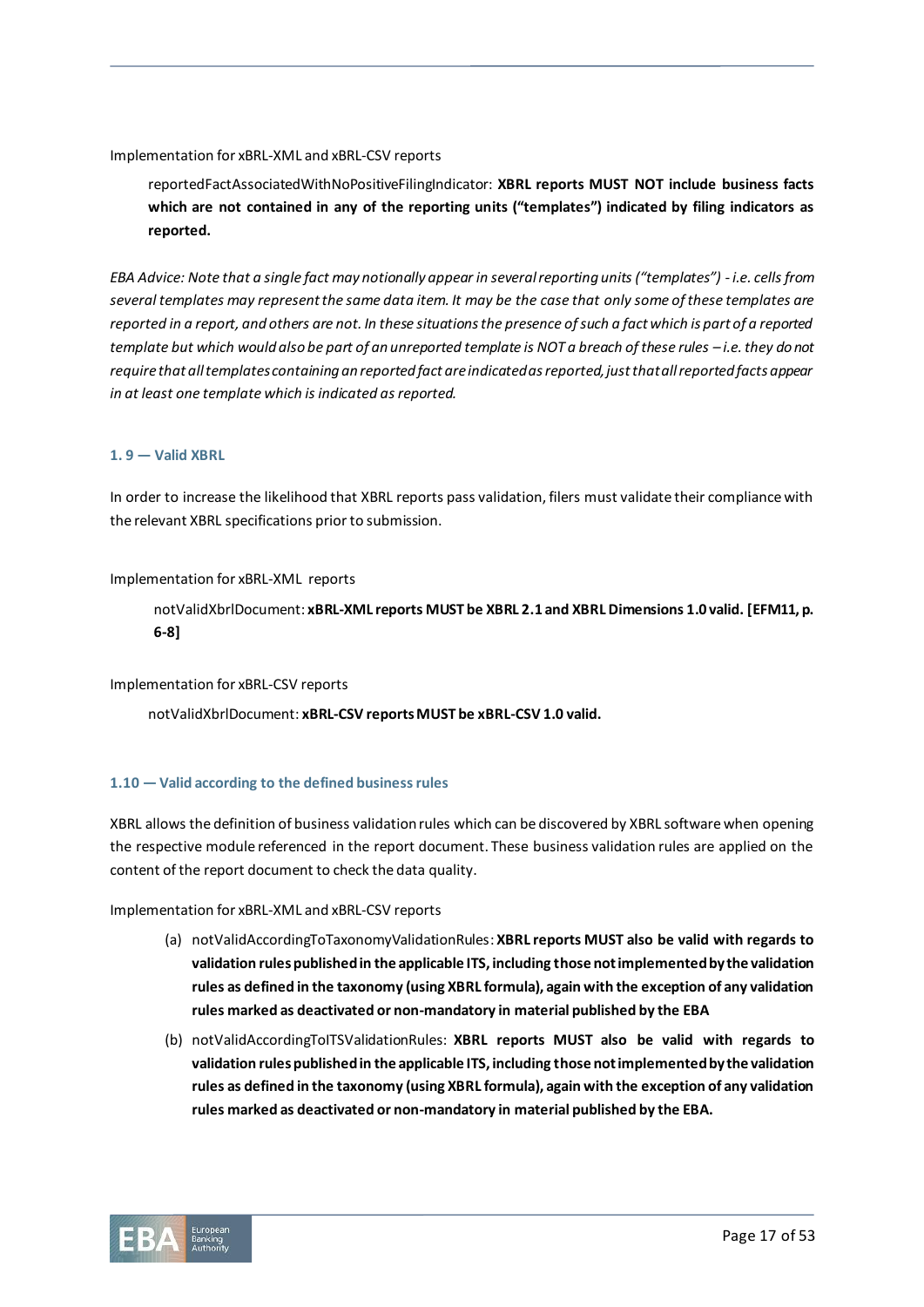Implementation for xBRL-XML and xBRL-CSV reports

> reportedFactAssociatedWithNoPositiveFilingIndicator: **XBRL reports MUST NOT include business facts which are not contained in any of the reporting units ("templates") indicated by filing indicators as reported.**

*EBA Advice: Note that a single fact may notionally appear in several reporting units ("templates") - i.e. cells from several templates may represent the same data item. It may be the case that only some of these templates are reported in a report, and others are not. In these situations the presence of such a fact which is part of a reported template but which would also be part of an unreported template is NOT a breach of these rules – i.e. they do not require that all templates containing an reported fact are indicated as reported, just that all reported facts appear in at least one template which is indicated as reported.*

### 1. 9 — Valid XBRL

In order to increase the likelihood that XBRL reports pass validation, filers must validate their compliance with the relevant XBRL specifications prior to submission.

Implementation for xBRL-XML reports

> notValidXbrlDocument: **xBRL-XML reports MUST be XBRL 2.1 and XBRL Dimensions 1.0 valid. [EFM11, p. 6-8]**

Implementation for xBRL-CSV reports

> notValidXbrlDocument: **xBRL-CSV reports MUST be xBRL-CSV 1.0 valid.**

### 1.10 — Valid according to the defined business rules

XBRL allows the definition of business validation rules which can be discovered by XBRL software when opening the respective module referenced in the report document. These business validation rules are applied on the content of the report document to check the data quality.

Implementation for xBRL-XML and xBRL-CSV reports

(a) notValidAccordingToTaxonomyValidationRules: **XBRL reports MUST also be valid with regards to validation rules published in the applicable ITS, including those not implemented by the validation rules as defined in the taxonomy (using XBRL formula), again with the exception of any validation rules marked as deactivated or non-mandatory in material published by the EBA**

(b) notValidAccordingToITSValidationRules: **XBRL reports MUST also be valid with regards to validation rules published in the applicable ITS, including those not implemented by the validation rules as defined in the taxonomy (using XBRL formula), again with the exception of any validation rules marked as deactivated or non-mandatory in material published by the EBA.**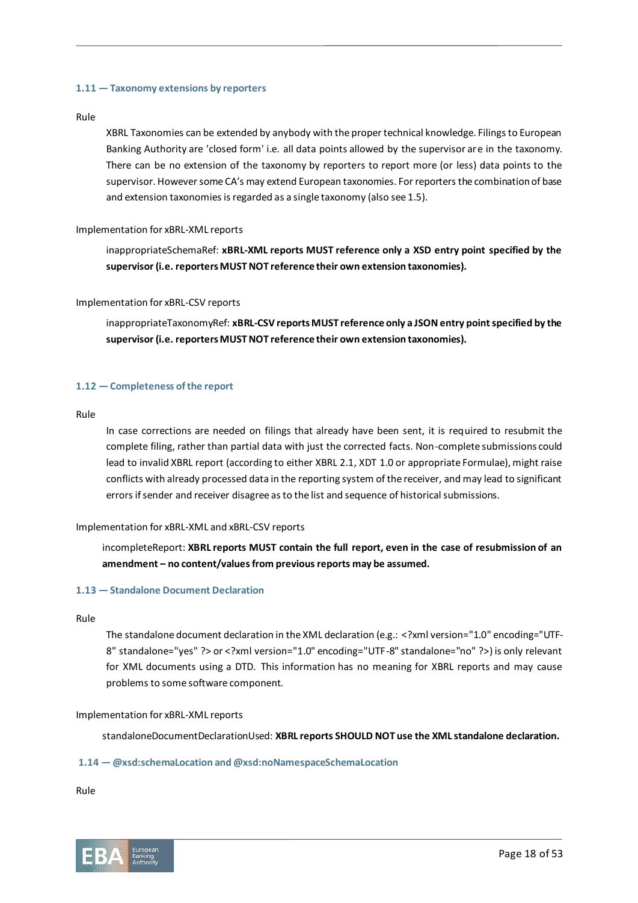### 1.11 — Taxonomy extensions by reporters

Rule

XBRL Taxonomies can be extended by anybody with the proper technical knowledge. Filings to European Banking Authority are 'closed form' i.e. all data points allowed by the supervisor are in the taxonomy. There can be no extension of the taxonomy by reporters to report more (or less) data points to the supervisor. However some CA's may extend European taxonomies. For reporters the combination of base and extension taxonomies is regarded as a single taxonomy (also see 1.5).

Implementation for xBRL-XML reports

inappropriateSchemaRef: **xBRL-XML reports MUST reference only a XSD entry point specified by the supervisor (i.e. reporters MUST NOT reference their own extension taxonomies).**

Implementation for xBRL-CSV reports

inappropriateTaxonomyRef: **xBRL-CSV reports MUST reference only a JSON entry point specified by the supervisor (i.e. reporters MUST NOT reference their own extension taxonomies).**

### 1.12 — Completeness of the report

Rule

In case corrections are needed on filings that already have been sent, it is required to resubmit the complete filing, rather than partial data with just the corrected facts. Non-complete submissions could lead to invalid XBRL report (according to either XBRL 2.1, XDT 1.0 or appropriate Formulae), might raise conflicts with already processed data in the reporting system of the receiver, and may lead to significant errors if sender and receiver disagree as to the list and sequence of historical submissions.

Implementation for xBRL-XML and xBRL-CSV reports

incompleteReport: **XBRL reports MUST contain the full report, even in the case of resubmission of an amendment – no content/values from previous reports may be assumed.**

### 1.13 — Standalone Document Declaration

Rule

The standalone document declaration in the XML declaration (e.g.: <?xml version="1.0" encoding="UTF-8" standalone="yes" ?> or <?xml version="1.0" encoding="UTF-8" standalone="no" ?>) is only relevant for XML documents using a DTD. This information has no meaning for XBRL reports and may cause problems to some software component.

Implementation for xBRL-XML reports

standaloneDocumentDeclarationUsed: **XBRL reports SHOULD NOT use the XML standalone declaration.**

### 1.14 — @xsd:schemaLocation and @xsd:noNamespaceSchemaLocation

Rule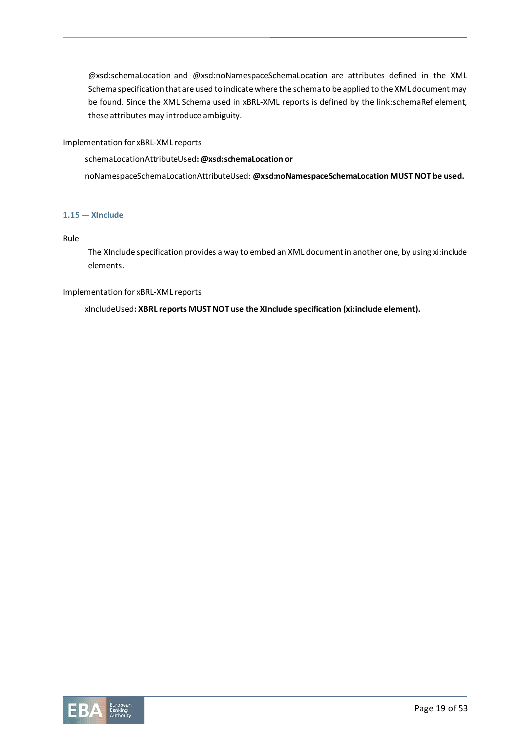@xsd:schemaLocation and @xsd:noNamespaceSchemaLocation are attributes defined in the XML Schema specification that are used to indicate where the schema to be applied to the XML document may be found. Since the XML Schema used in xBRL-XML reports is defined by the link:schemaRef element, these attributes may introduce ambiguity.

Implementation for xBRL-XML reports

schemaLocationAttributeUsed**: @xsd:schemaLocation or**

noNamespaceSchemaLocationAttributeUsed: **@xsd:noNamespaceSchemaLocation MUST NOT be used.**

### 1.15 — XInclude

Rule

The XInclude specification provides a way to embed an XML document in another one, by using xi:include elements.

Implementation for xBRL-XML reports

xIncludeUsed**: XBRL reports MUST NOT use the XInclude specification (xi:include element).**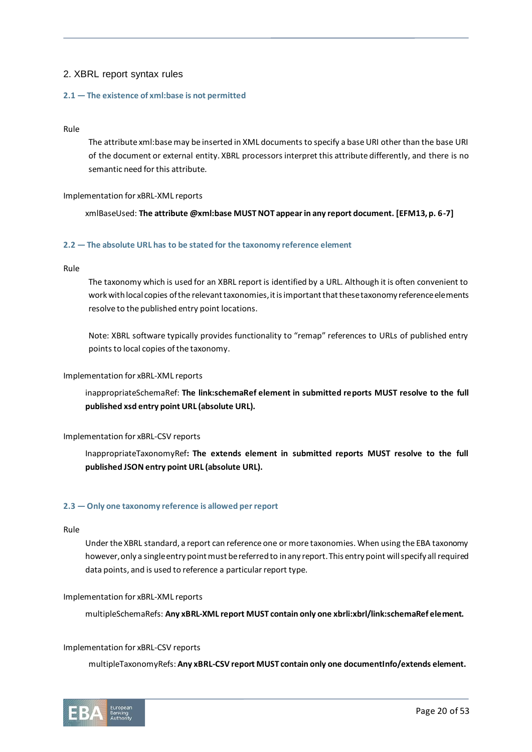## 2. XBRL report syntax rules

### 2.1 — The existence of xml:base is not permitted

Rule

The attribute xml:base may be inserted in XML documents to specify a base URI other than the base URI of the document or external entity. XBRL processors interpret this attribute differently, and there is no semantic need for this attribute.

Implementation for xBRL-XML reports

xmlBaseUsed: **The attribute @xml:base MUST NOT appear in any report document. [EFM13, p. 6-7]**

### 2.2 — The absolute URL has to be stated for the taxonomy reference element

Rule

The taxonomy which is used for an XBRL report is identified by a URL. Although it is often convenient to work with local copies of the relevant taxonomies, it is important that these taxonomy reference elements resolve to the published entry point locations.

Note: XBRL software typically provides functionality to "remap" references to URLs of published entry points to local copies of the taxonomy.

Implementation for xBRL-XML reports

inappropriateSchemaRef: **The link:schemaRef element in submitted reports MUST resolve to the full published xsd entry point URL (absolute URL).**

Implementation for xBRL-CSV reports

InappropriateTaxonomyRef**: The extends element in submitted reports MUST resolve to the full published JSON entry point URL (absolute URL).**

### 2.3 — Only one taxonomy reference is allowed per report

Rule

Under the XBRL standard, a report can reference one or more taxonomies. When using the EBA taxonomy however, only a single entry point must be referred to in any report. This entry point will specify all required data points, and is used to reference a particular report type.

Implementation for xBRL-XML reports

multipleSchemaRefs: **Any xBRL-XML report MUST contain only one xbrli:xbrl/link:schemaRef element.**

Implementation for xBRL-CSV reports

multipleTaxonomyRefs: **Any xBRL-CSV report MUST contain only one documentInfo/extends element.**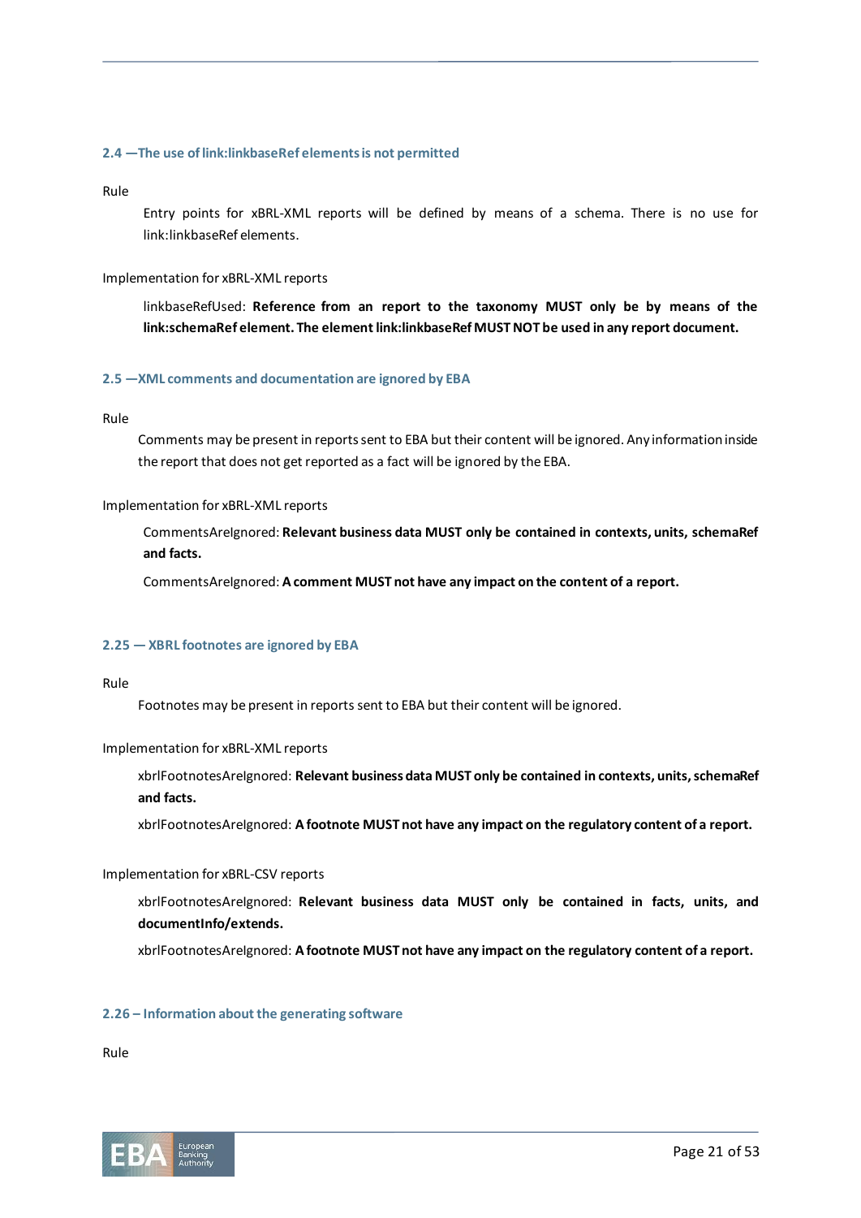### 2.4 —The use of link:linkbaseRef elements is not permitted

Rule

> Entry points for xBRL-XML reports will be defined by means of a schema. There is no use for link:linkbaseRef elements.

Implementation for xBRL-XML reports

> linkbaseRefUsed: **Reference from an report to the taxonomy MUST only be by means of the link:schemaRef element. The element link:linkbaseRef MUST NOT be used in any report document.**

### 2.5 —XML comments and documentation are ignored by EBA

Rule

> Comments may be present in reports sent to EBA but their content will be ignored. Any information inside the report that does not get reported as a fact will be ignored by the EBA.

Implementation for xBRL-XML reports

> CommentsAreIgnored: **Relevant business data MUST only be contained in contexts, units, schemaRef and facts.**
>
> CommentsAreIgnored: **A comment MUST not have any impact on the content of a report.**

### 2.25 — XBRL footnotes are ignored by EBA

Rule

> Footnotes may be present in reports sent to EBA but their content will be ignored.

Implementation for xBRL-XML reports

> xbrlFootnotesAreIgnored: **Relevant business data MUST only be contained in contexts, units, schemaRef and facts.**
>
> xbrlFootnotesAreIgnored: **A footnote MUST not have any impact on the regulatory content of a report.**

Implementation for xBRL-CSV reports

> xbrlFootnotesAreIgnored: **Relevant business data MUST only be contained in facts, units, and documentInfo/extends.**
>
> xbrlFootnotesAreIgnored: **A footnote MUST not have any impact on the regulatory content of a report.**

### 2.26 – Information about the generating software

Rule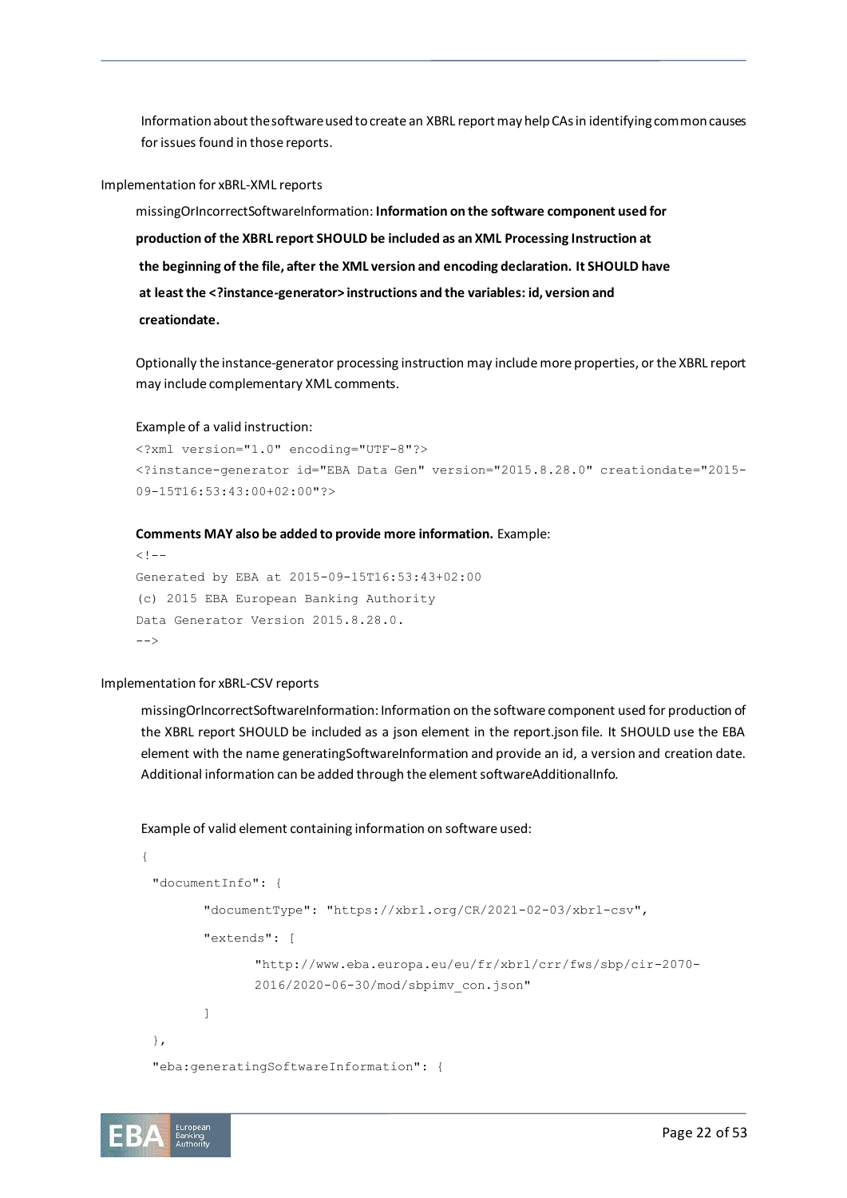Information about the software used to create an XBRL report may help CAs in identifying common causes for issues found in those reports.

Implementation for xBRL-XML reports

missingOrIncorrectSoftwareInformation: **Information on the software component used for production of the XBRL report SHOULD be included as an XML Processing Instruction at the beginning of the file, after the XML version and encoding declaration. It SHOULD have at least the <?instance-generator> instructions and the variables: id, version and creationdate.**

Optionally the instance-generator processing instruction may include more properties, or the XBRL report may include complementary XML comments.

Example of a valid instruction:

```
<?xml version="1.0" encoding="UTF-8"?>
<?instance-generator id="EBA Data Gen" version="2015.8.28.0" creationdate="2015-09-15T16:53:43:00+02:00"?>
```

**Comments MAY also be added to provide more information.** Example:

```
<!--
Generated by EBA at 2015-09-15T16:53:43+02:00
(c) 2015 EBA European Banking Authority
Data Generator Version 2015.8.28.0.
-->
```

Implementation for xBRL-CSV reports

missingOrIncorrectSoftwareInformation: Information on the software component used for production of the XBRL report SHOULD be included as a json element in the report.json file. It SHOULD use the EBA element with the name generatingSoftwareInformation and provide an id, a version and creation date. Additional information can be added through the element softwareAdditionalInfo.

Example of valid element containing information on software used:

```
{
  "documentInfo": {
        "documentType": "https://xbrl.org/CR/2021-02-03/xbrl-csv",
        "extends": [
              "http://www.eba.europa.eu/eu/fr/xbrl/crr/fws/sbp/cir-2070-2016/2020-06-30/mod/sbpimv_con.json"
        ]
  },
  "eba:generatingSoftwareInformation": {
```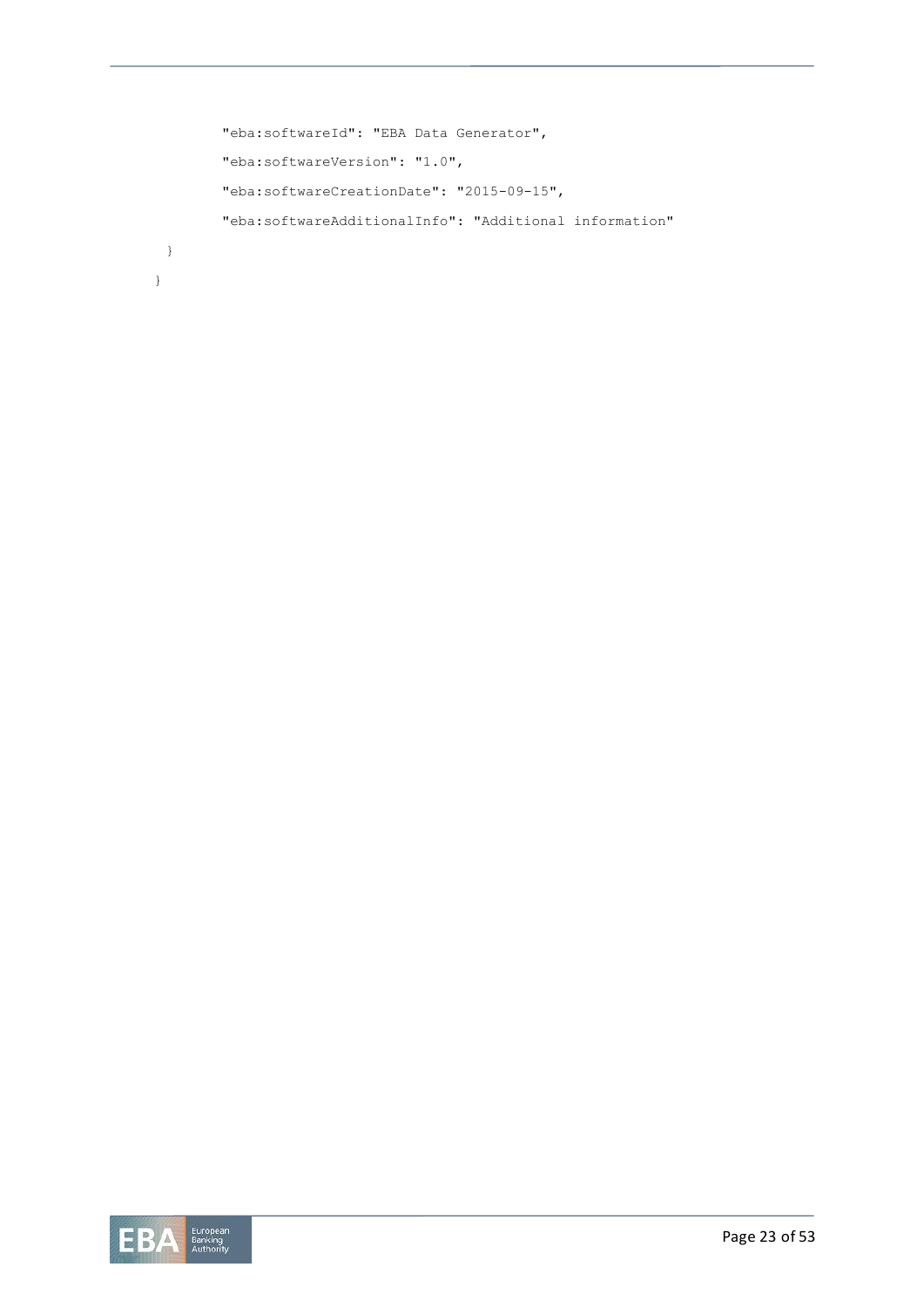```
        "eba:softwareId": "EBA Data Generator",
        "eba:softwareVersion": "1.0",
        "eba:softwareCreationDate": "2015-09-15",
        "eba:softwareAdditionalInfo": "Additional information"
  }
}
```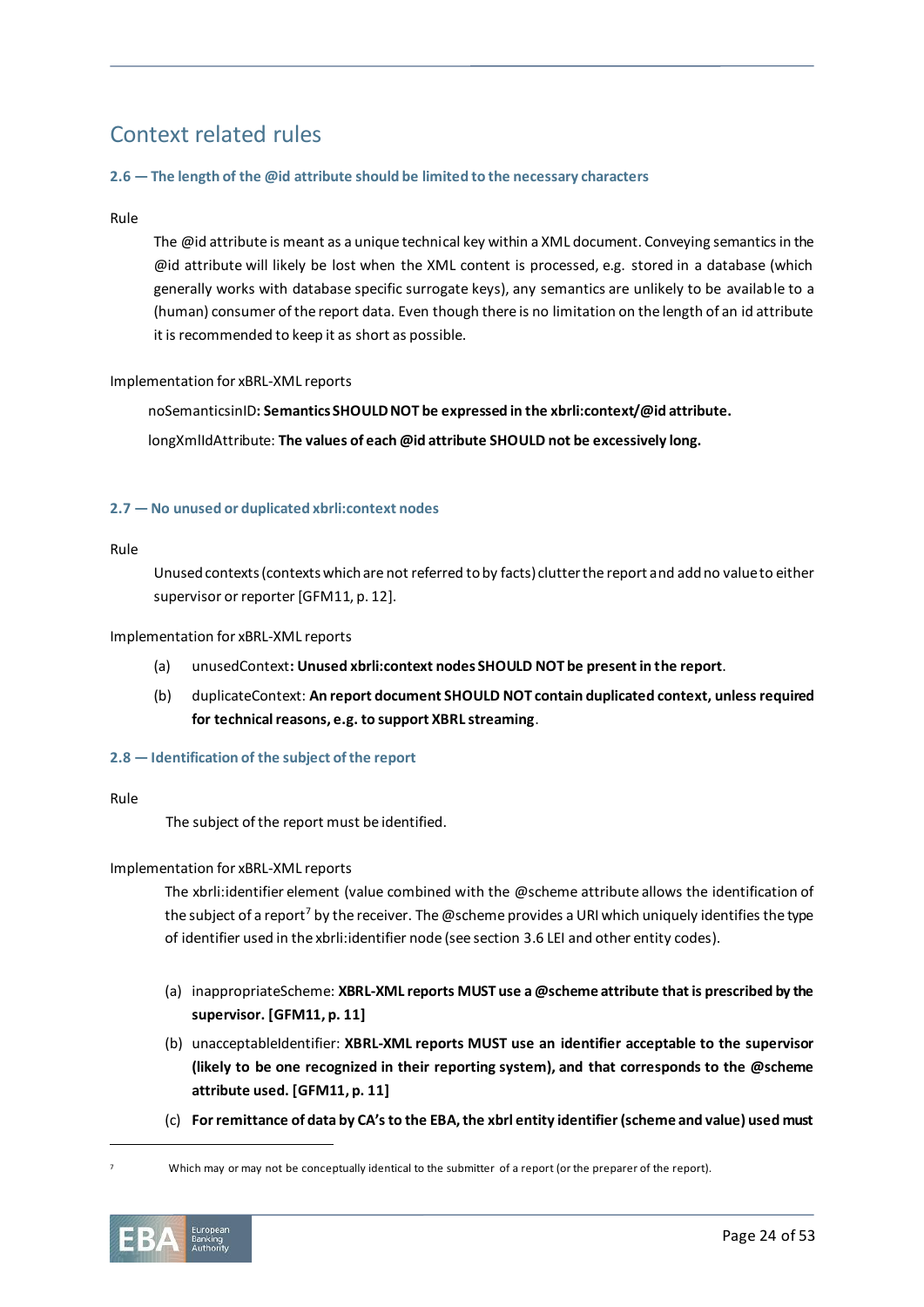## Context related rules

### 2.6 — The length of the @id attribute should be limited to the necessary characters

Rule

The @id attribute is meant as a unique technical key within a XML document. Conveying semantics in the @id attribute will likely be lost when the XML content is processed, e.g. stored in a database (which generally works with database specific surrogate keys), any semantics are unlikely to be available to a (human) consumer of the report data. Even though there is no limitation on the length of an id attribute it is recommended to keep it as short as possible.

Implementation for xBRL-XML reports

noSemanticsinID**: Semantics SHOULD NOT be expressed in the xbrli:context/@id attribute.**

longXmlIdAttribute: **The values of each @id attribute SHOULD not be excessively long.**

### 2.7 — No unused or duplicated xbrli:context nodes

Rule

Unused contexts (contexts which are not referred to by facts) clutter the report and add no value to either supervisor or reporter [GFM11, p. 12].

Implementation for xBRL-XML reports

(a) unusedContext**: Unused xbrli:context nodes SHOULD NOT be present in the report**.

(b) duplicateContext: **An report document SHOULD NOT contain duplicated context, unless required for technical reasons, e.g. to support XBRL streaming**.

### 2.8 — Identification of the subject of the report

Rule

The subject of the report must be identified.

Implementation for xBRL-XML reports

The xbrli:identifier element (value combined with the @scheme attribute allows the identification of the subject of a report[7] by the receiver. The @scheme provides a URI which uniquely identifies the type of identifier used in the xbrli:identifier node (see section 3.6 LEI and other entity codes).

(a) inappropriateScheme: **XBRL-XML reports MUST use a @scheme attribute that is prescribed by the supervisor. [GFM11, p. 11]**

(b) unacceptableIdentifier: **XBRL-XML reports MUST use an identifier acceptable to the supervisor (likely to be one recognized in their reporting system), and that corresponds to the @scheme attribute used. [GFM11, p. 11]**

(c) **For remittance of data by CA's to the EBA, the xbrl entity identifier (scheme and value) used must**

[7] Which may or may not be conceptually identical to the submitter of a report (or the preparer of the report).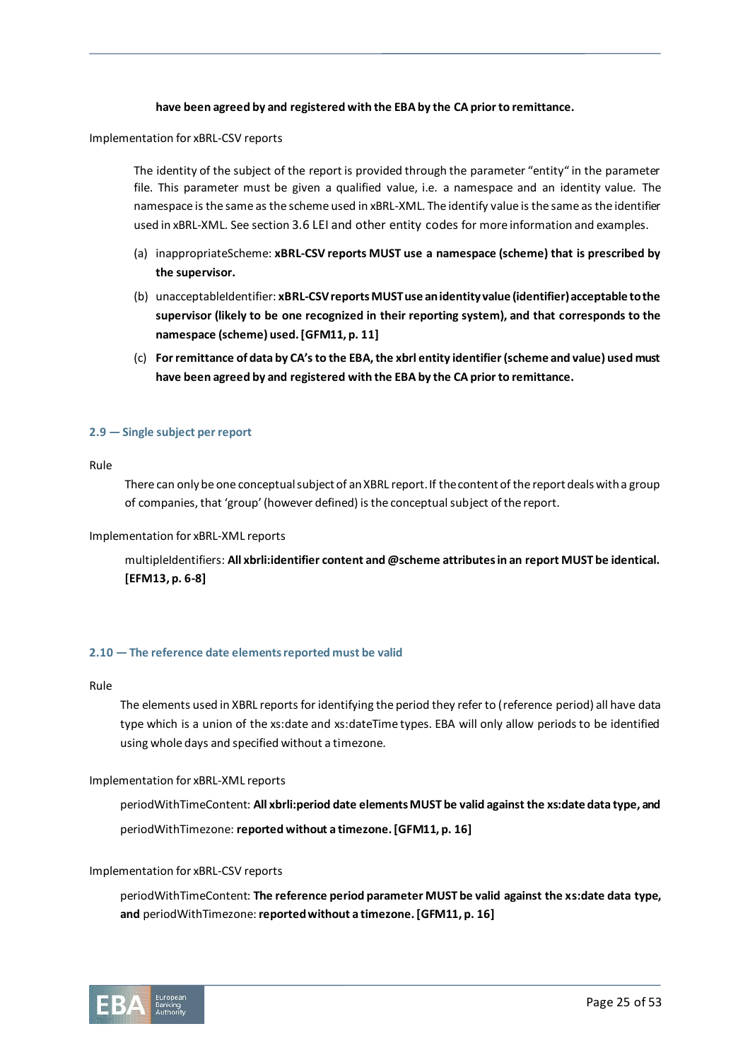**have been agreed by and registered with the EBA by the CA prior to remittance.**

Implementation for xBRL-CSV reports

The identity of the subject of the report is provided through the parameter "entity" in the parameter file. This parameter must be given a qualified value, i.e. a namespace and an identity value. The namespace is the same as the scheme used in xBRL-XML. The identify value is the same as the identifier used in xBRL-XML. See section 3.6 LEI and other entity codes for more information and examples.

(a) inappropriateScheme: **xBRL-CSV reports MUST use a namespace (scheme) that is prescribed by the supervisor.**

(b) unacceptableIdentifier: **xBRL-CSV reports MUST use an identity value (identifier) acceptable to the supervisor (likely to be one recognized in their reporting system), and that corresponds to the namespace (scheme) used. [GFM11, p. 11]**

(c) **For remittance of data by CA's to the EBA, the xbrl entity identifier (scheme and value) used must have been agreed by and registered with the EBA by the CA prior to remittance.**

### 2.9 — Single subject per report

Rule

There can only be one conceptual subject of an XBRL report. If the content of the report deals with a group of companies, that 'group' (however defined) is the conceptual subject of the report.

Implementation for xBRL-XML reports

multipleIdentifiers: **All xbrli:identifier content and @scheme attributes in an report MUST be identical. [EFM13, p. 6-8]**

### 2.10 — The reference date elements reported must be valid

Rule

The elements used in XBRL reports for identifying the period they refer to (reference period) all have data type which is a union of the xs:date and xs:dateTime types. EBA will only allow periods to be identified using whole days and specified without a timezone.

Implementation for xBRL-XML reports

periodWithTimeContent: **All xbrli:period date elements MUST be valid against the xs:date data type, and**

periodWithTimezone: **reported without a timezone. [GFM11, p. 16]**

Implementation for xBRL-CSV reports

periodWithTimeContent: **The reference period parameter MUST be valid against the xs:date data type, and** periodWithTimezone: **reported without a timezone. [GFM11, p. 16]**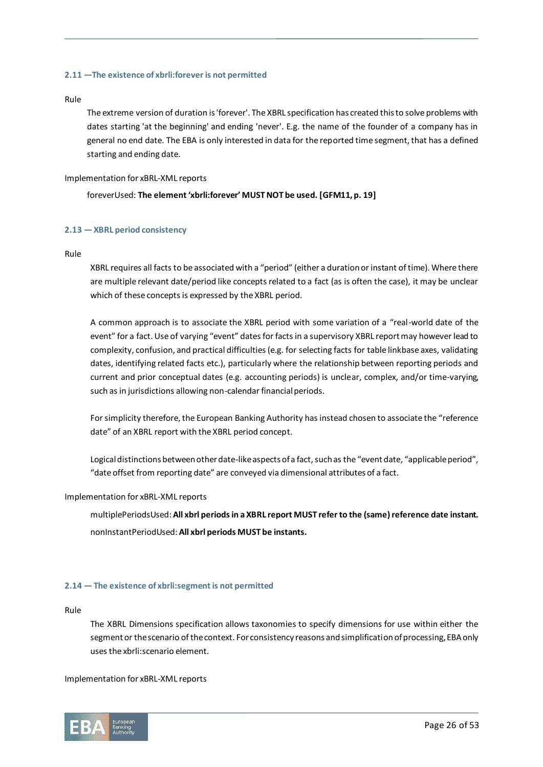### 2.11 —The existence of xbrli:forever is not permitted

Rule

The extreme version of duration is 'forever'. The XBRL specification has created this to solve problems with dates starting 'at the beginning' and ending 'never'. E.g. the name of the founder of a company has in general no end date. The EBA is only interested in data for the reported time segment, that has a defined starting and ending date.

Implementation for xBRL-XML reports

foreverUsed: **The element 'xbrli:forever' MUST NOT be used. [GFM11, p. 19]**

### 2.13 — XBRL period consistency

Rule

XBRL requires all facts to be associated with a "period" (either a duration or instant of time). Where there are multiple relevant date/period like concepts related to a fact (as is often the case), it may be unclear which of these concepts is expressed by the XBRL period.

A common approach is to associate the XBRL period with some variation of a "real-world date of the event" for a fact. Use of varying "event" dates for facts in a supervisory XBRL report may however lead to complexity, confusion, and practical difficulties (e.g. for selecting facts for table linkbase axes, validating dates, identifying related facts etc.), particularly where the relationship between reporting periods and current and prior conceptual dates (e.g. accounting periods) is unclear, complex, and/or time-varying, such as in jurisdictions allowing non-calendar financial periods.

For simplicity therefore, the European Banking Authority has instead chosen to associate the "reference date" of an XBRL report with the XBRL period concept.

Logical distinctions between other date-like aspects of a fact, such as the "event date, "applicable period", "date offset from reporting date" are conveyed via dimensional attributes of a fact.

Implementation for xBRL-XML reports

multiplePeriodsUsed: **All xbrl periods in a XBRL report MUST refer to the (same) reference date instant.**

nonInstantPeriodUsed: **All xbrl periods MUST be instants.**

### 2.14 — The existence of xbrli:segment is not permitted

Rule

The XBRL Dimensions specification allows taxonomies to specify dimensions for use within either the segment or the scenario of the context. For consistency reasons and simplification of processing, EBA only uses the xbrli:scenario element.

Implementation for xBRL-XML reports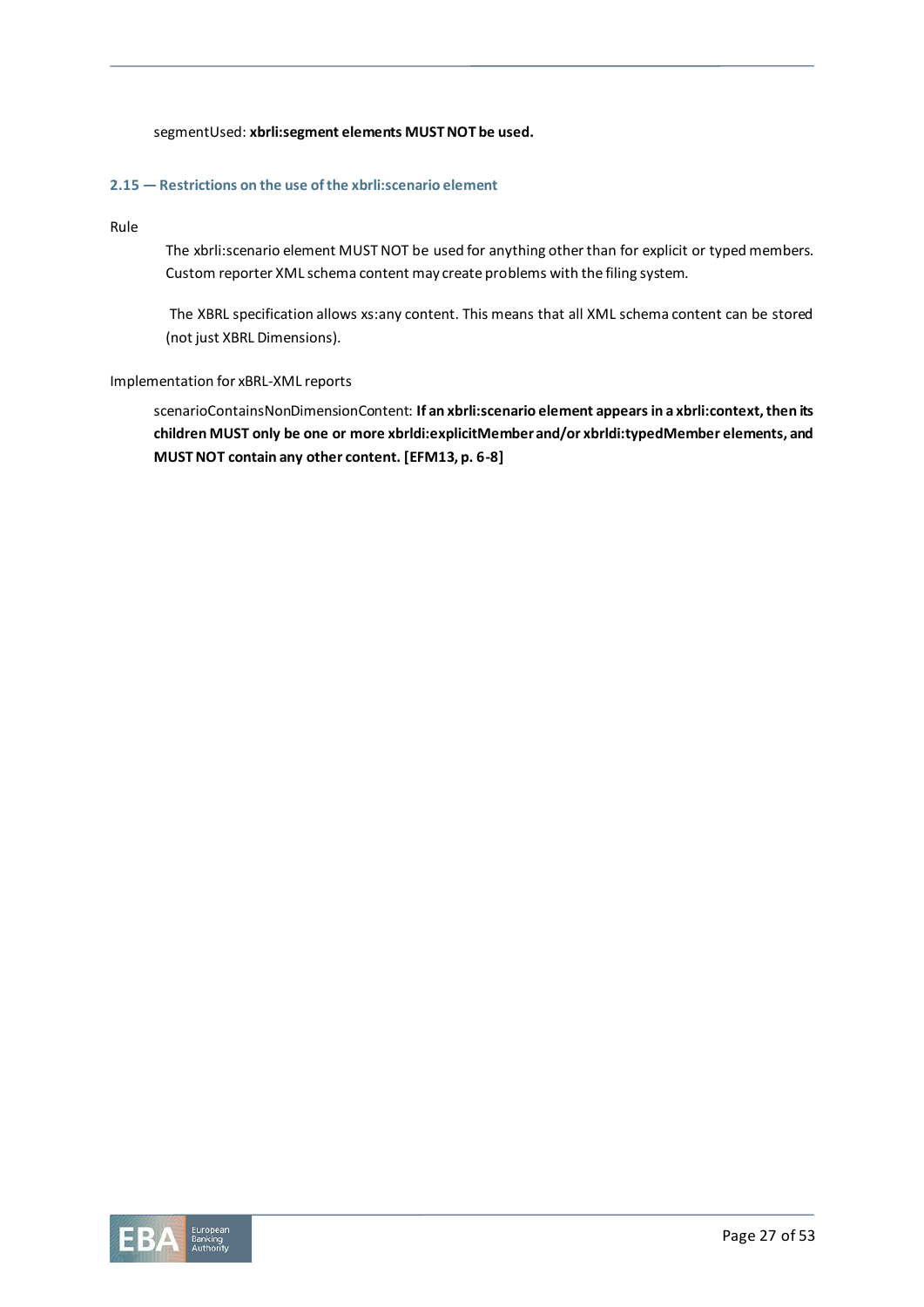segmentUsed: **xbrli:segment elements MUST NOT be used.**

### 2.15 — Restrictions on the use of the xbrli:scenario element

Rule

> The xbrli:scenario element MUST NOT be used for anything other than for explicit or typed members. Custom reporter XML schema content may create problems with the filing system.
>
> The XBRL specification allows xs:any content. This means that all XML schema content can be stored (not just XBRL Dimensions).

Implementation for xBRL-XML reports

> scenarioContainsNonDimensionContent: **If an xbrli:scenario element appears in a xbrli:context, then its children MUST only be one or more xbrldi:explicitMember and/or xbrldi:typedMember elements, and MUST NOT contain any other content. [EFM13, p. 6-8]**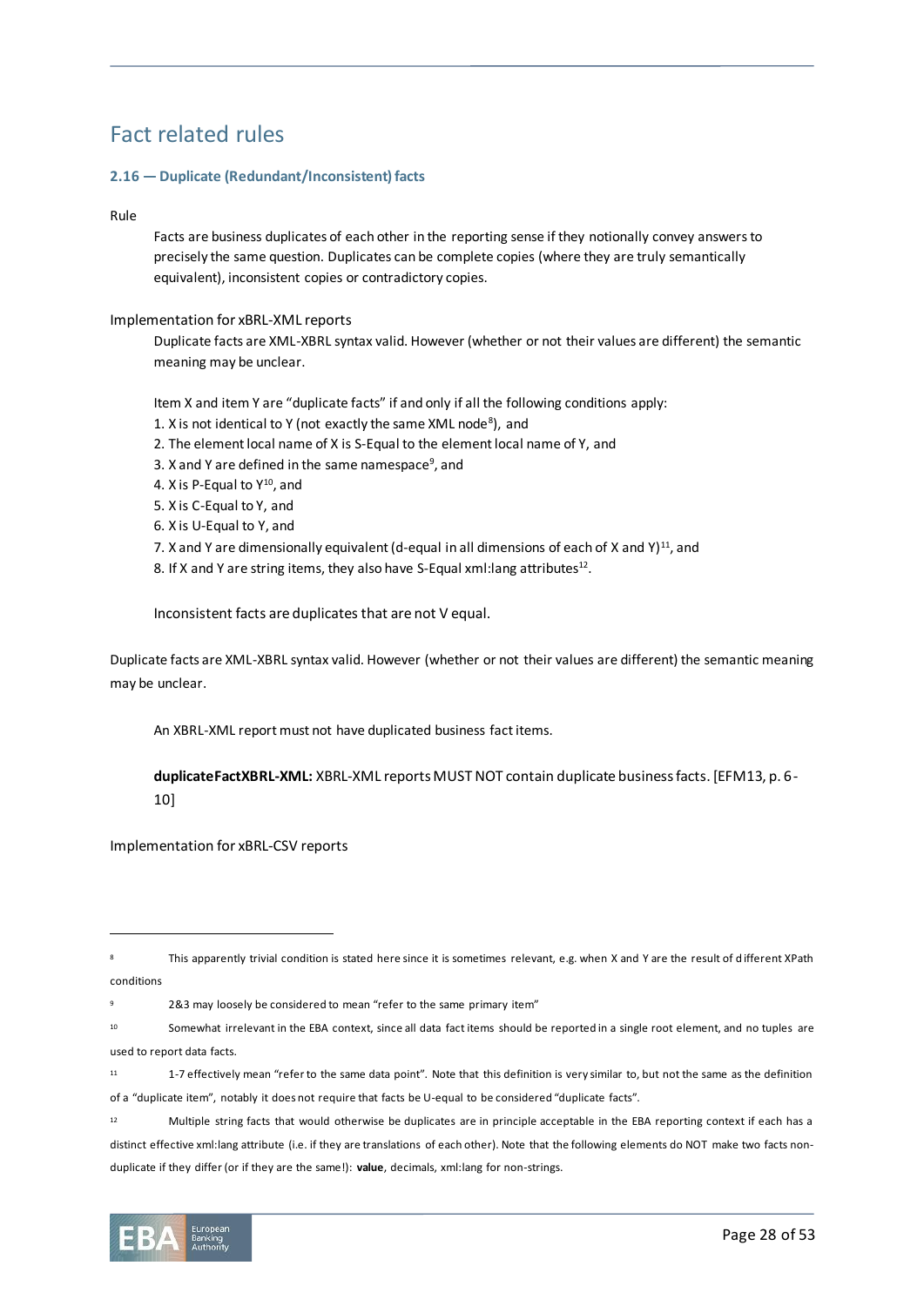# Fact related rules

### 2.16 — Duplicate (Redundant/Inconsistent) facts

Rule

> Facts are business duplicates of each other in the reporting sense if they notionally convey answers to precisely the same question. Duplicates can be complete copies (where they are truly semantically equivalent), inconsistent copies or contradictory copies.

Implementation for xBRL-XML reports

> Duplicate facts are XML-XBRL syntax valid. However (whether or not their values are different) the semantic meaning may be unclear.
>
> Item X and item Y are "duplicate facts" if and only if all the following conditions apply:
>
> 1. X is not identical to Y (not exactly the same XML node[8]), and
> 2. The element local name of X is S-Equal to the element local name of Y, and
> 3. X and Y are defined in the same namespace[9], and
> 4. X is P-Equal to Y[10], and
> 5. X is C-Equal to Y, and
> 6. X is U-Equal to Y, and
> 7. X and Y are dimensionally equivalent (d-equal in all dimensions of each of X and Y)[11], and
> 8. If X and Y are string items, they also have S-Equal xml:lang attributes[12].
>
> Inconsistent facts are duplicates that are not V equal.

Duplicate facts are XML-XBRL syntax valid. However (whether or not their values are different) the semantic meaning may be unclear.

> An XBRL-XML report must not have duplicated business fact items.
>
> **duplicateFactXBRL-XML:** XBRL-XML reports MUST NOT contain duplicate business facts. [EFM13, p. 6-10]

Implementation for xBRL-CSV reports

---

[8] This apparently trivial condition is stated here since it is sometimes relevant, e.g. when X and Y are the result of different XPath conditions

[9] 2&3 may loosely be considered to mean "refer to the same primary item"

[10] Somewhat irrelevant in the EBA context, since all data fact items should be reported in a single root element, and no tuples are used to report data facts.

[11] 1-7 effectively mean "refer to the same data point". Note that this definition is very similar to, but not the same as the definition of a "duplicate item", notably it does not require that facts be U-equal to be considered "duplicate facts".

[12] Multiple string facts that would otherwise be duplicates are in principle acceptable in the EBA reporting context if each has a distinct effective xml:lang attribute (i.e. if they are translations of each other). Note that the following elements do NOT make two facts non-duplicate if they differ (or if they are the same!): **value**, decimals, xml:lang for non-strings.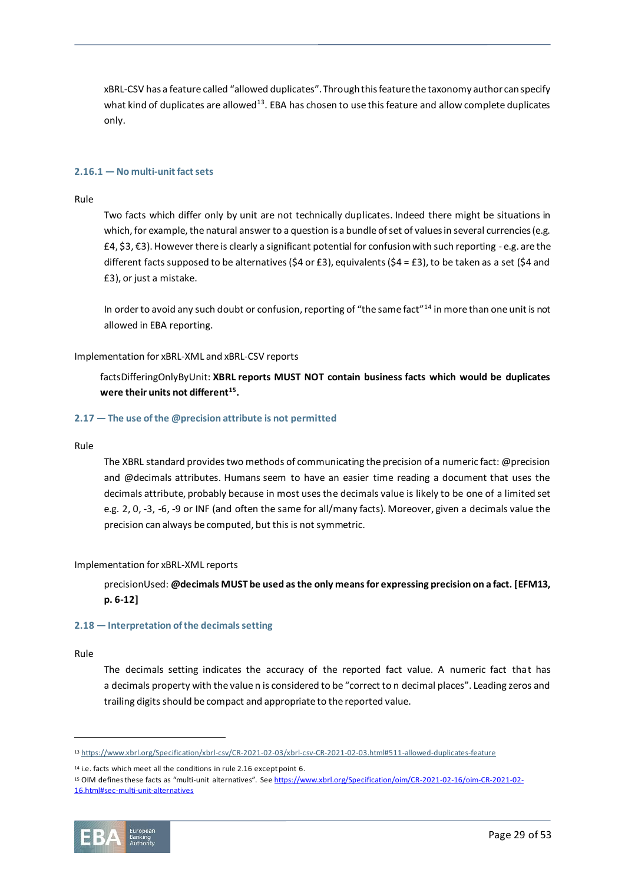xBRL-CSV has a feature called "allowed duplicates". Through this feature the taxonomy author can specify what kind of duplicates are allowed[13]. EBA has chosen to use this feature and allow complete duplicates only.

### 2.16.1 — No multi-unit fact sets

Rule

Two facts which differ only by unit are not technically duplicates. Indeed there might be situations in which, for example, the natural answer to a question is a bundle of set of values in several currencies (e.g. £4, $3, €3). However there is clearly a significant potential for confusion with such reporting - e.g. are the different facts supposed to be alternatives ($4 or £3), equivalents ($4 = £3), to be taken as a set ($4 and £3), or just a mistake.

In order to avoid any such doubt or confusion, reporting of "the same fact"[14] in more than one unit is not allowed in EBA reporting.

Implementation for xBRL-XML and xBRL-CSV reports

factsDifferingOnlyByUnit: **XBRL reports MUST NOT contain business facts which would be duplicates were their units not different[15].**

## 2.17 — The use of the @precision attribute is not permitted

Rule

The XBRL standard provides two methods of communicating the precision of a numeric fact: @precision and @decimals attributes. Humans seem to have an easier time reading a document that uses the decimals attribute, probably because in most uses the decimals value is likely to be one of a limited set e.g. 2, 0, -3, -6, -9 or INF (and often the same for all/many facts). Moreover, given a decimals value the precision can always be computed, but this is not symmetric.

Implementation for xBRL-XML reports

precisionUsed: **@decimals MUST be used as the only means for expressing precision on a fact. [EFM13, p. 6-12]**

## 2.18 — Interpretation of the decimals setting

Rule

The decimals setting indicates the accuracy of the reported fact value. A numeric fact that has a decimals property with the value n is considered to be "correct to n decimal places". Leading zeros and trailing digits should be compact and appropriate to the reported value.

---

[13] https://www.xbrl.org/Specification/xbrl-csv/CR-2021-02-03/xbrl-csv-CR-2021-02-03.html#511-allowed-duplicates-feature

[14] i.e. facts which meet all the conditions in rule 2.16 except point 6.

[15] OIM defines these facts as "multi-unit alternatives". See https://www.xbrl.org/Specification/oim/CR-2021-02-16/oim-CR-2021-02-16.html#sec-multi-unit-alternatives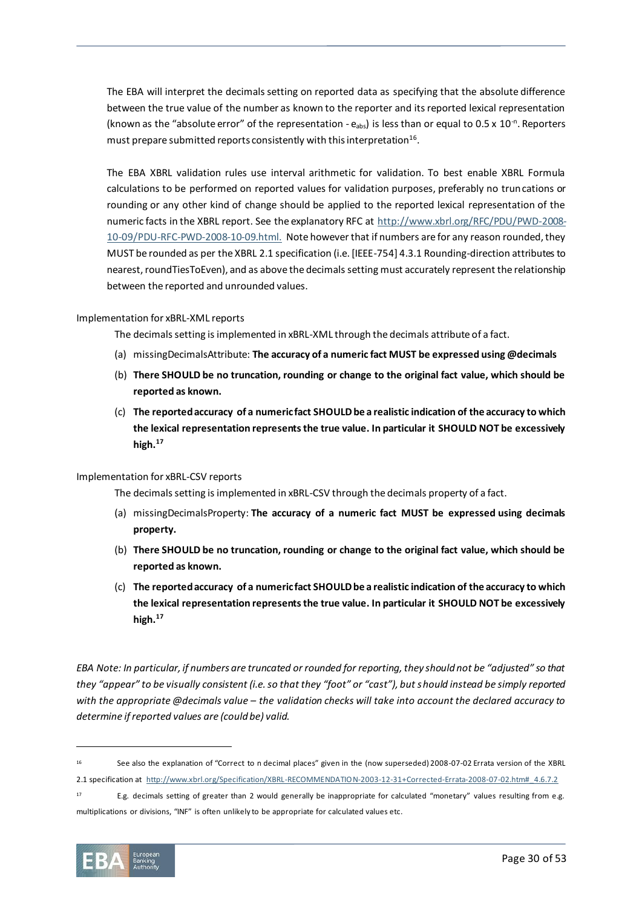The EBA will interpret the decimals setting on reported data as specifying that the absolute difference between the true value of the number as known to the reporter and its reported lexical representation (known as the "absolute error" of the representation - $e_{abs}$) is less than or equal to $0.5 \times 10^{-n}$. Reporters must prepare submitted reports consistently with this interpretation[16].

The EBA XBRL validation rules use interval arithmetic for validation. To best enable XBRL Formula calculations to be performed on reported values for validation purposes, preferably no truncations or rounding or any other kind of change should be applied to the reported lexical representation of the numeric facts in the XBRL report. See the explanatory RFC at [http://www.xbrl.org/RFC/PDU/PWD-2008-10-09/PDU-RFC-PWD-2008-10-09.html.](http://www.xbrl.org/RFC/PDU/PWD-2008-10-09/PDU-RFC-PWD-2008-10-09.html) Note however that if numbers are for any reason rounded, they MUST be rounded as per the XBRL 2.1 specification (i.e. [IEEE-754] 4.3.1 Rounding-direction attributes to nearest, roundTiesToEven), and as above the decimals setting must accurately represent the relationship between the reported and unrounded values.

Implementation for xBRL-XML reports

The decimals setting is implemented in xBRL-XML through the decimals attribute of a fact.

(a) missingDecimalsAttribute: **The accuracy of a numeric fact MUST be expressed using @decimals**

(b) **There SHOULD be no truncation, rounding or change to the original fact value, which should be reported as known.**

(c) **The reported accuracy of a numeric fact SHOULD be a realistic indication of the accuracy to which the lexical representation represents the true value. In particular it SHOULD NOT be excessively high.**[17]

Implementation for xBRL-CSV reports

The decimals setting is implemented in xBRL-CSV through the decimals property of a fact.

(a) missingDecimalsProperty: **The accuracy of a numeric fact MUST be expressed using decimals property.**

(b) **There SHOULD be no truncation, rounding or change to the original fact value, which should be reported as known.**

(c) **The reported accuracy of a numeric fact SHOULD be a realistic indication of the accuracy to which the lexical representation represents the true value. In particular it SHOULD NOT be excessively high.**[17]

*EBA Note: In particular, if numbers are truncated or rounded for reporting, they should not be "adjusted" so that they "appear" to be visually consistent (i.e. so that they "foot" or "cast"), but should instead be simply reported with the appropriate @decimals value – the validation checks will take into account the declared accuracy to determine if reported values are (could be) valid.*

---

[16] See also the explanation of "Correct to n decimal places" given in the (now superseded) 2008-07-02 Errata version of the XBRL 2.1 specification at [http://www.xbrl.org/Specification/XBRL-RECOMMENDATION-2003-12-31+Corrected-Errata-2008-07-02.htm#_4.6.7.2](http://www.xbrl.org/Specification/XBRL-RECOMMENDATION-2003-12-31+Corrected-Errata-2008-07-02.htm#_4.6.7.2)

[17] E.g. decimals setting of greater than 2 would generally be inappropriate for calculated "monetary" values resulting from e.g. multiplications or divisions, "INF" is often unlikely to be appropriate for calculated values etc.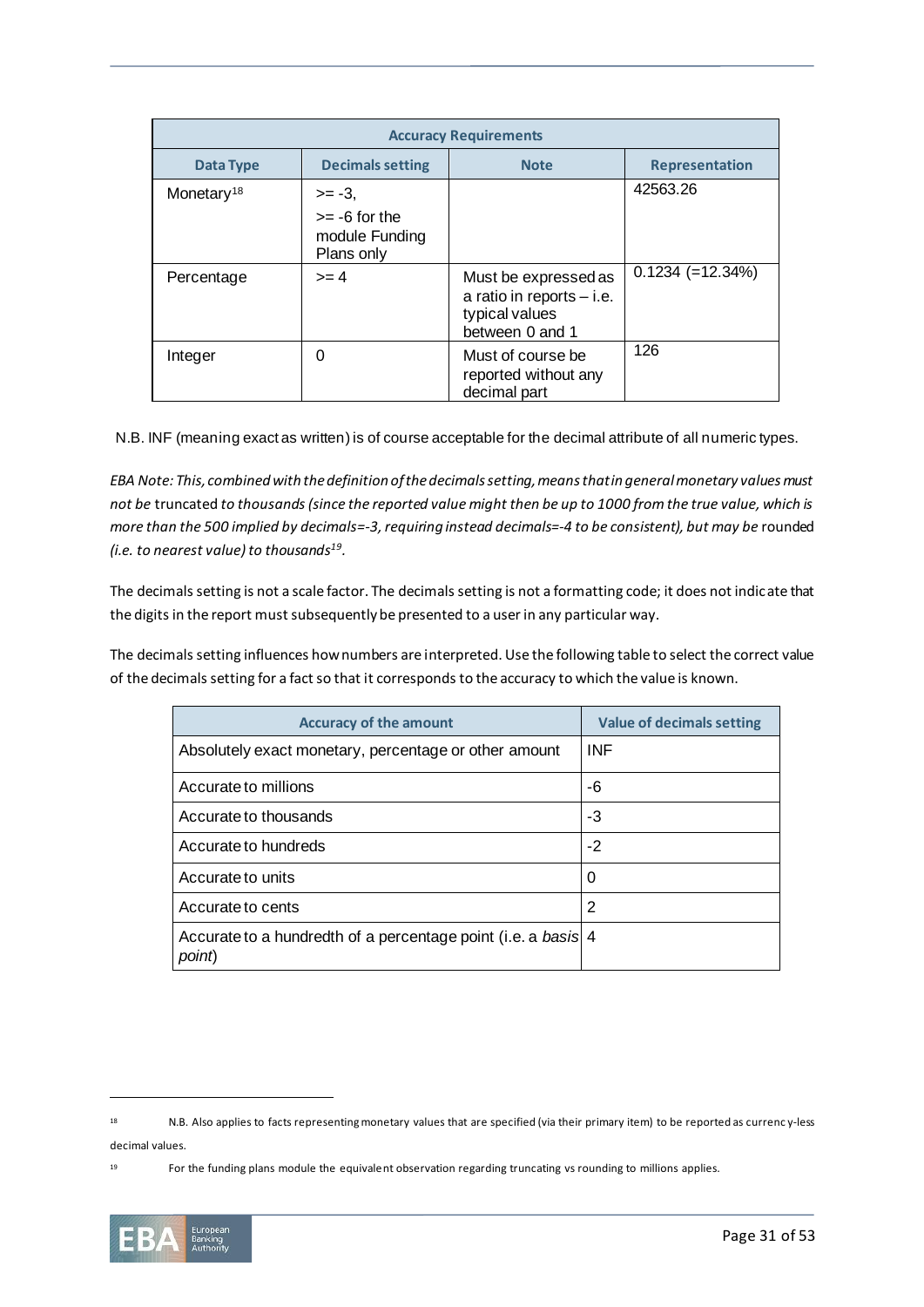| Accuracy Requirements | | | |
|---|---|---|---|
| **Data Type** | **Decimals setting** | **Note** | **Representation** |
| Monetary[18] | >= -3,<br>>= -6 for the module Funding Plans only | | 42563.26 |
| Percentage | >= 4 | Must be expressed as a ratio in reports – i.e. typical values between 0 and 1 | 0.1234 (=12.34%) |
| Integer | 0 | Must of course be reported without any decimal part | 126 |

N.B. INF (meaning exact as written) is of course acceptable for the decimal attribute of all numeric types.

*EBA Note: This, combined with the definition of the decimals setting, means that in general monetary values must not be* truncated *to thousands (since the reported value might then be up to 1000 from the true value, which is more than the 500 implied by decimals=-3, requiring instead decimals=-4 to be consistent), but may be* rounded *(i.e. to nearest value) to thousands*[19].

The decimals setting is not a scale factor. The decimals setting is not a formatting code; it does not indicate that the digits in the report must subsequently be presented to a user in any particular way.

The decimals setting influences how numbers are interpreted. Use the following table to select the correct value of the decimals setting for a fact so that it corresponds to the accuracy to which the value is known.

| Accuracy of the amount | Value of decimals setting |
|---|---|
| Absolutely exact monetary, percentage or other amount | INF |
| Accurate to millions | -6 |
| Accurate to thousands | -3 |
| Accurate to hundreds | -2 |
| Accurate to units | 0 |
| Accurate to cents | 2 |
| Accurate to a hundredth of a percentage point (i.e. a *basis point*) | 4 |

---

[18] N.B. Also applies to facts representing monetary values that are specified (via their primary item) to be reported as currency-less decimal values.

[19] For the funding plans module the equivalent observation regarding truncating vs rounding to millions applies.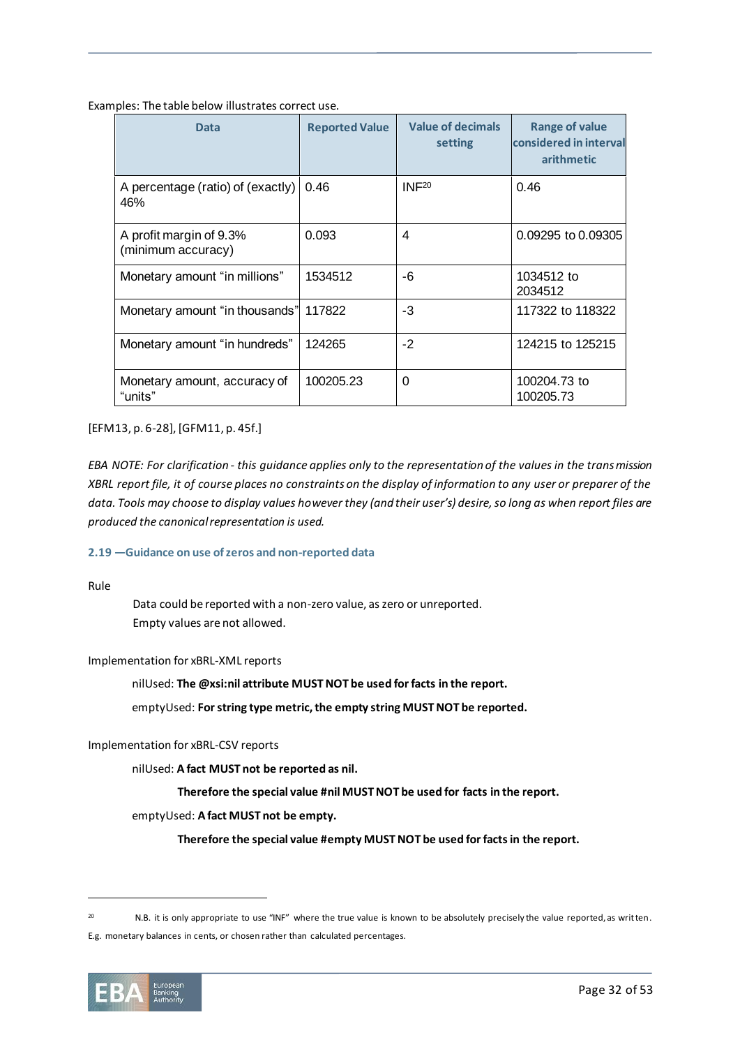Examples: The table below illustrates correct use.

| Data | Reported Value | Value of decimals setting | Range of value considered in interval arithmetic |
| --- | --- | --- | --- |
| A percentage (ratio) of (exactly) 46% | 0.46 | INF[20] | 0.46 |
| A profit margin of 9.3% (minimum accuracy) | 0.093 | 4 | 0.09295 to 0.09305 |
| Monetary amount "in millions" | 1534512 | -6 | 1034512 to 2034512 |
| Monetary amount "in thousands" | 117822 | -3 | 117322 to 118322 |
| Monetary amount "in hundreds" | 124265 | -2 | 124215 to 125215 |
| Monetary amount, accuracy of "units" | 100205.23 | 0 | 100204.73 to 100205.73 |

[EFM13, p. 6-28], [GFM11, p. 45f.]

*EBA NOTE: For clarification - this guidance applies only to the representation of the values in the transmission XBRL report file, it of course places no constraints on the display of information to any user or preparer of the data. Tools may choose to display values however they (and their user's) desire, so long as when report files are produced the canonical representation is used.*

### 2.19 —Guidance on use of zeros and non-reported data

Rule

> Data could be reported with a non-zero value, as zero or unreported.
> Empty values are not allowed.

Implementation for xBRL-XML reports

> nilUsed: **The @xsi:nil attribute MUST NOT be used for facts in the report.**
>
> emptyUsed: **For string type metric, the empty string MUST NOT be reported.**

Implementation for xBRL-CSV reports

> nilUsed: **A fact MUST not be reported as nil.**
>
> > **Therefore the special value #nil MUST NOT be used for facts in the report.**
>
> emptyUsed: **A fact MUST not be empty.**
>
> > **Therefore the special value #empty MUST NOT be used for facts in the report.**

---

[20] N.B. it is only appropriate to use "INF" where the true value is known to be absolutely precisely the value reported, as written. E.g. monetary balances in cents, or chosen rather than calculated percentages.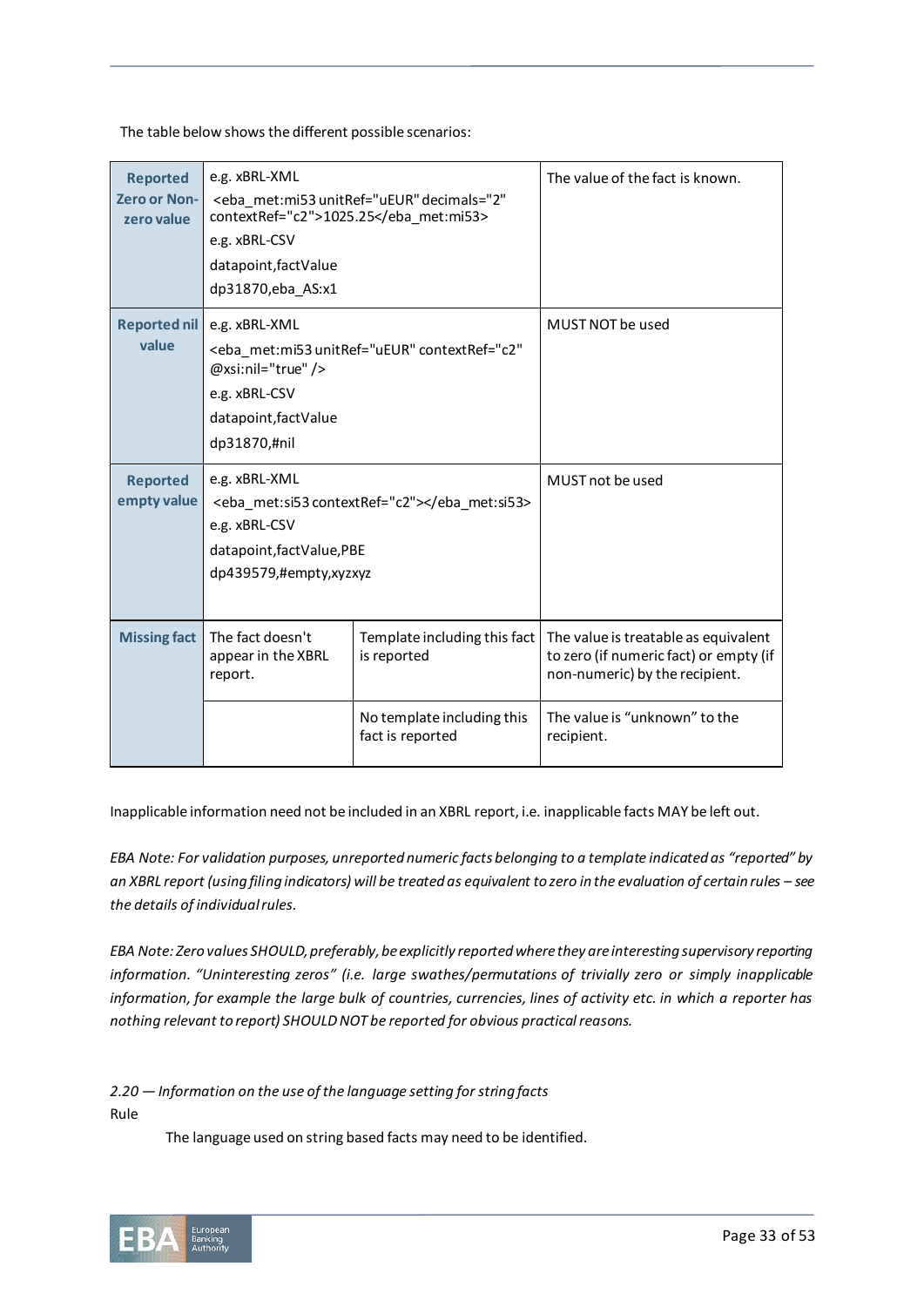The table below shows the different possible scenarios:

| | | | |
|---|---|---|---|
| **Reported Zero or Non-zero value** | e.g. xBRL-XML<br><eba_met:mi53 unitRef="uEUR" decimals="2" contextRef="c2">1025.25</eba_met:mi53><br>e.g. xBRL-CSV<br>datapoint,factValue<br>dp31870,eba_AS:x1 | | The value of the fact is known. |
| **Reported nil value** | e.g. xBRL-XML<br><eba_met:mi53 unitRef="uEUR" contextRef="c2" @xsi:nil="true" /><br>e.g. xBRL-CSV<br>datapoint,factValue<br>dp31870,#nil | | MUST NOT be used |
| **Reported empty value** | e.g. xBRL-XML<br><eba_met:si53 contextRef="c2"></eba_met:si53><br>e.g. xBRL-CSV<br>datapoint,factValue,PBE<br>dp439579,#empty,xyzxyz | | MUST not be used |
| **Missing fact** | The fact doesn't appear in the XBRL report. | Template including this fact is reported | The value is treatable as equivalent to zero (if numeric fact) or empty (if non-numeric) by the recipient. |
| | | No template including this fact is reported | The value is "unknown" to the recipient. |

Inapplicable information need not be included in an XBRL report, i.e. inapplicable facts MAY be left out.

*EBA Note: For validation purposes, unreported numeric facts belonging to a template indicated as "reported" by an XBRL report (using filing indicators) will be treated as equivalent to zero in the evaluation of certain rules – see the details of individual rules.*

*EBA Note: Zero values SHOULD, preferably, be explicitly reported where they are interesting supervisory reporting information. "Uninteresting zeros" (i.e. large swathes/permutations of trivially zero or simply inapplicable information, for example the large bulk of countries, currencies, lines of activity etc. in which a reporter has nothing relevant to report) SHOULD NOT be reported for obvious practical reasons.*

*2.20 — Information on the use of the language setting for string facts*

Rule

The language used on string based facts may need to be identified.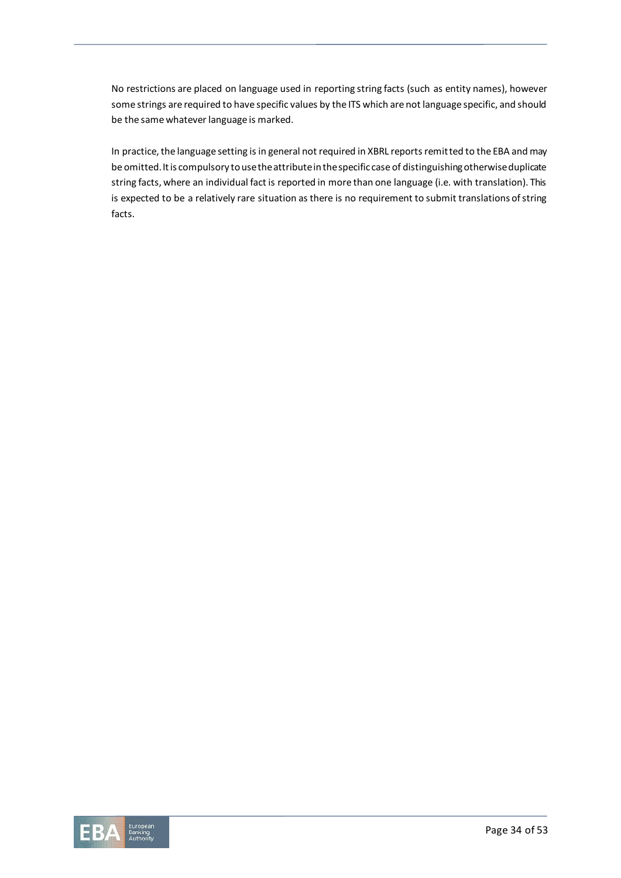No restrictions are placed on language used in reporting string facts (such as entity names), however some strings are required to have specific values by the ITS which are not language specific, and should be the same whatever language is marked.

In practice, the language setting is in general not required in XBRL reports remitted to the EBA and may be omitted. It is compulsory to use the attribute in the specific case of distinguishing otherwise duplicate string facts, where an individual fact is reported in more than one language (i.e. with translation). This is expected to be a relatively rare situation as there is no requirement to submit translations of string facts.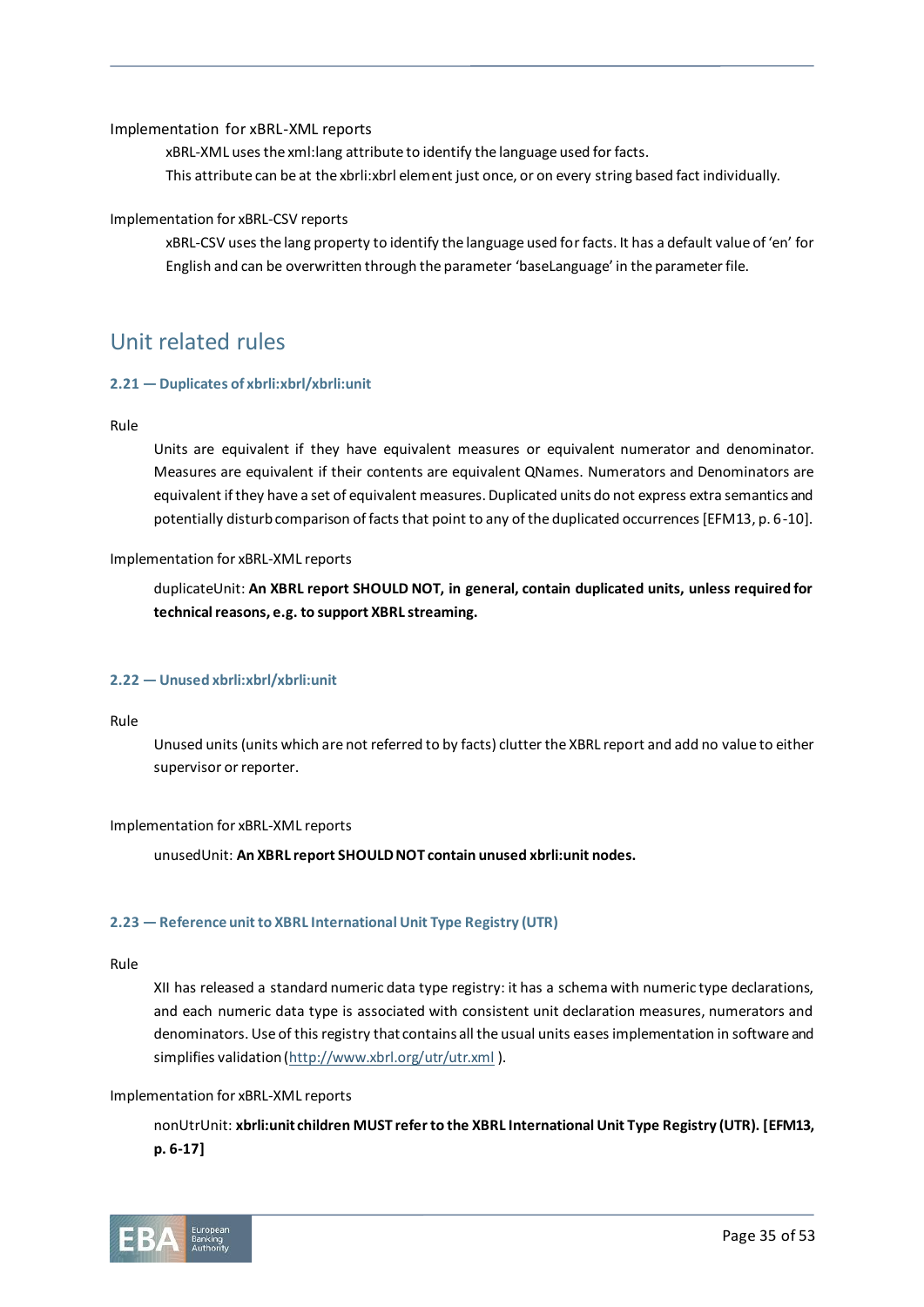Implementation for xBRL-XML reports

xBRL-XML uses the xml:lang attribute to identify the language used for facts.

This attribute can be at the xbrli:xbrl element just once, or on every string based fact individually.

Implementation for xBRL-CSV reports

xBRL-CSV uses the lang property to identify the language used for facts. It has a default value of 'en' for English and can be overwritten through the parameter 'baseLanguage' in the parameter file.

## Unit related rules

### 2.21 — Duplicates of xbrli:xbrl/xbrli:unit

Rule

Units are equivalent if they have equivalent measures or equivalent numerator and denominator. Measures are equivalent if their contents are equivalent QNames. Numerators and Denominators are equivalent if they have a set of equivalent measures. Duplicated units do not express extra semantics and potentially disturb comparison of facts that point to any of the duplicated occurrences [EFM13, p. 6-10].

Implementation for xBRL-XML reports

duplicateUnit: **An XBRL report SHOULD NOT, in general, contain duplicated units, unless required for technical reasons, e.g. to support XBRL streaming.**

### 2.22 — Unused xbrli:xbrl/xbrli:unit

Rule

Unused units (units which are not referred to by facts) clutter the XBRL report and add no value to either supervisor or reporter.

Implementation for xBRL-XML reports

unusedUnit: **An XBRL report SHOULD NOT contain unused xbrli:unit nodes.**

### 2.23 — Reference unit to XBRL International Unit Type Registry (UTR)

Rule

XII has released a standard numeric data type registry: it has a schema with numeric type declarations, and each numeric data type is associated with consistent unit declaration measures, numerators and denominators. Use of this registry that contains all the usual units eases implementation in software and simplifies validation (http://www.xbrl.org/utr/utr.xml ).

Implementation for xBRL-XML reports

nonUtrUnit: **xbrli:unit children MUST refer to the XBRL International Unit Type Registry (UTR). [EFM13, p. 6-17]**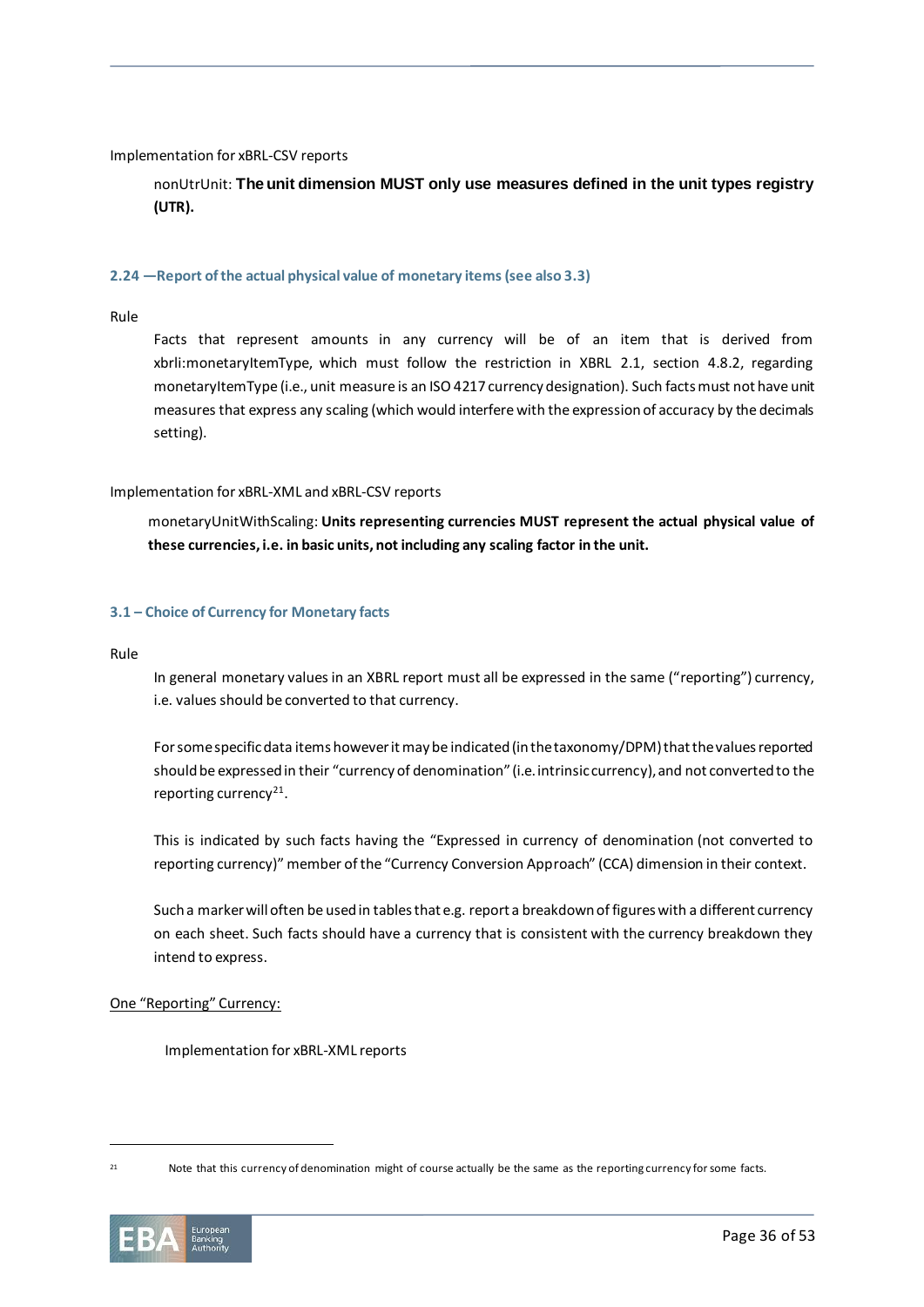Implementation for xBRL-CSV reports

> nonUtrUnit: **The unit dimension MUST only use measures defined in the unit types registry (UTR).**

### 2.24 —Report of the actual physical value of monetary items (see also 3.3)

Rule

> Facts that represent amounts in any currency will be of an item that is derived from xbrli:monetaryItemType, which must follow the restriction in XBRL 2.1, section 4.8.2, regarding monetaryItemType (i.e., unit measure is an ISO 4217 currency designation). Such facts must not have unit measures that express any scaling (which would interfere with the expression of accuracy by the decimals setting).

Implementation for xBRL-XML and xBRL-CSV reports

> monetaryUnitWithScaling: **Units representing currencies MUST represent the actual physical value of these currencies, i.e. in basic units, not including any scaling factor in the unit.**

### 3.1 – Choice of Currency for Monetary facts

Rule

> In general monetary values in an XBRL report must all be expressed in the same ("reporting") currency, i.e. values should be converted to that currency.
>
> For some specific data items however it may be indicated (in the taxonomy/DPM) that the values reported should be expressed in their "currency of denomination" (i.e. intrinsic currency), and not converted to the reporting currency[21].
>
> This is indicated by such facts having the "Expressed in currency of denomination (not converted to reporting currency)" member of the "Currency Conversion Approach" (CCA) dimension in their context.
>
> Such a marker will often be used in tables that e.g. report a breakdown of figures with a different currency on each sheet. Such facts should have a currency that is consistent with the currency breakdown they intend to express.

<u>One "Reporting" Currency:</u>

Implementation for xBRL-XML reports

[21] Note that this currency of denomination might of course actually be the same as the reporting currency for some facts.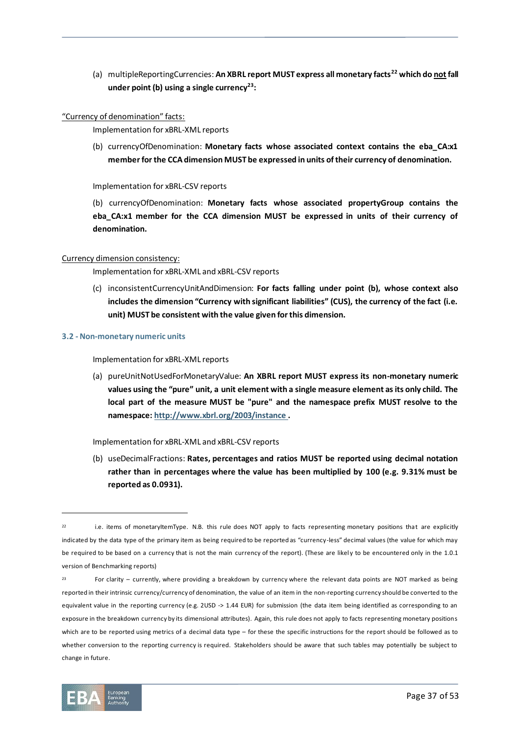(a) multipleReportingCurrencies: **An XBRL report MUST express all monetary facts[22] which do not fall under point (b) using a single currency[23]:**

"Currency of denomination" facts:

Implementation for xBRL-XML reports

(b) currencyOfDenomination: **Monetary facts whose associated context contains the eba_CA:x1 member for the CCA dimension MUST be expressed in units of their currency of denomination.**

Implementation for xBRL-CSV reports

(b) currencyOfDenomination: **Monetary facts whose associated propertyGroup contains the eba_CA:x1 member for the CCA dimension MUST be expressed in units of their currency of denomination.**

Currency dimension consistency:

Implementation for xBRL-XML and xBRL-CSV reports

(c) inconsistentCurrencyUnitAndDimension: **For facts falling under point (b), whose context also includes the dimension "Currency with significant liabilities" (CUS), the currency of the fact (i.e. unit) MUST be consistent with the value given for this dimension.**

### 3.2 - Non-monetary numeric units

Implementation for xBRL-XML reports

(a) pureUnitNotUsedForMonetaryValue: **An XBRL report MUST express its non-monetary numeric values using the "pure" unit, a unit element with a single measure element as its only child. The local part of the measure MUST be "pure" and the namespace prefix MUST resolve to the namespace: [http://www.xbrl.org/2003/instance](http://www.xbrl.org/2003/instance) .**

Implementation for xBRL-XML and xBRL-CSV reports

(b) useDecimalFractions: **Rates, percentages and ratios MUST be reported using decimal notation rather than in percentages where the value has been multiplied by 100 (e.g. 9.31% must be reported as 0.0931).**

---

[22] i.e. items of monetaryItemType. N.B. this rule does NOT apply to facts representing monetary positions that are explicitly indicated by the data type of the primary item as being required to be reported as "currency-less" decimal values (the value for which may be required to be based on a currency that is not the main currency of the report). (These are likely to be encountered only in the 1.0.1 version of Benchmarking reports)

[23] For clarity – currently, where providing a breakdown by currency where the relevant data points are NOT marked as being reported in their intrinsic currency/currency of denomination, the value of an item in the non-reporting currency should be converted to the equivalent value in the reporting currency (e.g. 2USD -> 1.44 EUR) for submission (the data item being identified as corresponding to an exposure in the breakdown currency by its dimensional attributes). Again, this rule does not apply to facts representing monetary positions which are to be reported using metrics of a decimal data type – for these the specific instructions for the report should be followed as to whether conversion to the reporting currency is required. Stakeholders should be aware that such tables may potentially be subject to change in future.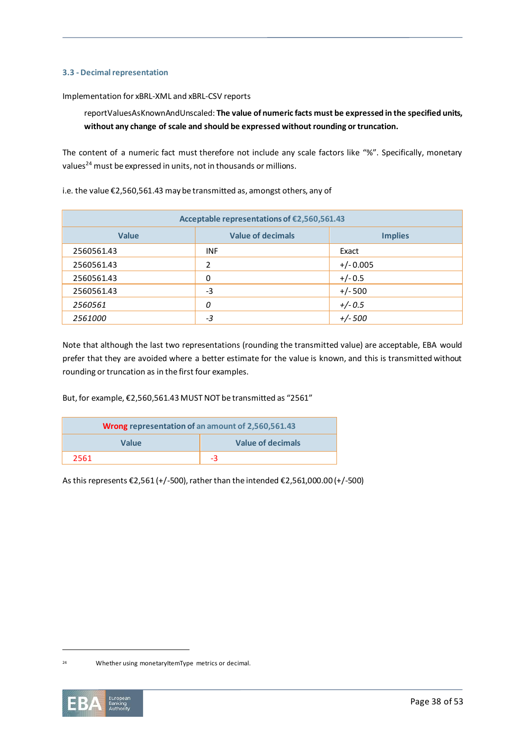### 3.3 - Decimal representation

Implementation for xBRL-XML and xBRL-CSV reports

> reportValuesAsKnownAndUnscaled: **The value of numeric facts must be expressed in the specified units, without any change of scale and should be expressed without rounding or truncation.**

The content of a numeric fact must therefore not include any scale factors like "%". Specifically, monetary values[24] must be expressed in units, not in thousands or millions.

i.e. the value €2,560,561.43 may be transmitted as, amongst others, any of

| Acceptable representations of €2,560,561.43 | | |
|---|---|---|
| **Value** | **Value of decimals** | **Implies** |
| 2560561.43 | INF | Exact |
| 2560561.43 | 2 | +/- 0.005 |
| 2560561.43 | 0 | +/- 0.5 |
| 2560561.43 | -3 | +/- 500 |
| *2560561* | *0* | *+/- 0.5* |
| *2561000* | *-3* | *+/- 500* |

Note that although the last two representations (rounding the transmitted value) are acceptable, EBA would prefer that they are avoided where a better estimate for the value is known, and this is transmitted without rounding or truncation as in the first four examples.

But, for example, €2,560,561.43 MUST NOT be transmitted as "2561"

| Wrong representation of an amount of 2,560,561.43 | |
|---|---|
| **Value** | **Value of decimals** |
| 2561 | -3 |

As this represents €2,561 (+/-500), rather than the intended €2,561,000.00 (+/-500)

[24] Whether using monetaryItemType metrics or decimal.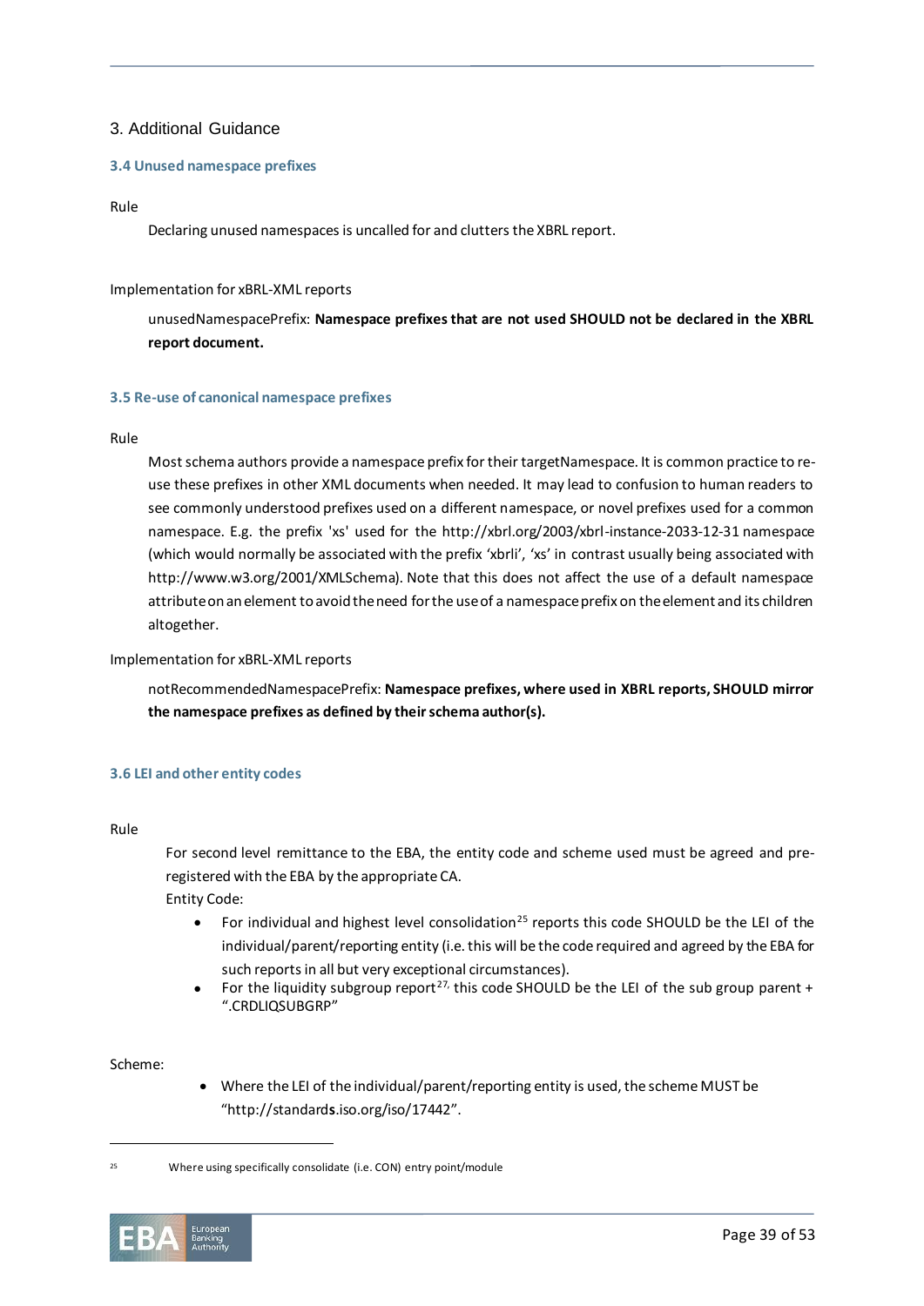## 3. Additional Guidance

### 3.4 Unused namespace prefixes

Rule

Declaring unused namespaces is uncalled for and clutters the XBRL report.

Implementation for xBRL-XML reports

unusedNamespacePrefix: **Namespace prefixes that are not used SHOULD not be declared in the XBRL report document.**

### 3.5 Re-use of canonical namespace prefixes

Rule

Most schema authors provide a namespace prefix for their targetNamespace. It is common practice to re-use these prefixes in other XML documents when needed. It may lead to confusion to human readers to see commonly understood prefixes used on a different namespace, or novel prefixes used for a common namespace. E.g. the prefix 'xs' used for the http://xbrl.org/2003/xbrl-instance-2033-12-31 namespace (which would normally be associated with the prefix 'xbrli', 'xs' in contrast usually being associated with http://www.w3.org/2001/XMLSchema). Note that this does not affect the use of a default namespace attribute on an element to avoid the need for the use of a namespace prefix on the element and its children altogether.

Implementation for xBRL-XML reports

notRecommendedNamespacePrefix: **Namespace prefixes, where used in XBRL reports, SHOULD mirror the namespace prefixes as defined by their schema author(s).**

### 3.6 LEI and other entity codes

Rule

For second level remittance to the EBA, the entity code and scheme used must be agreed and pre-registered with the EBA by the appropriate CA.

Entity Code:

- For individual and highest level consolidation[25] reports this code SHOULD be the LEI of the individual/parent/reporting entity (i.e. this will be the code required and agreed by the EBA for such reports in all but very exceptional circumstances).
- For the liquidity subgroup report[27,] this code SHOULD be the LEI of the sub group parent + ".CRDLIQSUBGRP"

Scheme:

- Where the LEI of the individual/parent/reporting entity is used, the scheme MUST be "http://standards.iso.org/iso/17442".

[25] Where using specifically consolidate (i.e. CON) entry point/module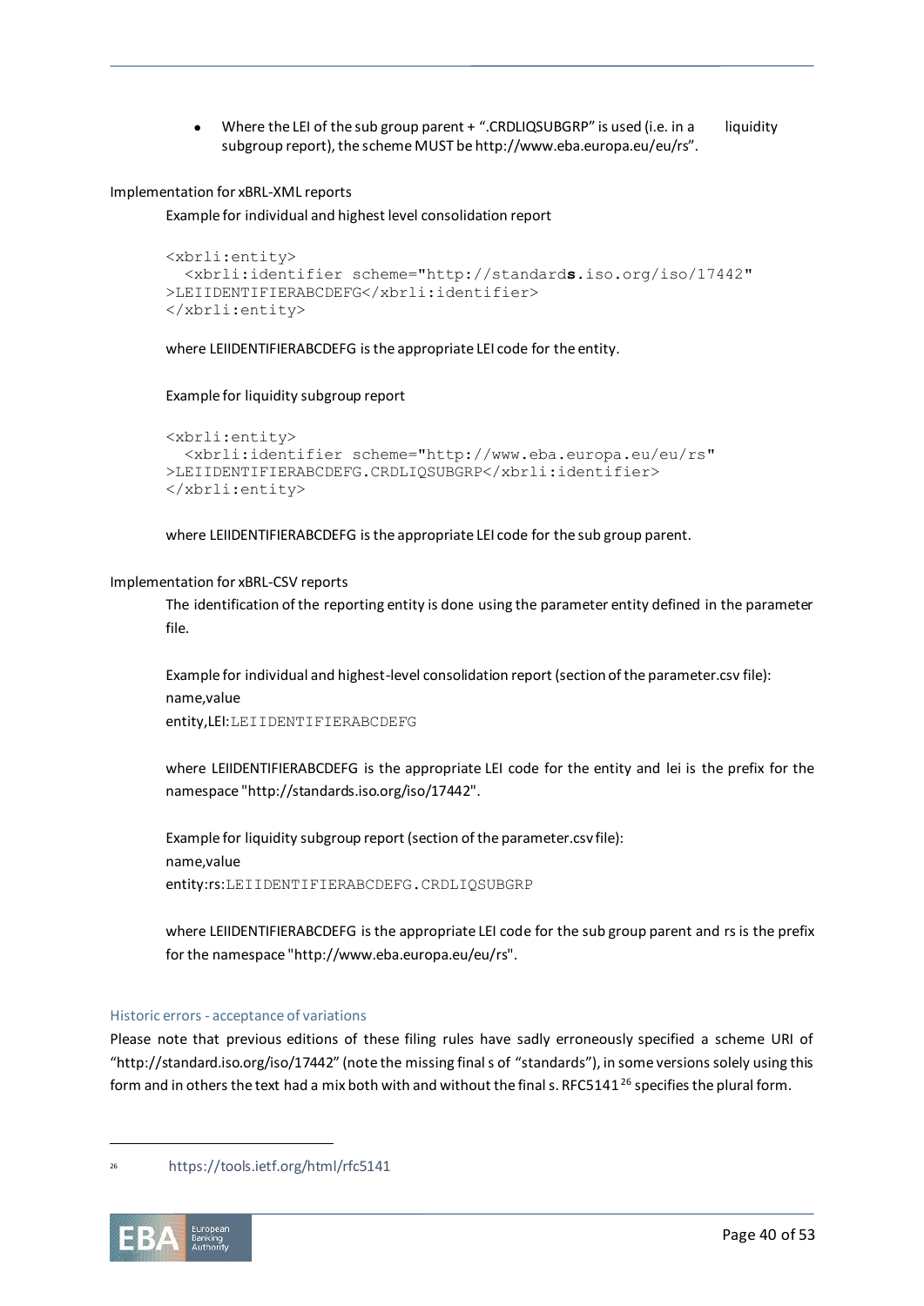- Where the LEI of the sub group parent + ".CRDLIQSUBGRP" is used (i.e. in a liquidity subgroup report), the scheme MUST be http://www.eba.europa.eu/eu/rs".

Implementation for xBRL-XML reports

Example for individual and highest level consolidation report

```
<xbrli:entity>
  <xbrli:identifier scheme="http://standards.iso.org/iso/17442"
>LEIIDENTIFIERABCDEFG</xbrli:identifier>
</xbrli:entity>
```

where LEIIDENTIFIERABCDEFG is the appropriate LEI code for the entity.

Example for liquidity subgroup report

```
<xbrli:entity>
  <xbrli:identifier scheme="http://www.eba.europa.eu/eu/rs"
>LEIIDENTIFIERABCDEFG.CRDLIQSUBGRP</xbrli:identifier>
</xbrli:entity>
```

where LEIIDENTIFIERABCDEFG is the appropriate LEI code for the sub group parent.

Implementation for xBRL-CSV reports

The identification of the reporting entity is done using the parameter entity defined in the parameter file.

Example for individual and highest-level consolidation report (section of the parameter.csv file):

```
name,value
entity,LEI:LEIIDENTIFIERABCDEFG
```

where LEIIDENTIFIERABCDEFG is the appropriate LEI code for the entity and lei is the prefix for the namespace "http://standards.iso.org/iso/17442".

Example for liquidity subgroup report (section of the parameter.csv file):

```
name,value
entity:rs:LEIIDENTIFIERABCDEFG.CRDLIQSUBGRP
```

where LEIIDENTIFIERABCDEFG is the appropriate LEI code for the sub group parent and rs is the prefix for the namespace "http://www.eba.europa.eu/eu/rs".

#### Historic errors - acceptance of variations

Please note that previous editions of these filing rules have sadly erroneously specified a scheme URI of "http://standard.iso.org/iso/17442" (note the missing final s of "standards"), in some versions solely using this form and in others the text had a mix both with and without the final s. RFC5141[26] specifies the plural form.

[26] https://tools.ietf.org/html/rfc5141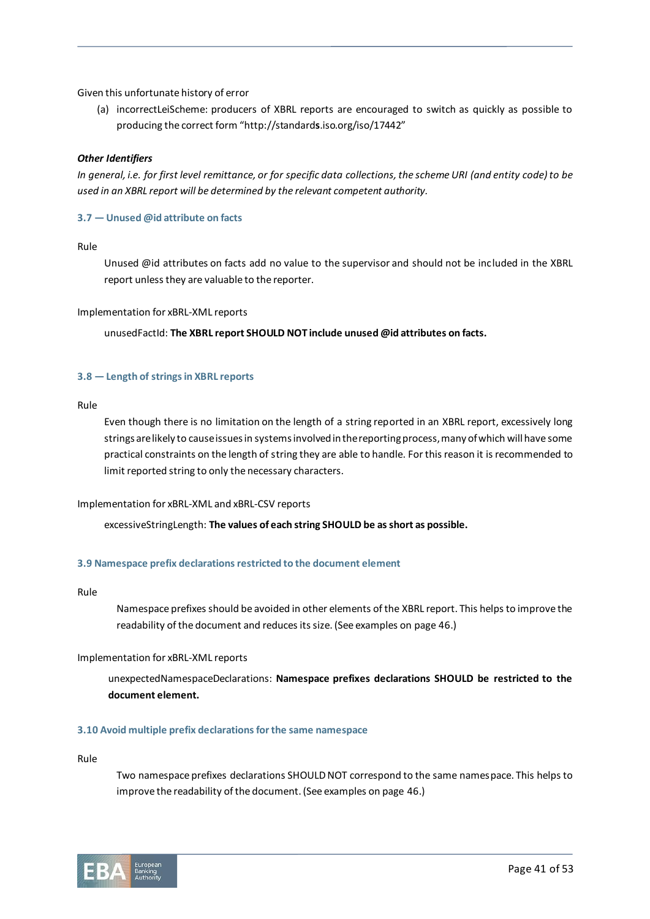Given this unfortunate history of error

(a) incorrectLeiScheme: producers of XBRL reports are encouraged to switch as quickly as possible to producing the correct form “http://standards.iso.org/iso/17442”

***Other Identifiers***

*In general, i.e. for first level remittance, or for specific data collections, the scheme URI (and entity code) to be used in an XBRL report will be determined by the relevant competent authority.*

### 3.7 — Unused @id attribute on facts

Rule

Unused @id attributes on facts add no value to the supervisor and should not be included in the XBRL report unless they are valuable to the reporter.

Implementation for xBRL-XML reports

unusedFactId: **The XBRL report SHOULD NOT include unused @id attributes on facts.**

### 3.8 — Length of strings in XBRL reports

Rule

Even though there is no limitation on the length of a string reported in an XBRL report, excessively long strings are likely to cause issues in systems involved in the reporting process, many of which will have some practical constraints on the length of string they are able to handle. For this reason it is recommended to limit reported string to only the necessary characters.

Implementation for xBRL-XML and xBRL-CSV reports

excessiveStringLength: **The values of each string SHOULD be as short as possible.**

### 3.9 Namespace prefix declarations restricted to the document element

Rule

Namespace prefixes should be avoided in other elements of the XBRL report. This helps to improve the readability of the document and reduces its size. (See examples on page 46.)

Implementation for xBRL-XML reports

unexpectedNamespaceDeclarations: **Namespace prefixes declarations SHOULD be restricted to the document element.**

### 3.10 Avoid multiple prefix declarations for the same namespace

Rule

Two namespace prefixes declarations SHOULD NOT correspond to the same namespace. This helps to improve the readability of the document. (See examples on page 46.)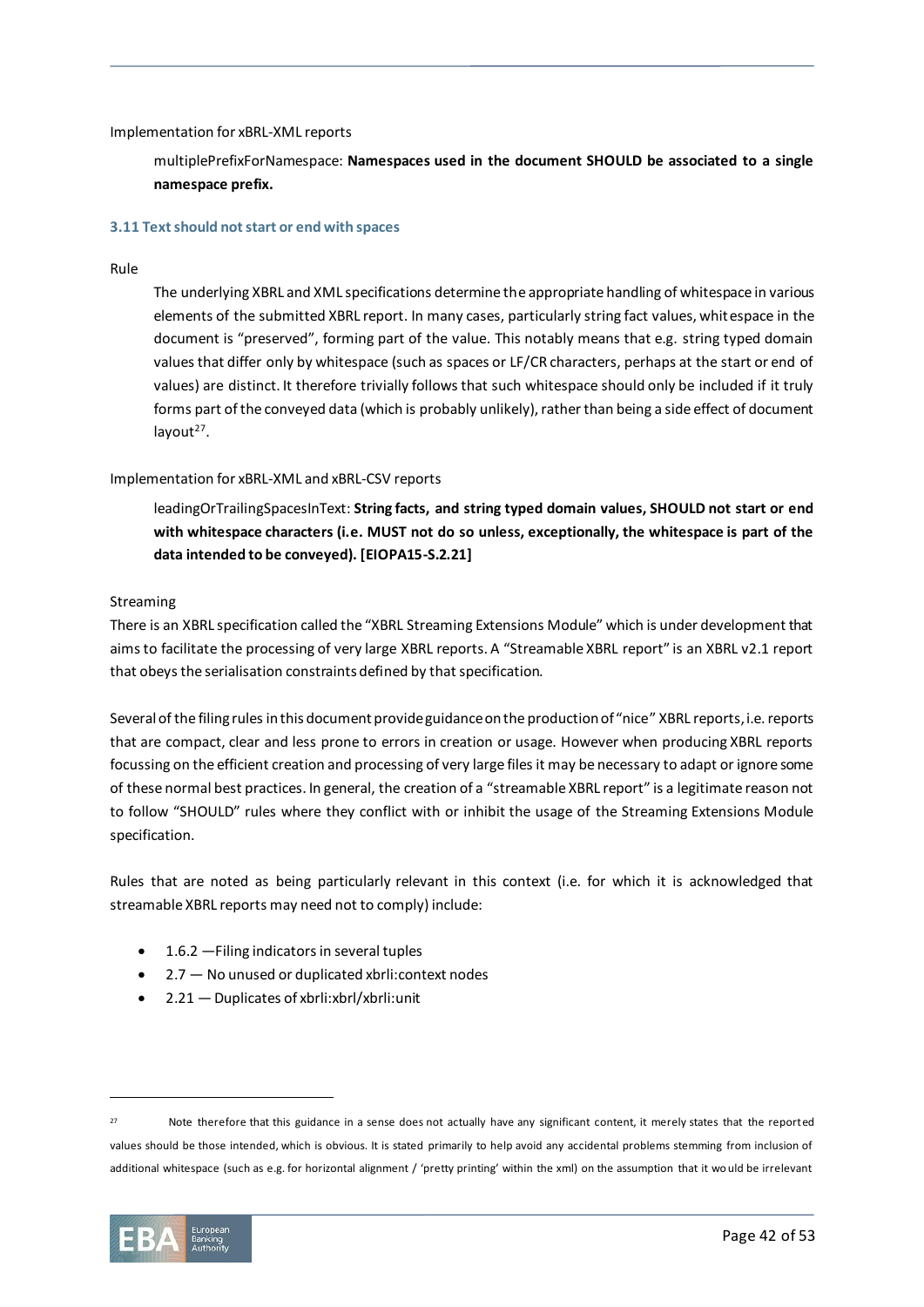Implementation for xBRL-XML reports

multiplePrefixForNamespace: **Namespaces used in the document SHOULD be associated to a single namespace prefix.**

### 3.11 Text should not start or end with spaces

Rule

The underlying XBRL and XML specifications determine the appropriate handling of whitespace in various elements of the submitted XBRL report. In many cases, particularly string fact values, whitespace in the document is "preserved", forming part of the value. This notably means that e.g. string typed domain values that differ only by whitespace (such as spaces or LF/CR characters, perhaps at the start or end of values) are distinct. It therefore trivially follows that such whitespace should only be included if it truly forms part of the conveyed data (which is probably unlikely), rather than being a side effect of document layout[27].

Implementation for xBRL-XML and xBRL-CSV reports

leadingOrTrailingSpacesInText: **String facts, and string typed domain values, SHOULD not start or end with whitespace characters (i.e. MUST not do so unless, exceptionally, the whitespace is part of the data intended to be conveyed). [EIOPA15-S.2.21]**

Streaming

There is an XBRL specification called the "XBRL Streaming Extensions Module" which is under development that aims to facilitate the processing of very large XBRL reports. A "Streamable XBRL report" is an XBRL v2.1 report that obeys the serialisation constraints defined by that specification.

Several of the filing rules in this document provide guidance on the production of "nice" XBRL reports, i.e. reports that are compact, clear and less prone to errors in creation or usage. However when producing XBRL reports focussing on the efficient creation and processing of very large files it may be necessary to adapt or ignore some of these normal best practices. In general, the creation of a "streamable XBRL report" is a legitimate reason not to follow "SHOULD" rules where they conflict with or inhibit the usage of the Streaming Extensions Module specification.

Rules that are noted as being particularly relevant in this context (i.e. for which it is acknowledged that streamable XBRL reports may need not to comply) include:

- 1.6.2 —Filing indicators in several tuples
- 2.7 — No unused or duplicated xbrli:context nodes
- 2.21 — Duplicates of xbrli:xbrl/xbrli:unit

---

[27] Note therefore that this guidance in a sense does not actually have any significant content, it merely states that the reported values should be those intended, which is obvious. It is stated primarily to help avoid any accidental problems stemming from inclusion of additional whitespace (such as e.g. for horizontal alignment / 'pretty printing' within the xml) on the assumption that it would be irrelevant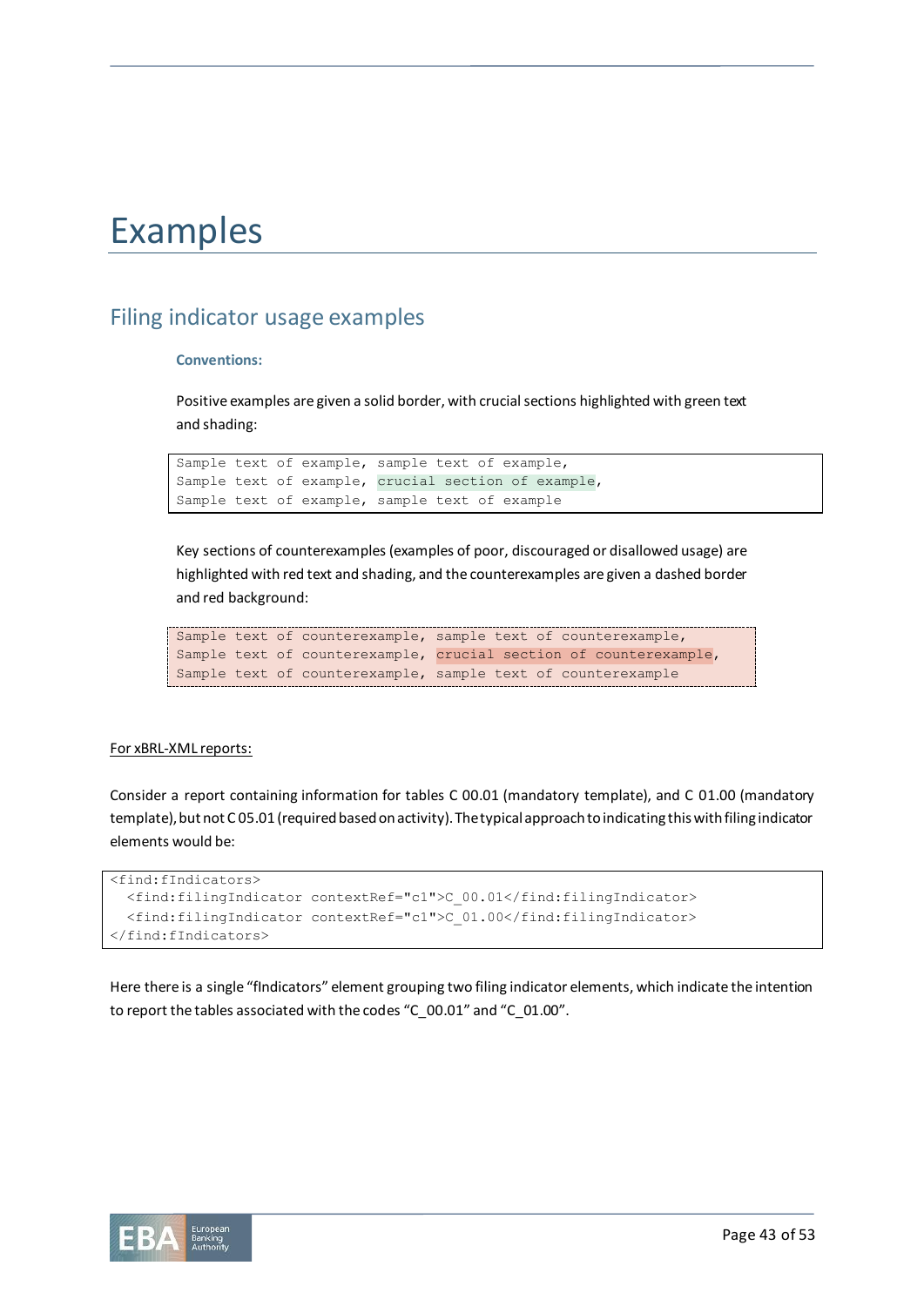# Examples

## Filing indicator usage examples

**Conventions:**

Positive examples are given a solid border, with crucial sections highlighted with green text and shading:

```
Sample text of example, sample text of example,
Sample text of example, crucial section of example,
Sample text of example, sample text of example
```

Key sections of counterexamples (examples of poor, discouraged or disallowed usage) are highlighted with red text and shading, and the counterexamples are given a dashed border and red background:

```
Sample text of counterexample, sample text of counterexample,
Sample text of counterexample, crucial section of counterexample,
Sample text of counterexample, sample text of counterexample
```

For xBRL-XML reports:

Consider a report containing information for tables C 00.01 (mandatory template), and C 01.00 (mandatory template), but not C 05.01 (required based on activity). The typical approach to indicating this with filing indicator elements would be:

```
<find:fIndicators>
  <find:filingIndicator contextRef="c1">C_00.01</find:filingIndicator>
  <find:filingIndicator contextRef="c1">C_01.00</find:filingIndicator>
</find:fIndicators>
```

Here there is a single "fIndicators" element grouping two filing indicator elements, which indicate the intention to report the tables associated with the codes "C_00.01" and "C_01.00".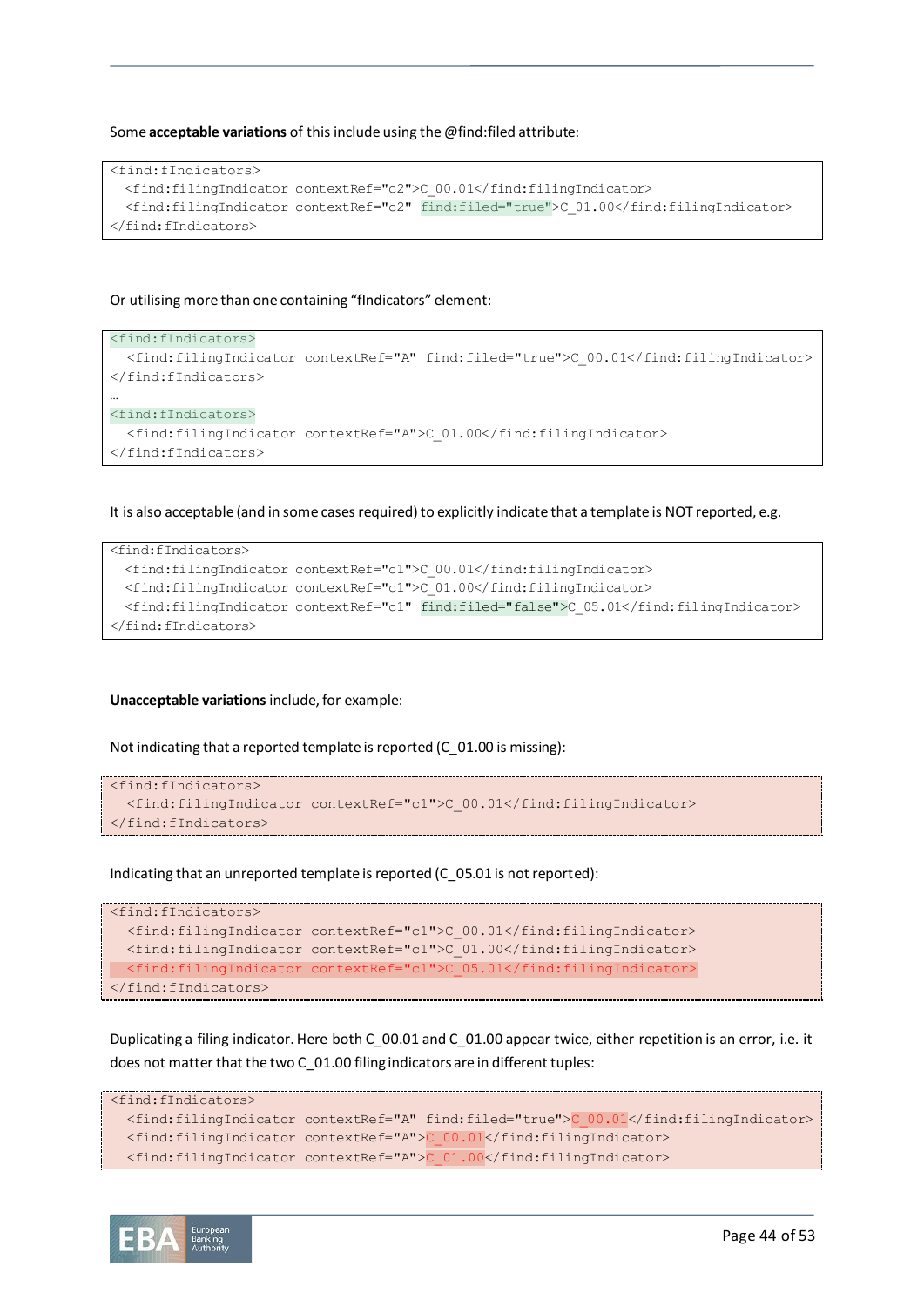Some **acceptable variations** of this include using the @find:filed attribute:

```
<find:fIndicators>
  <find:filingIndicator contextRef="c2">C_00.01</find:filingIndicator>
  <find:filingIndicator contextRef="c2" find:filed="true">C_01.00</find:filingIndicator>
</find:fIndicators>
```

Or utilising more than one containing “fIndicators” element:

```
<find:fIndicators>
  <find:filingIndicator contextRef="A" find:filed="true">C_00.01</find:filingIndicator>
</find:fIndicators>
…
<find:fIndicators>
  <find:filingIndicator contextRef="A">C_01.00</find:filingIndicator>
</find:fIndicators>
```

It is also acceptable (and in some cases required) to explicitly indicate that a template is NOT reported, e.g.

```
<find:fIndicators>
  <find:filingIndicator contextRef="c1">C_00.01</find:filingIndicator>
  <find:filingIndicator contextRef="c1">C_01.00</find:filingIndicator>
  <find:filingIndicator contextRef="c1" find:filed="false">C_05.01</find:filingIndicator>
</find:fIndicators>
```

**Unacceptable variations** include, for example:

Not indicating that a reported template is reported (C_01.00 is missing):

```
<find:fIndicators>
  <find:filingIndicator contextRef="c1">C_00.01</find:filingIndicator>
</find:fIndicators>
```

Indicating that an unreported template is reported (C_05.01 is not reported):

```
<find:fIndicators>
  <find:filingIndicator contextRef="c1">C_00.01</find:filingIndicator>
  <find:filingIndicator contextRef="c1">C_01.00</find:filingIndicator>
  <find:filingIndicator contextRef="c1">C_05.01</find:filingIndicator>
</find:fIndicators>
```

Duplicating a filing indicator. Here both C_00.01 and C_01.00 appear twice, either repetition is an error, i.e. it does not matter that the two C_01.00 filing indicators are in different tuples:

```
<find:fIndicators>
  <find:filingIndicator contextRef="A" find:filed="true">C_00.01</find:filingIndicator>
  <find:filingIndicator contextRef="A">C_00.01</find:filingIndicator>
  <find:filingIndicator contextRef="A">C_01.00</find:filingIndicator>
```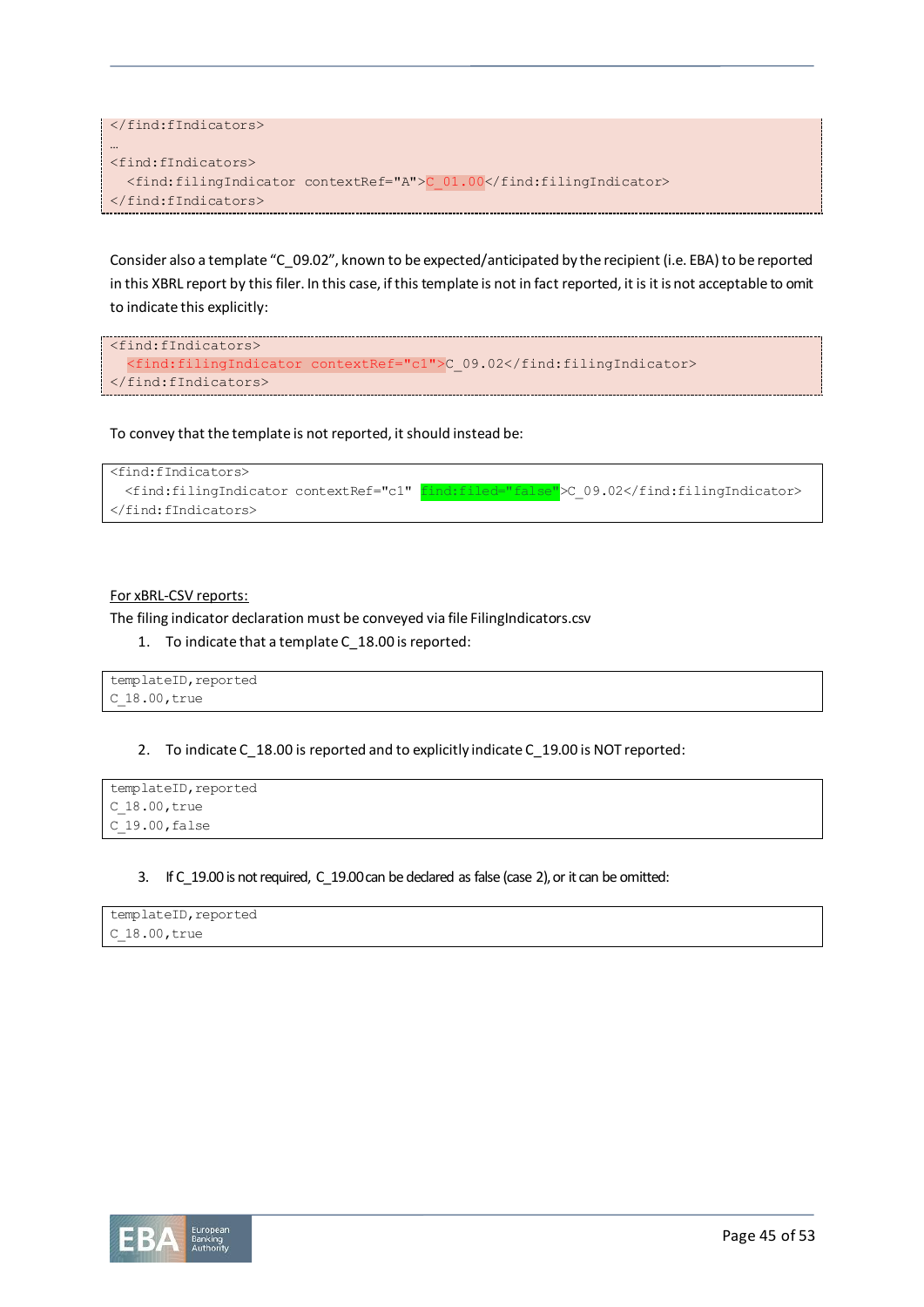```
</find:fIndicators>
…
<find:fIndicators>
  <find:filingIndicator contextRef="A">C_01.00</find:filingIndicator>
</find:fIndicators>
```

Consider also a template "C_09.02", known to be expected/anticipated by the recipient (i.e. EBA) to be reported in this XBRL report by this filer. In this case, if this template is not in fact reported, it is it is not acceptable to omit to indicate this explicitly:

```
<find:fIndicators>
  <find:filingIndicator contextRef="c1">C_09.02</find:filingIndicator>
</find:fIndicators>
```

To convey that the template is not reported, it should instead be:

```
<find:fIndicators>
  <find:filingIndicator contextRef="c1" find:filed="false">C_09.02</find:filingIndicator>
</find:fIndicators>
```

For xBRL-CSV reports:

The filing indicator declaration must be conveyed via file FilingIndicators.csv

1. To indicate that a template C_18.00 is reported:

```
templateID,reported
C_18.00,true
```

2. To indicate C_18.00 is reported and to explicitly indicate C_19.00 is NOT reported:

```
templateID,reported
C_18.00,true
C_19.00,false
```

3. If C_19.00 is not required, C_19.00 can be declared as false (case 2), or it can be omitted:

```
templateID,reported
C_18.00,true
```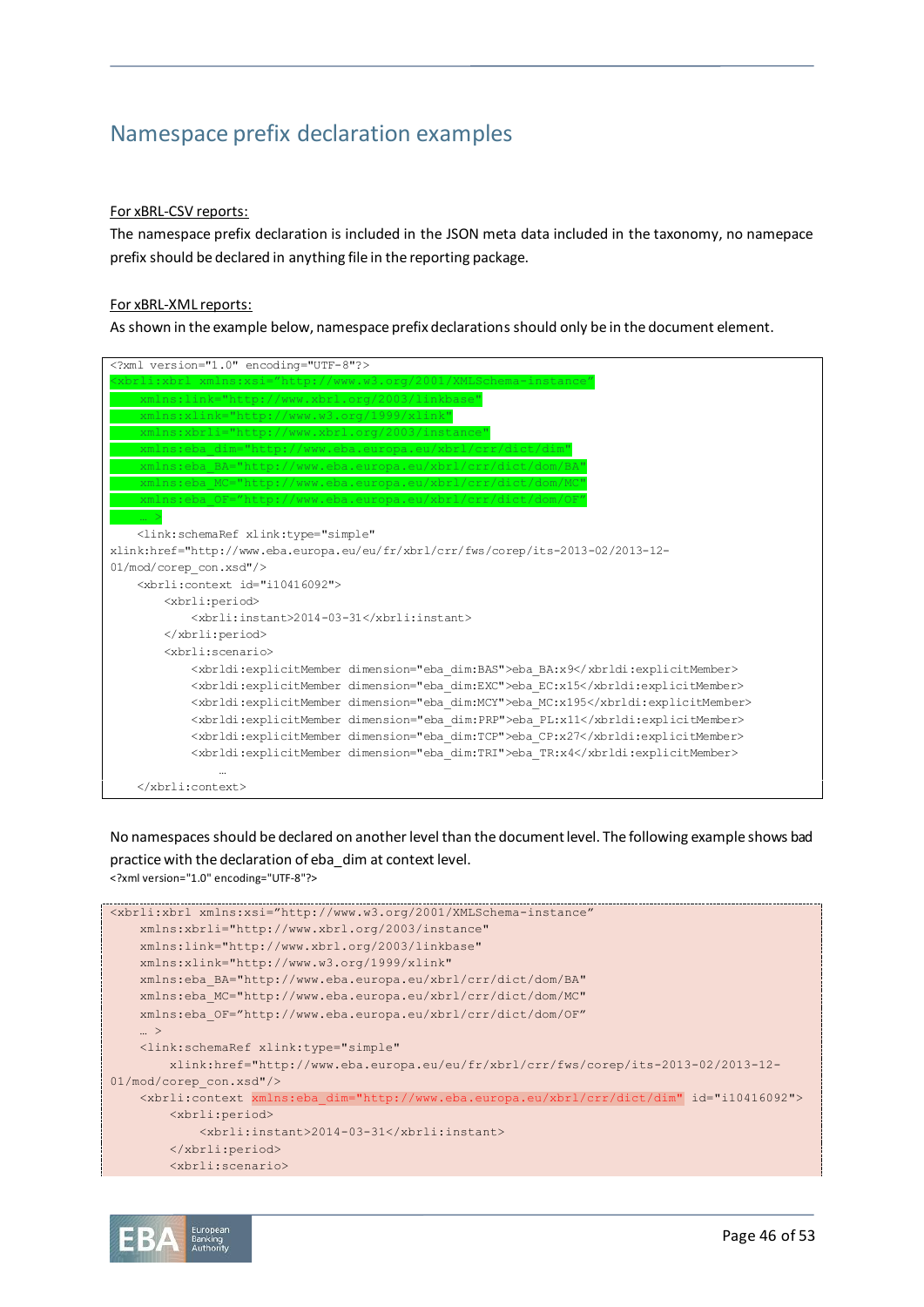## Namespace prefix declaration examples

For xBRL-CSV reports:

The namespace prefix declaration is included in the JSON meta data included in the taxonomy, no namepace prefix should be declared in anything file in the reporting package.

For xBRL-XML reports:

As shown in the example below, namespace prefix declarations should only be in the document element.

```
<?xml version="1.0" encoding="UTF-8"?>
<xbrli:xbrl xmlns:xsi="http://www.w3.org/2001/XMLSchema-instance"
    xmlns:link="http://www.xbrl.org/2003/linkbase"
    xmlns:xlink="http://www.w3.org/1999/xlink"
    xmlns:xbrli="http://www.xbrl.org/2003/instance"
    xmlns:eba_dim="http://www.eba.europa.eu/xbrl/crr/dict/dim"
    xmlns:eba_BA="http://www.eba.europa.eu/xbrl/crr/dict/dom/BA"
    xmlns:eba_MC="http://www.eba.europa.eu/xbrl/crr/dict/dom/MC"
    xmlns:eba_OF="http://www.eba.europa.eu/xbrl/crr/dict/dom/OF"
    … >
    <link:schemaRef xlink:type="simple"
xlink:href="http://www.eba.europa.eu/eu/fr/xbrl/crr/fws/corep/its-2013-02/2013-12-01/mod/corep_con.xsd"/>
    <xbrli:context id="i10416092">
        <xbrli:period>
            <xbrli:instant>2014-03-31</xbrli:instant>
        </xbrli:period>
        <xbrli:scenario>
            <xbrldi:explicitMember dimension="eba_dim:BAS">eba_BA:x9</xbrldi:explicitMember>
            <xbrldi:explicitMember dimension="eba_dim:EXC">eba_EC:x15</xbrldi:explicitMember>
            <xbrldi:explicitMember dimension="eba_dim:MCY">eba_MC:x195</xbrldi:explicitMember>
            <xbrldi:explicitMember dimension="eba_dim:PRP">eba_PL:x11</xbrldi:explicitMember>
            <xbrldi:explicitMember dimension="eba_dim:TCP">eba_CP:x27</xbrldi:explicitMember>
            <xbrldi:explicitMember dimension="eba_dim:TRI">eba_TR:x4</xbrldi:explicitMember>
                …
    </xbrli:context>
```

No namespaces should be declared on another level than the document level. The following example shows bad practice with the declaration of eba_dim at context level.

```
<?xml version="1.0" encoding="UTF-8"?>
<xbrli:xbrl xmlns:xsi="http://www.w3.org/2001/XMLSchema-instance"
    xmlns:xbrli="http://www.xbrl.org/2003/instance"
    xmlns:link="http://www.xbrl.org/2003/linkbase"
    xmlns:xlink="http://www.w3.org/1999/xlink"
    xmlns:eba_BA="http://www.eba.europa.eu/xbrl/crr/dict/dom/BA"
    xmlns:eba_MC="http://www.eba.europa.eu/xbrl/crr/dict/dom/MC"
    xmlns:eba_OF="http://www.eba.europa.eu/xbrl/crr/dict/dom/OF"
    … >
    <link:schemaRef xlink:type="simple"
        xlink:href="http://www.eba.europa.eu/eu/fr/xbrl/crr/fws/corep/its-2013-02/2013-12-01/mod/corep_con.xsd"/>
    <xbrli:context xmlns:eba_dim="http://www.eba.europa.eu/xbrl/crr/dict/dim" id="i10416092">
        <xbrli:period>
            <xbrli:instant>2014-03-31</xbrli:instant>
        </xbrli:period>
        <xbrli:scenario>
```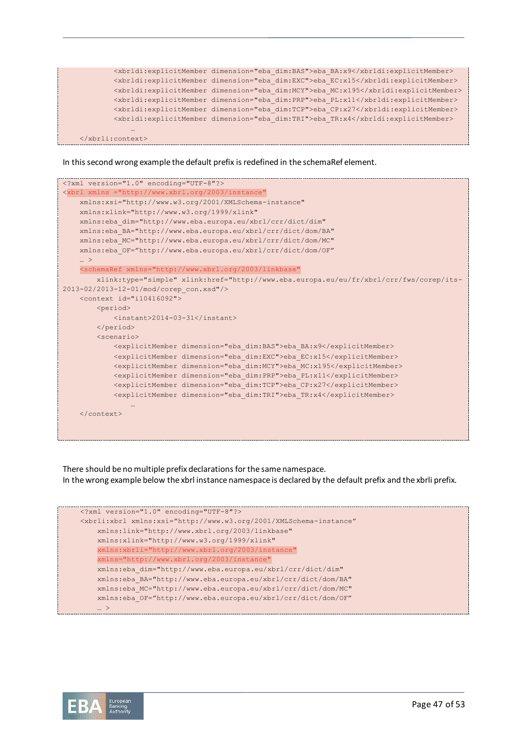```
            <xbrldi:explicitMember dimension="eba_dim:BAS">eba_BA:x9</xbrldi:explicitMember>
            <xbrldi:explicitMember dimension="eba_dim:EXC">eba_EC:x15</xbrldi:explicitMember>
            <xbrldi:explicitMember dimension="eba_dim:MCY">eba_MC:x195</xbrldi:explicitMember>
            <xbrldi:explicitMember dimension="eba_dim:PRP">eba_PL:x11</xbrldi:explicitMember>
            <xbrldi:explicitMember dimension="eba_dim:TCP">eba_CP:x27</xbrldi:explicitMember>
            <xbrldi:explicitMember dimension="eba_dim:TRI">eba_TR:x4</xbrldi:explicitMember>
                …
    </xbrli:context>
```

In this second wrong example the default prefix is redefined in the schemaRef element.

```
<?xml version="1.0" encoding="UTF-8"?>
<xbrl xmlns ="http://www.xbrl.org/2003/instance"
    xmlns:xsi="http://www.w3.org/2001/XMLSchema-instance"
    xmlns:xlink="http://www.w3.org/1999/xlink"
    xmlns:eba_dim="http://www.eba.europa.eu/xbrl/crr/dict/dim"
    xmlns:eba_BA="http://www.eba.europa.eu/xbrl/crr/dict/dom/BA"
    xmlns:eba_MC="http://www.eba.europa.eu/xbrl/crr/dict/dom/MC"
    xmlns:eba_OF="http://www.eba.europa.eu/xbrl/crr/dict/dom/OF"
    … >
    <schemaRef xmlns="http://www.xbrl.org/2003/linkbase"
        xlink:type="simple" xlink:href="http://www.eba.europa.eu/eu/fr/xbrl/crr/fws/corep/its-2013-02/2013-12-01/mod/corep_con.xsd"/>
    <context id="i10416092">
        <period>
            <instant>2014-03-31</instant>
        </period>
        <scenario>
            <explicitMember dimension="eba_dim:BAS">eba_BA:x9</explicitMember>
            <explicitMember dimension="eba_dim:EXC">eba_EC:x15</explicitMember>
            <explicitMember dimension="eba_dim:MCY">eba_MC:x195</explicitMember>
            <explicitMember dimension="eba_dim:PRP">eba_PL:x11</explicitMember>
            <explicitMember dimension="eba_dim:TCP">eba_CP:x27</explicitMember>
            <explicitMember dimension="eba_dim:TRI">eba_TR:x4</explicitMember>
                …
    </context>
```

There should be no multiple prefix declarations for the same namespace.
In the wrong example below the xbrl instance namespace is declared by the default prefix and the xbrli prefix.

```
    <?xml version="1.0" encoding="UTF-8"?>
    <xbrli:xbrl xmlns:xsi="http://www.w3.org/2001/XMLSchema-instance"
        xmlns:link="http://www.xbrl.org/2003/linkbase"
        xmlns:xlink="http://www.w3.org/1999/xlink"
        xmlns:xbrli="http://www.xbrl.org/2003/instance"
        xmlns="http://www.xbrl.org/2003/instance"
        xmlns:eba_dim="http://www.eba.europa.eu/xbrl/crr/dict/dim"
        xmlns:eba_BA="http://www.eba.europa.eu/xbrl/crr/dict/dom/BA"
        xmlns:eba_MC="http://www.eba.europa.eu/xbrl/crr/dict/dom/MC"
        xmlns:eba_OF="http://www.eba.europa.eu/xbrl/crr/dict/dom/OF"
        … >
```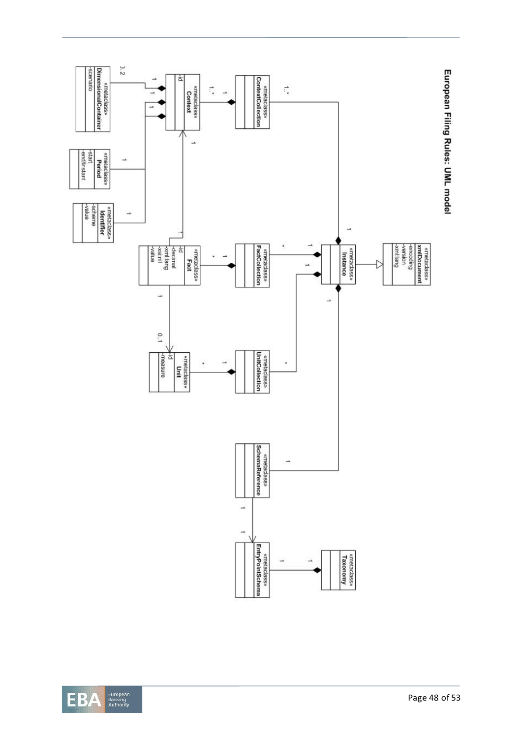# European Filing Rules: UML model

«metaclass» **xmlDocument**
- -encoding
- -version
- -xml:lang

«metaclass» **Instance**

«metaclass» **ContextCollection**

«metaclass» **Context**
- -id

«metaclass» **DimensionalContainer**
- -scenario

«metaclass» **Period**
- -start
- -end/instant

«metaclass» **Identifier**
- -scheme
- -value

«metaclass» **FactCollection**

«metaclass» **Fact**
- -id
- -decimal
- -xml:lang
- -xsi:nil
- -value

«metaclass» **UnitCollection**

«metaclass» **Unit**
- -id
- -measure

«metaclass» **SchemaReference**

«metaclass» **EntryPointSchema**

«metaclass» **Taxonomy**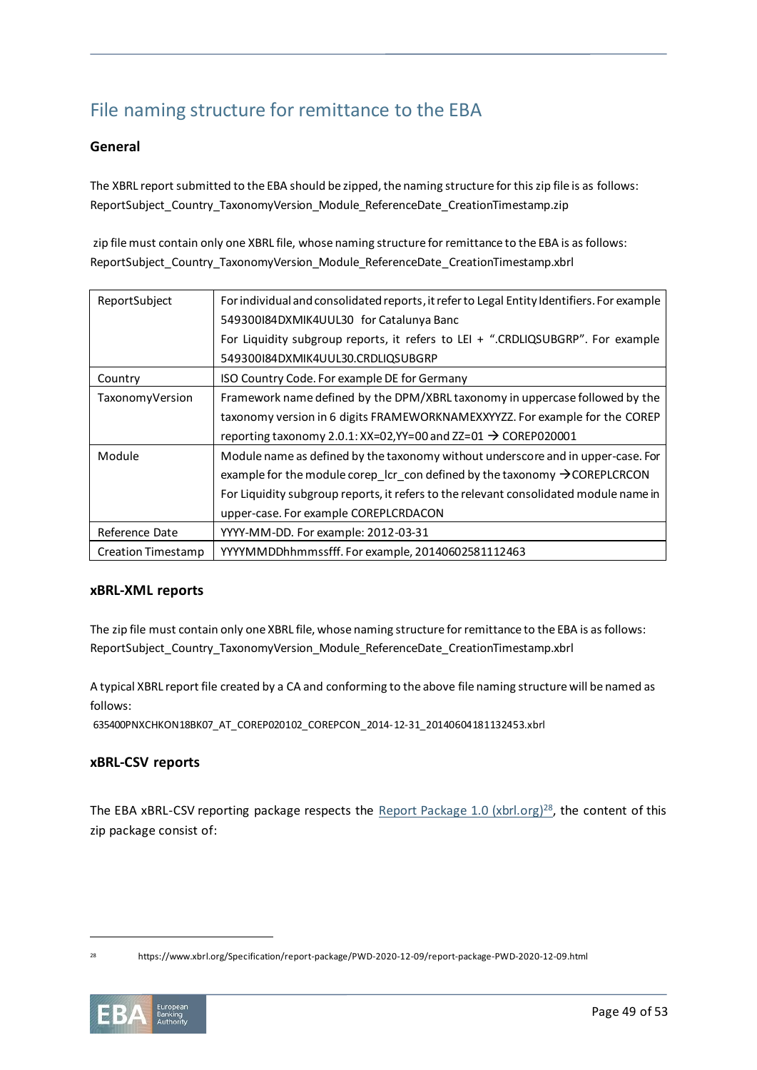# File naming structure for remittance to the EBA

## General

The XBRL report submitted to the EBA should be zipped, the naming structure for this zip file is as follows:
ReportSubject_Country_TaxonomyVersion_Module_ReferenceDate_CreationTimestamp.zip

zip file must contain only one XBRL file, whose naming structure for remittance to the EBA is as follows:
ReportSubject_Country_TaxonomyVersion_Module_ReferenceDate_CreationTimestamp.xbrl

| ReportSubject | For individual and consolidated reports, it refer to Legal Entity Identifiers. For example 549300I84DXMIK4UUL30 for Catalunya Banc<br>For Liquidity subgroup reports, it refers to LEI + ".CRDLIQSUBGRP". For example 549300I84DXMIK4UUL30.CRDLIQSUBGRP |
|---|---|
| Country | ISO Country Code. For example DE for Germany |
| TaxonomyVersion | Framework name defined by the DPM/XBRL taxonomy in uppercase followed by the taxonomy version in 6 digits FRAMEWORKNAMEXXYYZZ. For example for the COREP reporting taxonomy 2.0.1: XX=02,YY=00 and ZZ=01 → COREP020001 |
| Module | Module name as defined by the taxonomy without underscore and in upper-case. For example for the module corep_lcr_con defined by the taxonomy →COREPLCRCON<br>For Liquidity subgroup reports, it refers to the relevant consolidated module name in upper-case. For example COREPLCRDACON |
| Reference Date | YYYY-MM-DD. For example: 2012-03-31 |
| Creation Timestamp | YYYYMMDDhhmmssfff. For example, 20140602581112463 |

### xBRL-XML reports

The zip file must contain only one XBRL file, whose naming structure for remittance to the EBA is as follows:
ReportSubject_Country_TaxonomyVersion_Module_ReferenceDate_CreationTimestamp.xbrl

A typical XBRL report file created by a CA and conforming to the above file naming structure will be named as follows:
635400PNXCHKON18BK07_AT_COREP020102_COREPCON_2014-12-31_20140604181132453.xbrl

### xBRL-CSV reports

The EBA xBRL-CSV reporting package respects the Report Package 1.0 (xbrl.org)[28], the content of this zip package consist of:

[28] https://www.xbrl.org/Specification/report-package/PWD-2020-12-09/report-package-PWD-2020-12-09.html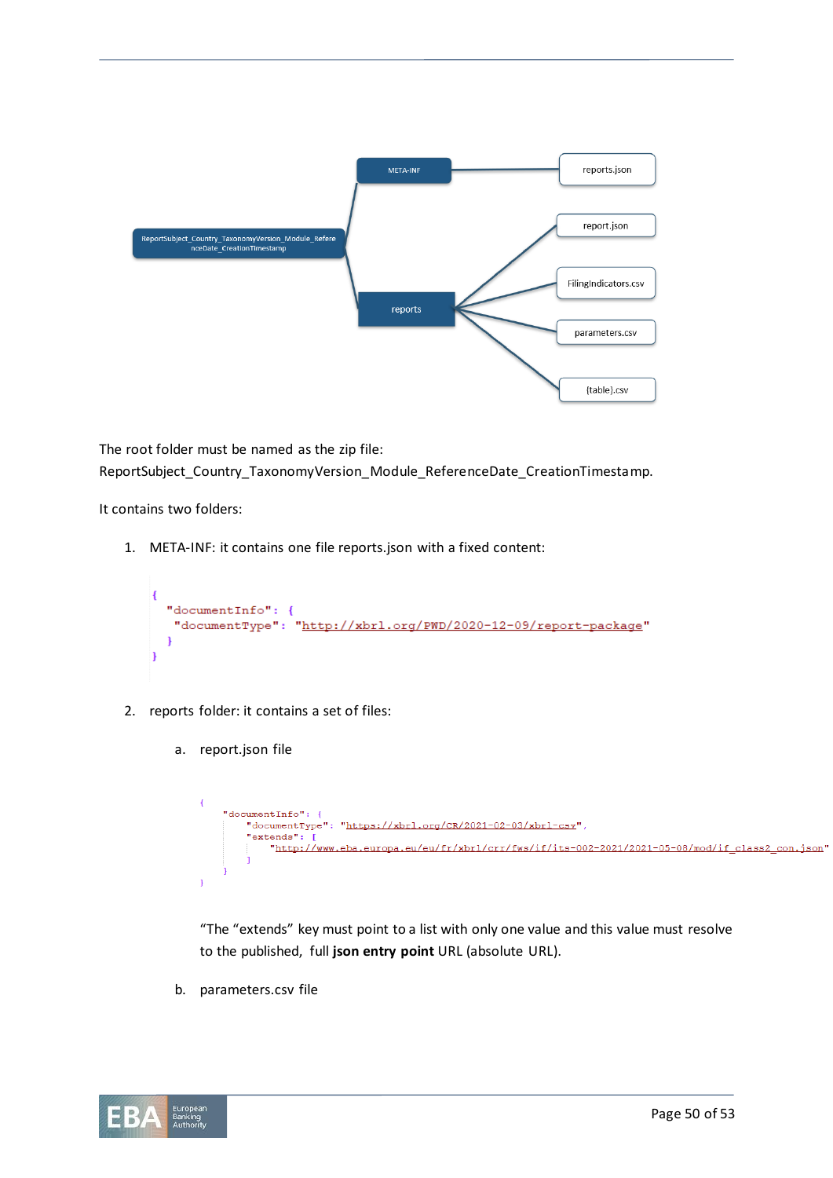The root folder must be named as the zip file: ReportSubject_Country_TaxonomyVersion_Module_ReferenceDate_CreationTimestamp.

It contains two folders:

1. META-INF: it contains one file reports.json with a fixed content:

```
{
  "documentInfo": {
   "documentType": "http://xbrl.org/PWD/2020-12-09/report-package"
  }
}
```

2. reports folder: it contains a set of files:

   a. report.json file

```
{
    "documentInfo": {
        "documentType": "https://xbrl.org/CR/2021-02-03/xbrl-csv",
        "extends": [
            "http://www.eba.europa.eu/eu/fr/xbrl/crr/fws/if/its-002-2021/2021-05-08/mod/if_class2_con.json"
        ]
    }
}
```

   "The "extends" key must point to a list with only one value and this value must resolve to the published, full **json entry point** URL (absolute URL).

   b. parameters.csv file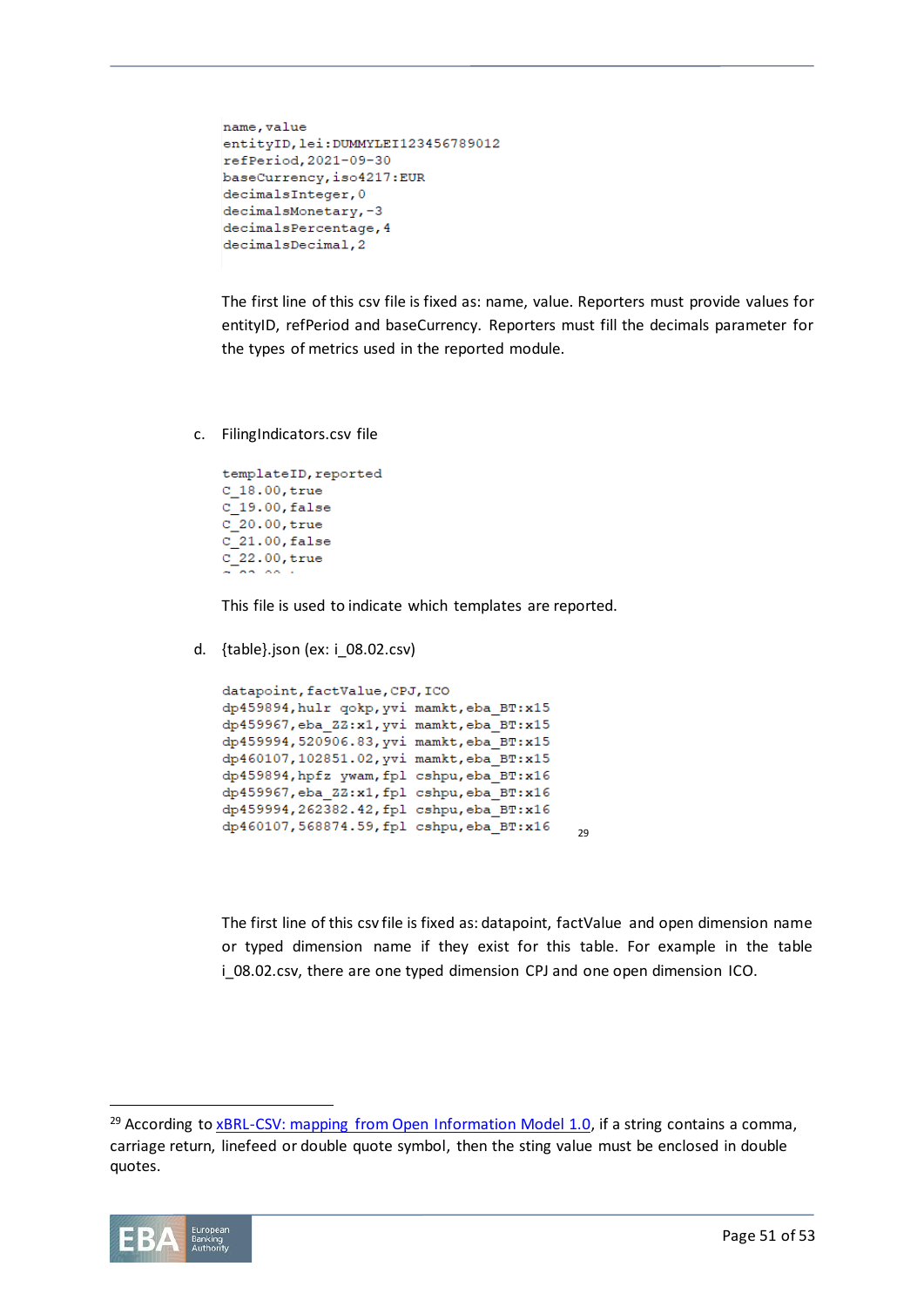```
name,value
entityID,lei:DUMMYLEI123456789012
refPeriod,2021-09-30
baseCurrency,iso4217:EUR
decimalsInteger,0
decimalsMonetary,-3
decimalsPercentage,4
decimalsDecimal,2
```

The first line of this csv file is fixed as: name, value. Reporters must provide values for entityID, refPeriod and baseCurrency. Reporters must fill the decimals parameter for the types of metrics used in the reported module.

c. FilingIndicators.csv file

```
templateID,reported
C_18.00,true
C_19.00,false
C_20.00,true
C_21.00,false
C_22.00,true
```

This file is used to indicate which templates are reported.

d. {table}.json (ex: i_08.02.csv)

```
datapoint,factValue,CPJ,ICO
dp459894,hulr qokp,yvi mamkt,eba_BT:x15
dp459967,eba_ZZ:x1,yvi mamkt,eba_BT:x15
dp459994,520906.83,yvi mamkt,eba_BT:x15
dp460107,102851.02,yvi mamkt,eba_BT:x15
dp459894,hpfz ywam,fpl cshpu,eba_BT:x16
dp459967,eba_ZZ:x1,fpl cshpu,eba_BT:x16
dp459994,262382.42,fpl cshpu,eba_BT:x16
dp460107,568874.59,fpl cshpu,eba_BT:x16
```
[29]

The first line of this csv file is fixed as: datapoint, factValue and open dimension name or typed dimension name if they exist for this table. For example in the table i_08.02.csv, there are one typed dimension CPJ and one open dimension ICO.

[29] According to xBRL-CSV: mapping from Open Information Model 1.0, if a string contains a comma, carriage return, linefeed or double quote symbol, then the sting value must be enclosed in double quotes.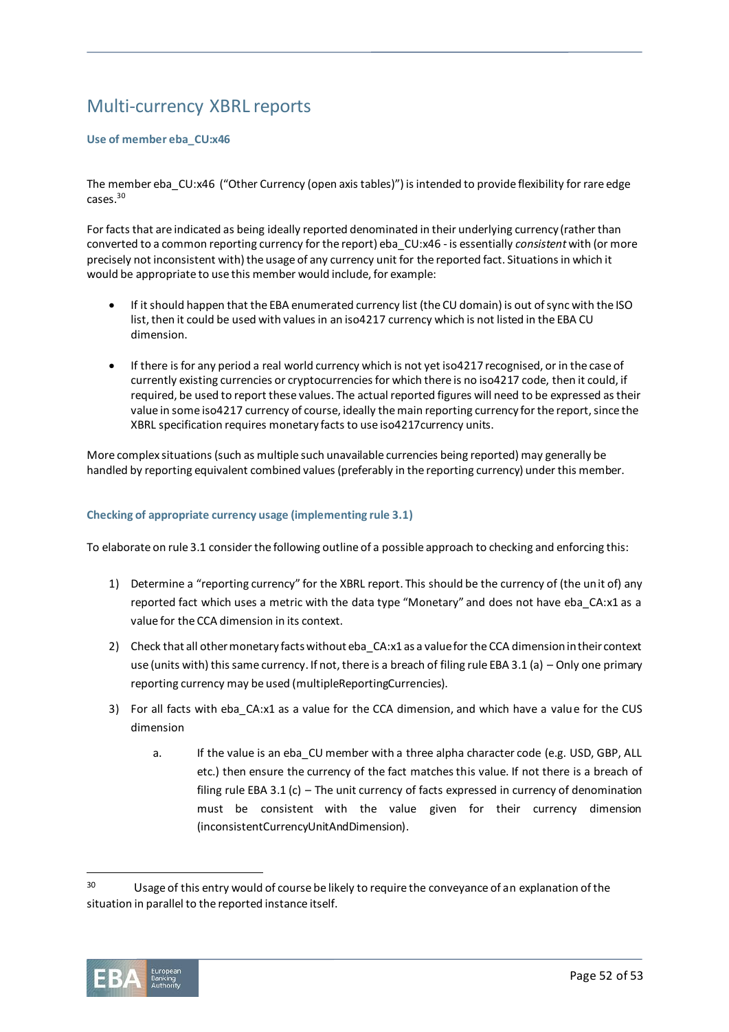## Multi-currency XBRL reports

### Use of member eba_CU:x46

The member eba_CU:x46 ("Other Currency (open axis tables)") is intended to provide flexibility for rare edge cases.[30]

For facts that are indicated as being ideally reported denominated in their underlying currency (rather than converted to a common reporting currency for the report) eba_CU:x46 - is essentially *consistent* with (or more precisely not inconsistent with) the usage of any currency unit for the reported fact. Situations in which it would be appropriate to use this member would include, for example:

- If it should happen that the EBA enumerated currency list (the CU domain) is out of sync with the ISO list, then it could be used with values in an iso4217 currency which is not listed in the EBA CU dimension.
- If there is for any period a real world currency which is not yet iso4217 recognised, or in the case of currently existing currencies or cryptocurrencies for which there is no iso4217 code, then it could, if required, be used to report these values. The actual reported figures will need to be expressed as their value in some iso4217 currency of course, ideally the main reporting currency for the report, since the XBRL specification requires monetary facts to use iso4217currency units.

More complex situations (such as multiple such unavailable currencies being reported) may generally be handled by reporting equivalent combined values (preferably in the reporting currency) under this member.

### Checking of appropriate currency usage (implementing rule 3.1)

To elaborate on rule 3.1 consider the following outline of a possible approach to checking and enforcing this:

1) Determine a "reporting currency" for the XBRL report. This should be the currency of (the unit of) any reported fact which uses a metric with the data type "Monetary" and does not have eba_CA:x1 as a value for the CCA dimension in its context.
2) Check that all other monetary facts without eba_CA:x1 as a value for the CCA dimension in their context use (units with) this same currency. If not, there is a breach of filing rule EBA 3.1 (a) – Only one primary reporting currency may be used (multipleReportingCurrencies).
3) For all facts with eba_CA:x1 as a value for the CCA dimension, and which have a value for the CUS dimension
    a. If the value is an eba_CU member with a three alpha character code (e.g. USD, GBP, ALL etc.) then ensure the currency of the fact matches this value. If not there is a breach of filing rule EBA 3.1 (c) – The unit currency of facts expressed in currency of denomination must be consistent with the value given for their currency dimension (inconsistentCurrencyUnitAndDimension).

---

[30] Usage of this entry would of course be likely to require the conveyance of an explanation of the situation in parallel to the reported instance itself.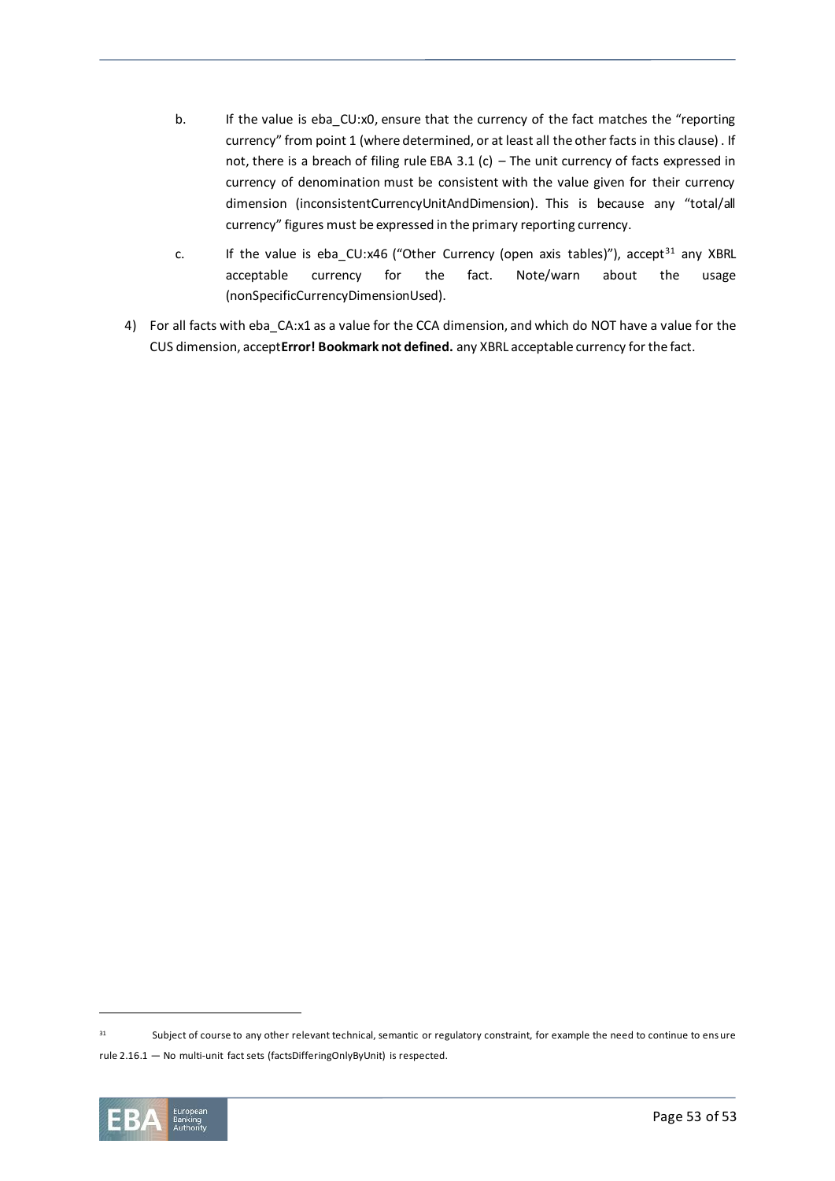b. If the value is eba_CU:x0, ensure that the currency of the fact matches the "reporting currency" from point 1 (where determined, or at least all the other facts in this clause) . If not, there is a breach of filing rule EBA 3.1 (c) – The unit currency of facts expressed in currency of denomination must be consistent with the value given for their currency dimension (inconsistentCurrencyUnitAndDimension). This is because any "total/all currency" figures must be expressed in the primary reporting currency.

   c. If the value is eba_CU:x46 ("Other Currency (open axis tables)"), accept[31] any XBRL acceptable currency for the fact. Note/warn about the usage (nonSpecificCurrencyDimensionUsed).

4) For all facts with eba_CA:x1 as a value for the CCA dimension, and which do NOT have a value for the CUS dimension, accept**Error! Bookmark not defined.** any XBRL acceptable currency for the fact.

---

[31] Subject of course to any other relevant technical, semantic or regulatory constraint, for example the need to continue to ensure rule 2.16.1 — No multi-unit fact sets (factsDifferingOnlyByUnit) is respected.